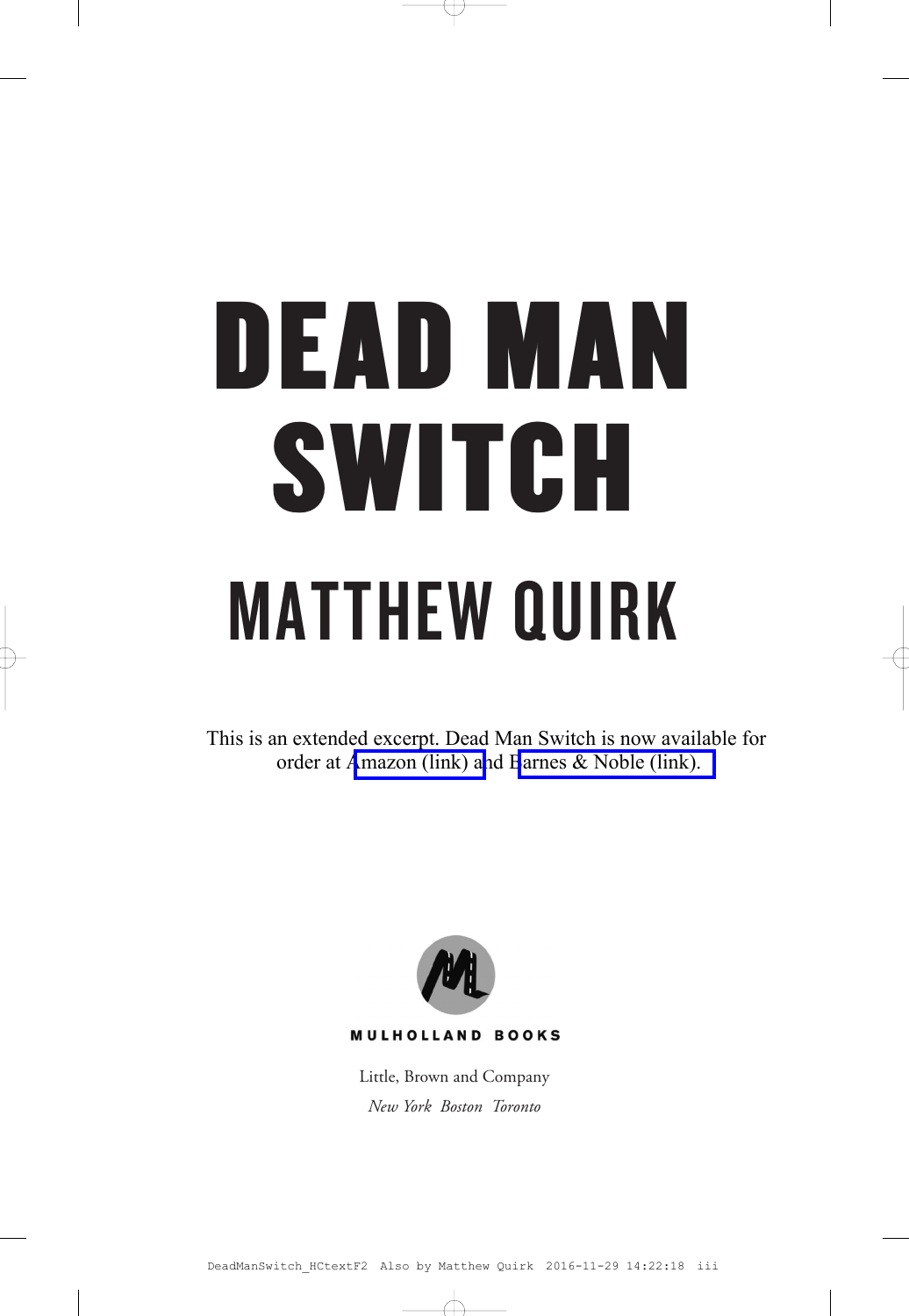# DEAD MAN SWITCH

## MATTHEW QUIRK

This is an extended excerpt. Dead Man Switch is now available for order at Amazon (link) and Barnes & Noble (link).

MULHOLLAND BOOKS

Little, Brown and Company

*New York Boston Toronto*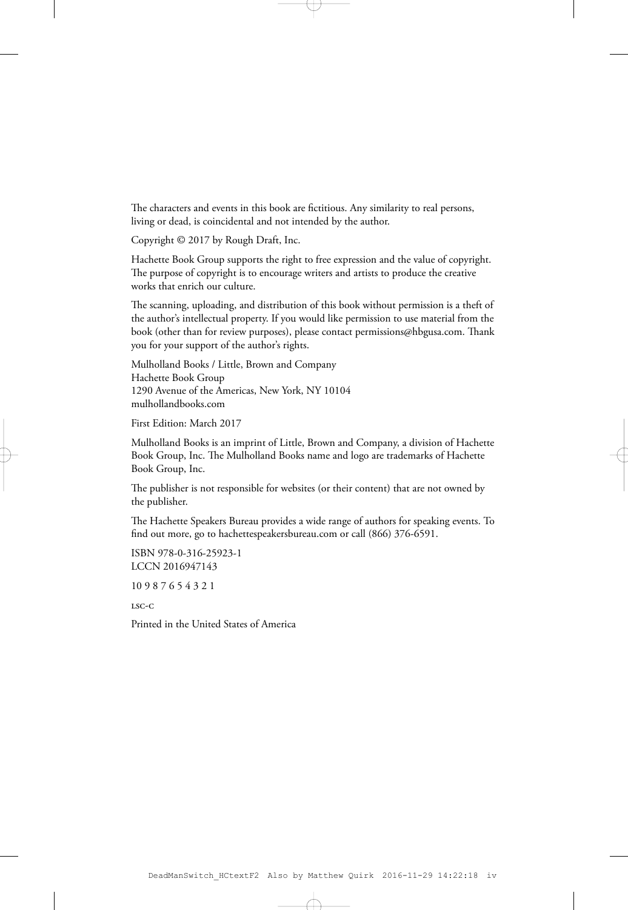The characters and events in this book are fictitious. Any similarity to real persons, living or dead, is coincidental and not intended by the author.

Copyright © 2017 by Rough Draft, Inc.

Hachette Book Group supports the right to free expression and the value of copyright. The purpose of copyright is to encourage writers and artists to produce the creative works that enrich our culture.

The scanning, uploading, and distribution of this book without permission is a theft of the author's intellectual property. If you would like permission to use material from the book (other than for review purposes), please contact permissions@hbgusa.com. Thank you for your support of the author's rights.

Mulholland Books / Little, Brown and Company
Hachette Book Group
1290 Avenue of the Americas, New York, NY 10104
mulhollandbooks.com

First Edition: March 2017

Mulholland Books is an imprint of Little, Brown and Company, a division of Hachette Book Group, Inc. The Mulholland Books name and logo are trademarks of Hachette Book Group, Inc.

The publisher is not responsible for websites (or their content) that are not owned by the publisher.

The Hachette Speakers Bureau provides a wide range of authors for speaking events. To find out more, go to hachettespeakersbureau.com or call (866) 376-6591.

ISBN 978-0-316-25923-1
LCCN 2016947143

10 9 8 7 6 5 4 3 2 1

LSC-C

Printed in the United States of America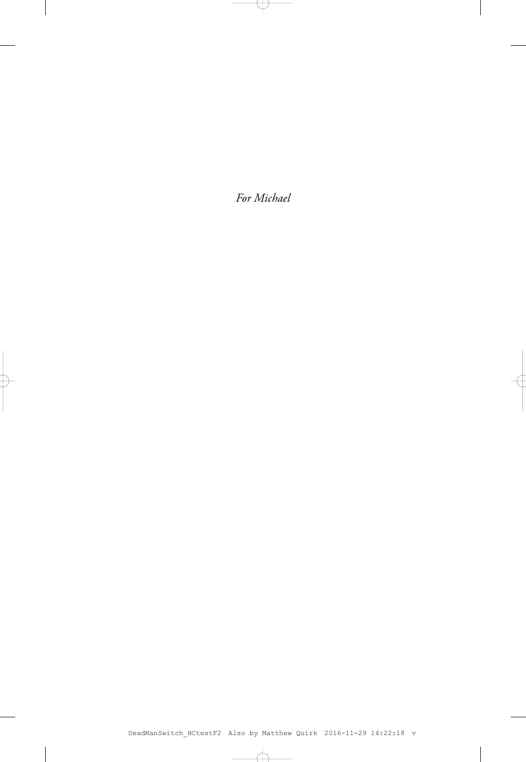*For Michael*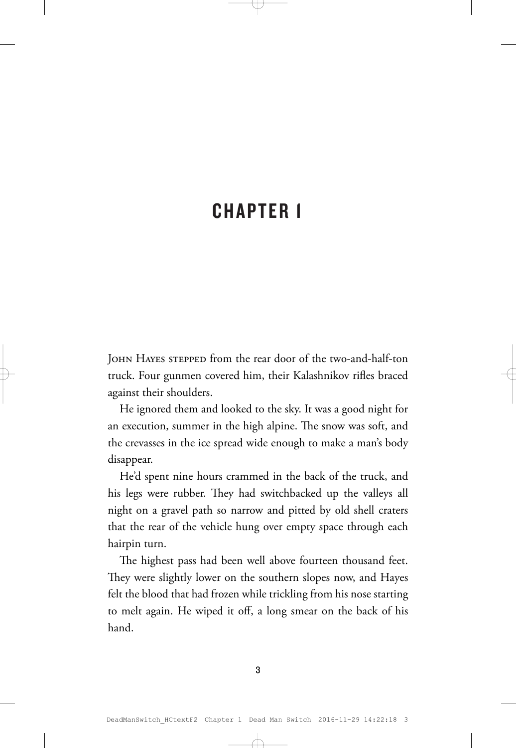# CHAPTER 1

John Hayes stepped from the rear door of the two-and-half-ton truck. Four gunmen covered him, their Kalashnikov rifles braced against their shoulders.

He ignored them and looked to the sky. It was a good night for an execution, summer in the high alpine. The snow was soft, and the crevasses in the ice spread wide enough to make a man's body disappear.

He'd spent nine hours crammed in the back of the truck, and his legs were rubber. They had switchbacked up the valleys all night on a gravel path so narrow and pitted by old shell craters that the rear of the vehicle hung over empty space through each hairpin turn.

The highest pass had been well above fourteen thousand feet. They were slightly lower on the southern slopes now, and Hayes felt the blood that had frozen while trickling from his nose starting to melt again. He wiped it off, a long smear on the back of his hand.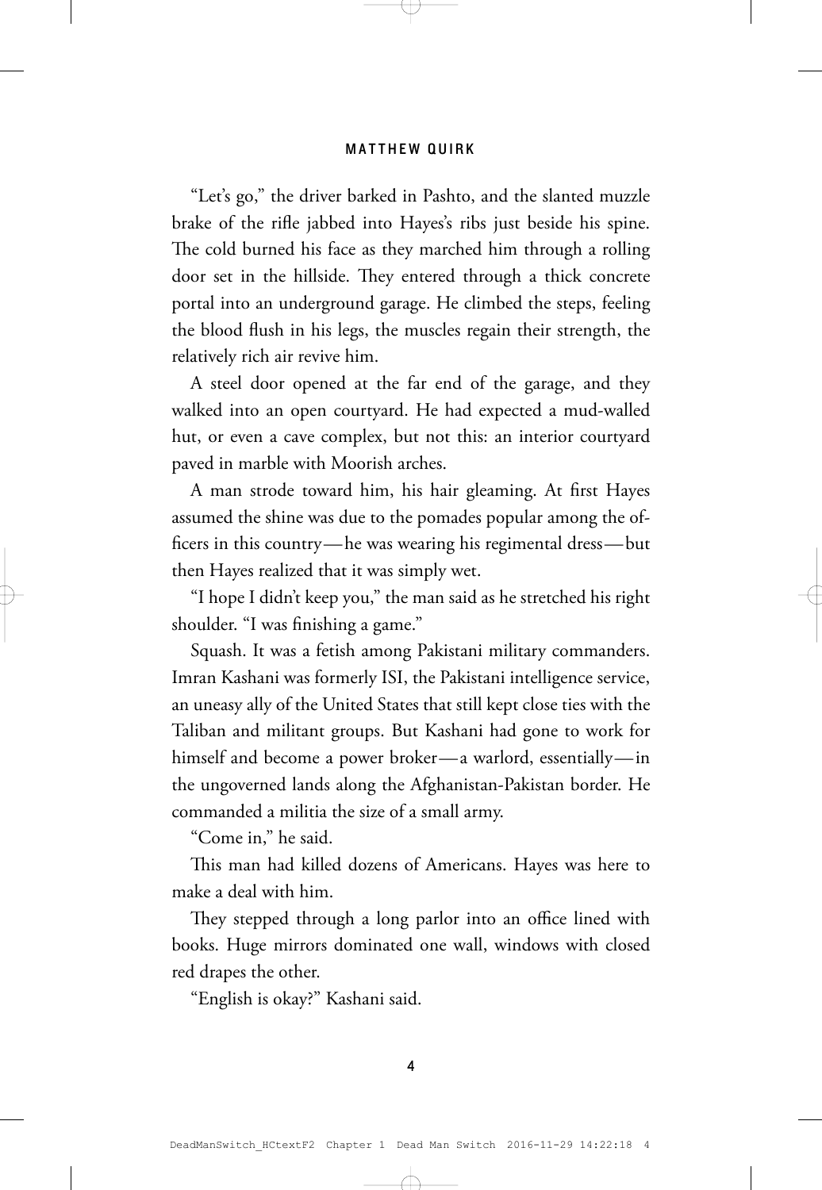"Let's go," the driver barked in Pashto, and the slanted muzzle brake of the rifle jabbed into Hayes's ribs just beside his spine. The cold burned his face as they marched him through a rolling door set in the hillside. They entered through a thick concrete portal into an underground garage. He climbed the steps, feeling the blood flush in his legs, the muscles regain their strength, the relatively rich air revive him.

A steel door opened at the far end of the garage, and they walked into an open courtyard. He had expected a mud-walled hut, or even a cave complex, but not this: an interior courtyard paved in marble with Moorish arches.

A man strode toward him, his hair gleaming. At first Hayes assumed the shine was due to the pomades popular among the officers in this country—he was wearing his regimental dress—but then Hayes realized that it was simply wet.

"I hope I didn't keep you," the man said as he stretched his right shoulder. "I was finishing a game."

Squash. It was a fetish among Pakistani military commanders. Imran Kashani was formerly ISI, the Pakistani intelligence service, an uneasy ally of the United States that still kept close ties with the Taliban and militant groups. But Kashani had gone to work for himself and become a power broker—a warlord, essentially—in the ungoverned lands along the Afghanistan-Pakistan border. He commanded a militia the size of a small army.

"Come in," he said.

This man had killed dozens of Americans. Hayes was here to make a deal with him.

They stepped through a long parlor into an office lined with books. Huge mirrors dominated one wall, windows with closed red drapes the other.

"English is okay?" Kashani said.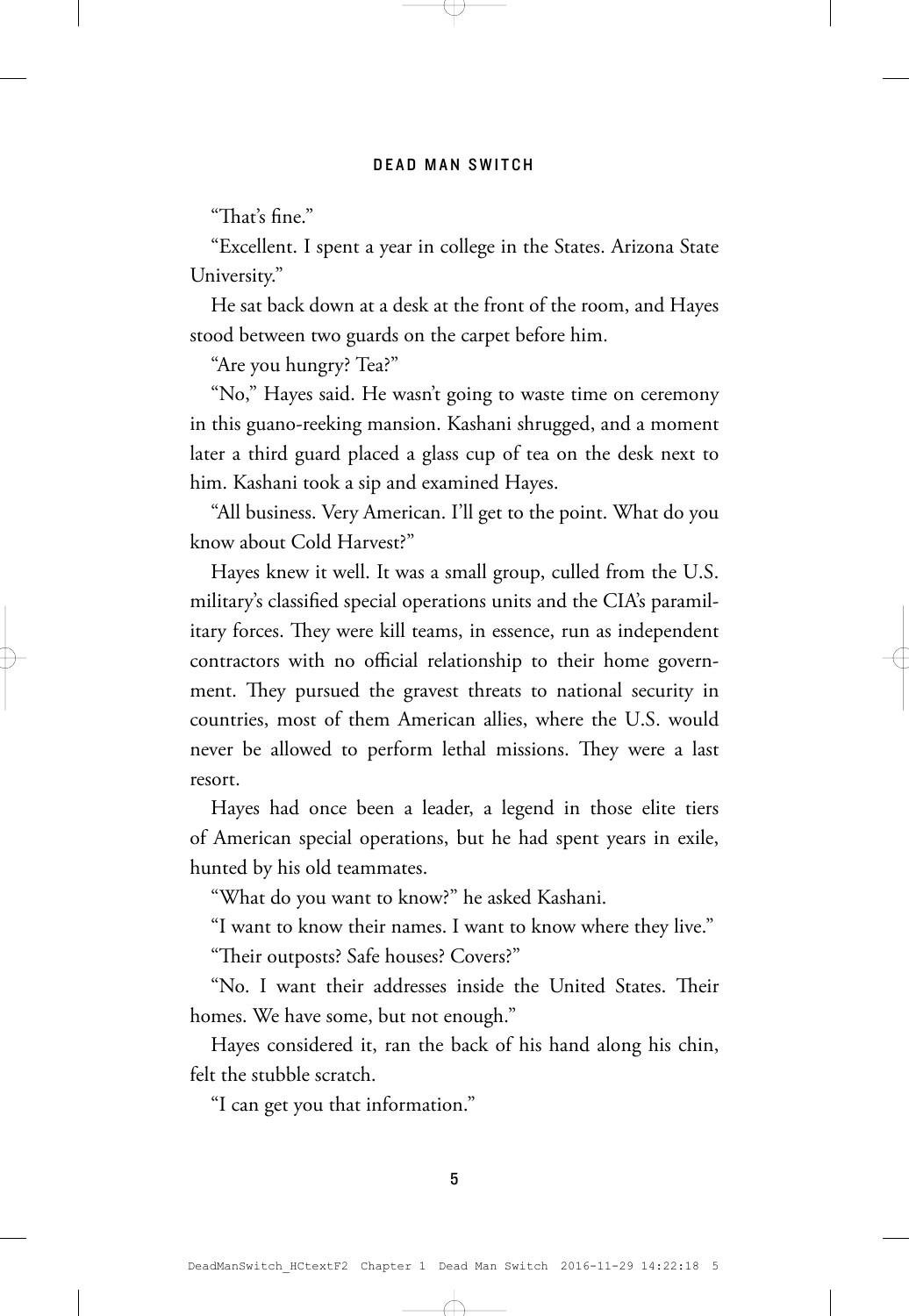"That's fine."

"Excellent. I spent a year in college in the States. Arizona State University."

He sat back down at a desk at the front of the room, and Hayes stood between two guards on the carpet before him.

"Are you hungry? Tea?"

"No," Hayes said. He wasn't going to waste time on ceremony in this guano-reeking mansion. Kashani shrugged, and a moment later a third guard placed a glass cup of tea on the desk next to him. Kashani took a sip and examined Hayes.

"All business. Very American. I'll get to the point. What do you know about Cold Harvest?"

Hayes knew it well. It was a small group, culled from the U.S. military's classified special operations units and the CIA's paramilitary forces. They were kill teams, in essence, run as independent contractors with no official relationship to their home government. They pursued the gravest threats to national security in countries, most of them American allies, where the U.S. would never be allowed to perform lethal missions. They were a last resort.

Hayes had once been a leader, a legend in those elite tiers of American special operations, but he had spent years in exile, hunted by his old teammates.

"What do you want to know?" he asked Kashani.

"I want to know their names. I want to know where they live."

"Their outposts? Safe houses? Covers?"

"No. I want their addresses inside the United States. Their homes. We have some, but not enough."

Hayes considered it, ran the back of his hand along his chin, felt the stubble scratch.

"I can get you that information."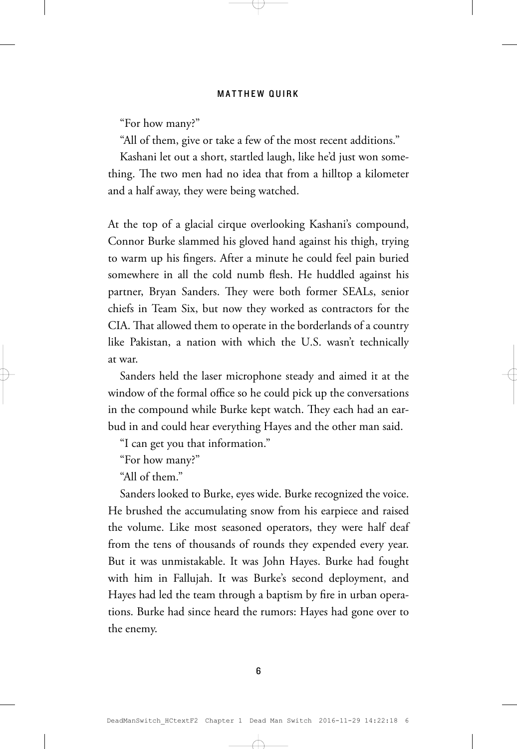"For how many?"

"All of them, give or take a few of the most recent additions."

Kashani let out a short, startled laugh, like he'd just won something. The two men had no idea that from a hilltop a kilometer and a half away, they were being watched.

At the top of a glacial cirque overlooking Kashani's compound, Connor Burke slammed his gloved hand against his thigh, trying to warm up his fingers. After a minute he could feel pain buried somewhere in all the cold numb flesh. He huddled against his partner, Bryan Sanders. They were both former SEALs, senior chiefs in Team Six, but now they worked as contractors for the CIA. That allowed them to operate in the borderlands of a country like Pakistan, a nation with which the U.S. wasn't technically at war.

Sanders held the laser microphone steady and aimed it at the window of the formal office so he could pick up the conversations in the compound while Burke kept watch. They each had an earbud in and could hear everything Hayes and the other man said.

"I can get you that information."

"For how many?"

"All of them."

Sanders looked to Burke, eyes wide. Burke recognized the voice. He brushed the accumulating snow from his earpiece and raised the volume. Like most seasoned operators, they were half deaf from the tens of thousands of rounds they expended every year. But it was unmistakable. It was John Hayes. Burke had fought with him in Fallujah. It was Burke's second deployment, and Hayes had led the team through a baptism by fire in urban operations. Burke had since heard the rumors: Hayes had gone over to the enemy.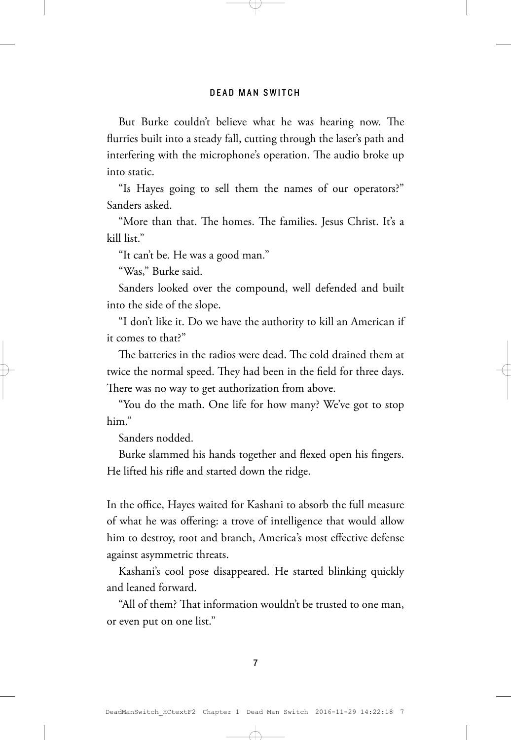But Burke couldn't believe what he was hearing now. The flurries built into a steady fall, cutting through the laser's path and interfering with the microphone's operation. The audio broke up into static.

"Is Hayes going to sell them the names of our operators?" Sanders asked.

"More than that. The homes. The families. Jesus Christ. It's a kill list."

"It can't be. He was a good man."

"Was," Burke said.

Sanders looked over the compound, well defended and built into the side of the slope.

"I don't like it. Do we have the authority to kill an American if it comes to that?"

The batteries in the radios were dead. The cold drained them at twice the normal speed. They had been in the field for three days. There was no way to get authorization from above.

"You do the math. One life for how many? We've got to stop him."

Sanders nodded.

Burke slammed his hands together and flexed open his fingers. He lifted his rifle and started down the ridge.

In the office, Hayes waited for Kashani to absorb the full measure of what he was offering: a trove of intelligence that would allow him to destroy, root and branch, America's most effective defense against asymmetric threats.

Kashani's cool pose disappeared. He started blinking quickly and leaned forward.

"All of them? That information wouldn't be trusted to one man, or even put on one list."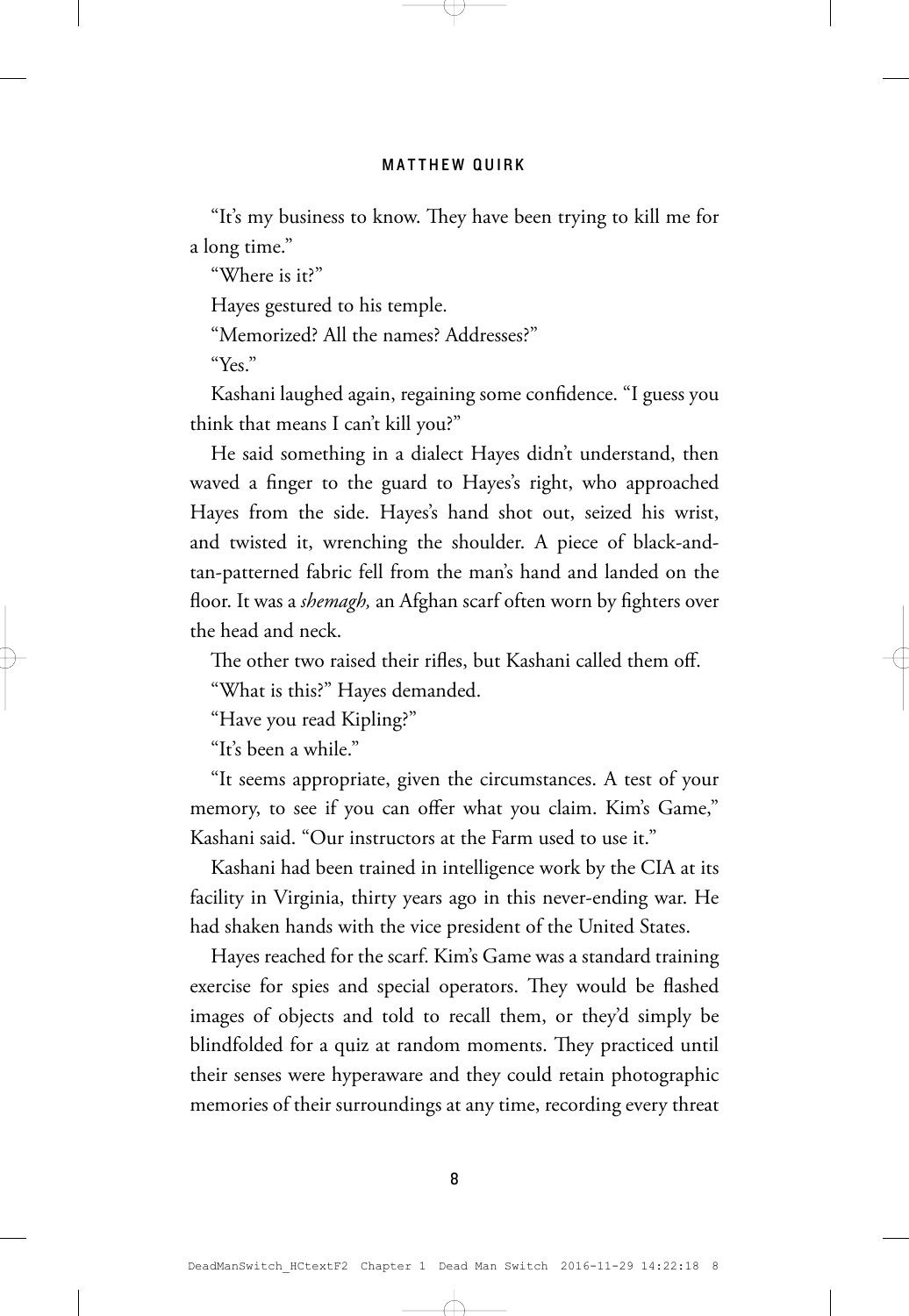"It's my business to know. They have been trying to kill me for a long time."

"Where is it?"

Hayes gestured to his temple.

"Memorized? All the names? Addresses?"

"Yes."

Kashani laughed again, regaining some confidence. "I guess you think that means I can't kill you?"

He said something in a dialect Hayes didn't understand, then waved a finger to the guard to Hayes's right, who approached Hayes from the side. Hayes's hand shot out, seized his wrist, and twisted it, wrenching the shoulder. A piece of black-and-tan-patterned fabric fell from the man's hand and landed on the floor. It was a *shemagh,* an Afghan scarf often worn by fighters over the head and neck.

The other two raised their rifles, but Kashani called them off.

"What is this?" Hayes demanded.

"Have you read Kipling?"

"It's been a while."

"It seems appropriate, given the circumstances. A test of your memory, to see if you can offer what you claim. Kim's Game," Kashani said. "Our instructors at the Farm used to use it."

Kashani had been trained in intelligence work by the CIA at its facility in Virginia, thirty years ago in this never-ending war. He had shaken hands with the vice president of the United States.

Hayes reached for the scarf. Kim's Game was a standard training exercise for spies and special operators. They would be flashed images of objects and told to recall them, or they'd simply be blindfolded for a quiz at random moments. They practiced until their senses were hyperaware and they could retain photographic memories of their surroundings at any time, recording every threat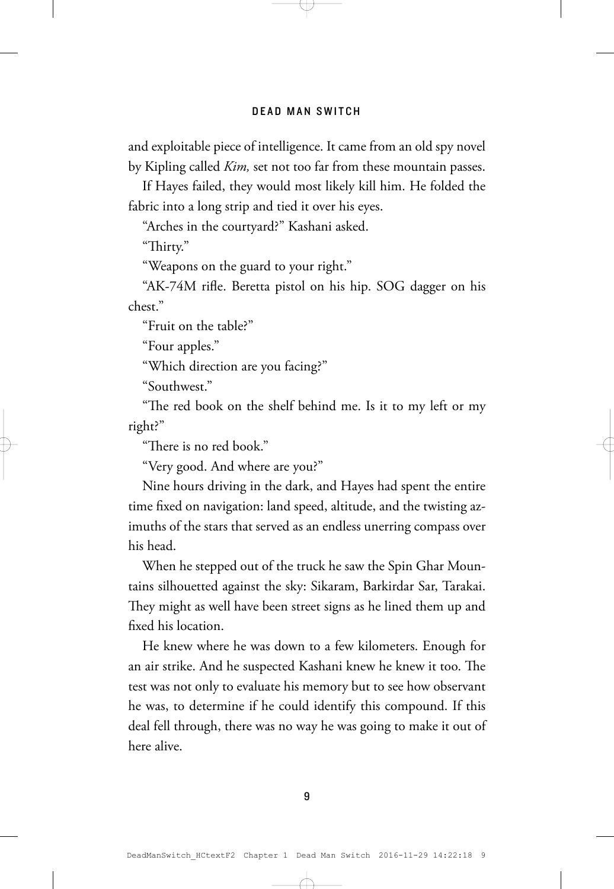and exploitable piece of intelligence. It came from an old spy novel by Kipling called *Kim,* set not too far from these mountain passes.

If Hayes failed, they would most likely kill him. He folded the fabric into a long strip and tied it over his eyes.

"Arches in the courtyard?" Kashani asked.

"Thirty."

"Weapons on the guard to your right."

"AK-74M rifle. Beretta pistol on his hip. SOG dagger on his chest."

"Fruit on the table?"

"Four apples."

"Which direction are you facing?"

"Southwest."

"The red book on the shelf behind me. Is it to my left or my right?"

"There is no red book."

"Very good. And where are you?"

Nine hours driving in the dark, and Hayes had spent the entire time fixed on navigation: land speed, altitude, and the twisting azimuths of the stars that served as an endless unerring compass over his head.

When he stepped out of the truck he saw the Spin Ghar Mountains silhouetted against the sky: Sikaram, Barkirdar Sar, Tarakai. They might as well have been street signs as he lined them up and fixed his location.

He knew where he was down to a few kilometers. Enough for an air strike. And he suspected Kashani knew he knew it too. The test was not only to evaluate his memory but to see how observant he was, to determine if he could identify this compound. If this deal fell through, there was no way he was going to make it out of here alive.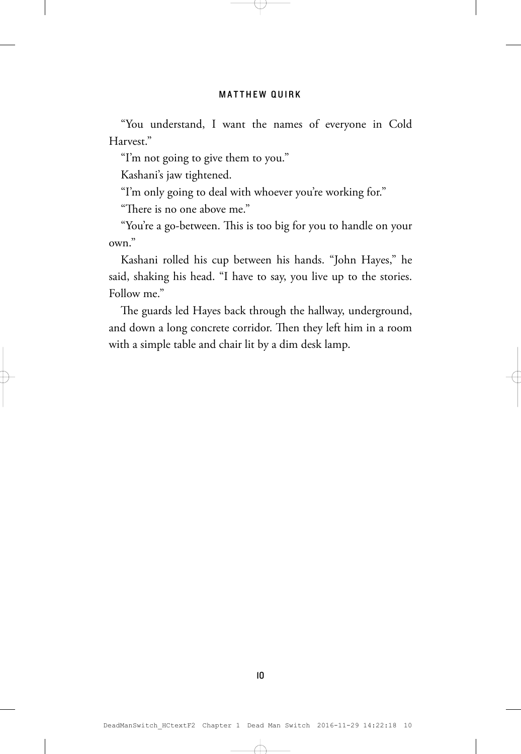"You understand, I want the names of everyone in Cold Harvest."

"I'm not going to give them to you."

Kashani's jaw tightened.

"I'm only going to deal with whoever you're working for."

"There is no one above me."

"You're a go-between. This is too big for you to handle on your own."

Kashani rolled his cup between his hands. "John Hayes," he said, shaking his head. "I have to say, you live up to the stories. Follow me."

The guards led Hayes back through the hallway, underground, and down a long concrete corridor. Then they left him in a room with a simple table and chair lit by a dim desk lamp.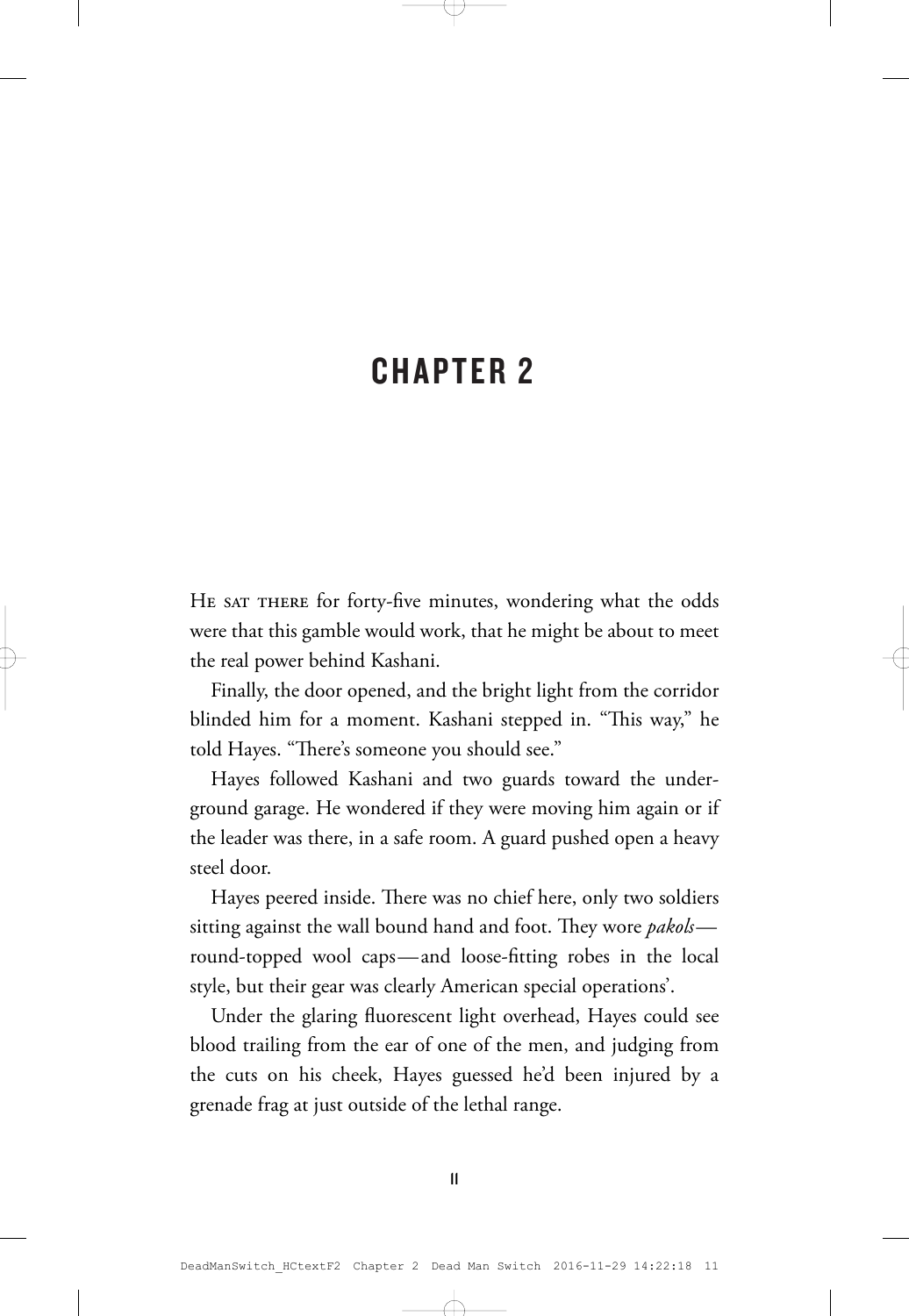# CHAPTER 2

He sat there for forty-five minutes, wondering what the odds were that this gamble would work, that he might be about to meet the real power behind Kashani.

Finally, the door opened, and the bright light from the corridor blinded him for a moment. Kashani stepped in. "This way," he told Hayes. "There's someone you should see."

Hayes followed Kashani and two guards toward the underground garage. He wondered if they were moving him again or if the leader was there, in a safe room. A guard pushed open a heavy steel door.

Hayes peered inside. There was no chief here, only two soldiers sitting against the wall bound hand and foot. They wore *pakols*—round-topped wool caps—and loose-fitting robes in the local style, but their gear was clearly American special operations'.

Under the glaring fluorescent light overhead, Hayes could see blood trailing from the ear of one of the men, and judging from the cuts on his cheek, Hayes guessed he'd been injured by a grenade frag at just outside of the lethal range.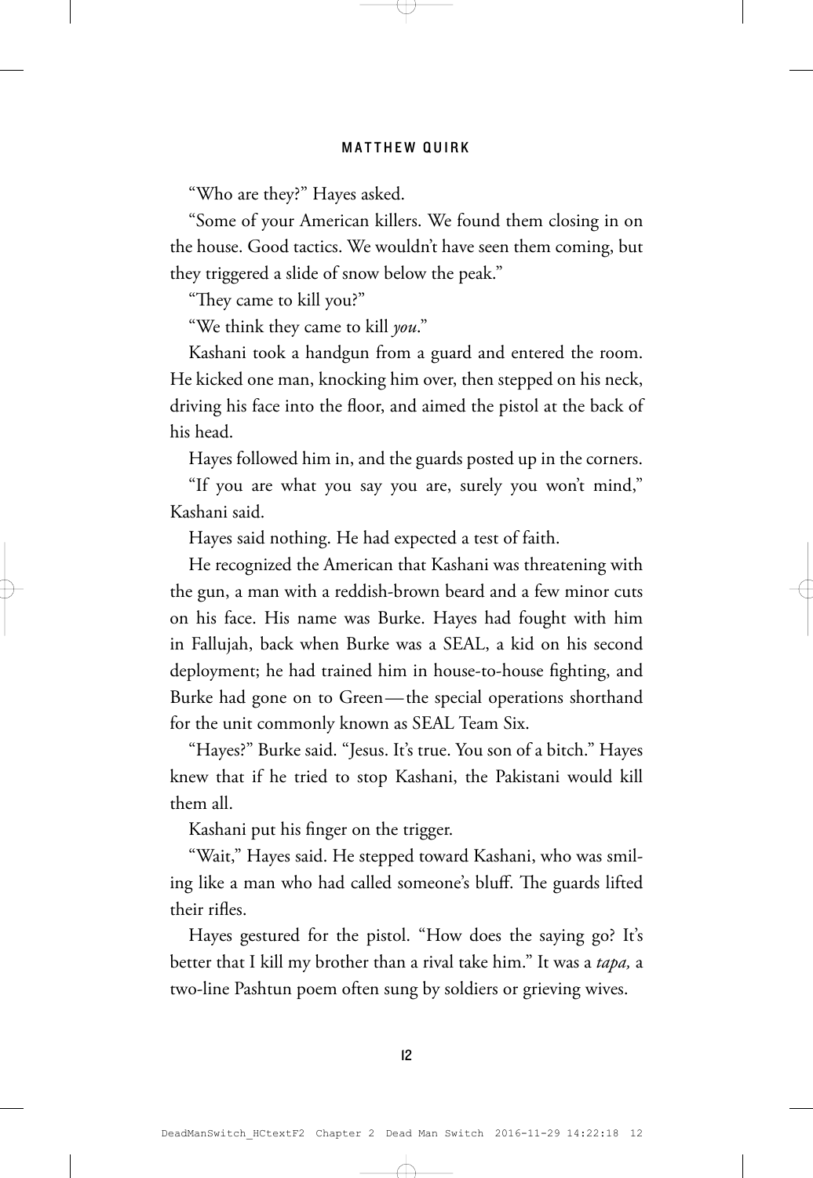"Who are they?" Hayes asked.

"Some of your American killers. We found them closing in on the house. Good tactics. We wouldn't have seen them coming, but they triggered a slide of snow below the peak."

"They came to kill you?"

"We think they came to kill *you*."

Kashani took a handgun from a guard and entered the room. He kicked one man, knocking him over, then stepped on his neck, driving his face into the floor, and aimed the pistol at the back of his head.

Hayes followed him in, and the guards posted up in the corners.

"If you are what you say you are, surely you won't mind," Kashani said.

Hayes said nothing. He had expected a test of faith.

He recognized the American that Kashani was threatening with the gun, a man with a reddish-brown beard and a few minor cuts on his face. His name was Burke. Hayes had fought with him in Fallujah, back when Burke was a SEAL, a kid on his second deployment; he had trained him in house-to-house fighting, and Burke had gone on to Green—the special operations shorthand for the unit commonly known as SEAL Team Six.

"Hayes?" Burke said. "Jesus. It's true. You son of a bitch." Hayes knew that if he tried to stop Kashani, the Pakistani would kill them all.

Kashani put his finger on the trigger.

"Wait," Hayes said. He stepped toward Kashani, who was smiling like a man who had called someone's bluff. The guards lifted their rifles.

Hayes gestured for the pistol. "How does the saying go? It's better that I kill my brother than a rival take him." It was a *tapa,* a two-line Pashtun poem often sung by soldiers or grieving wives.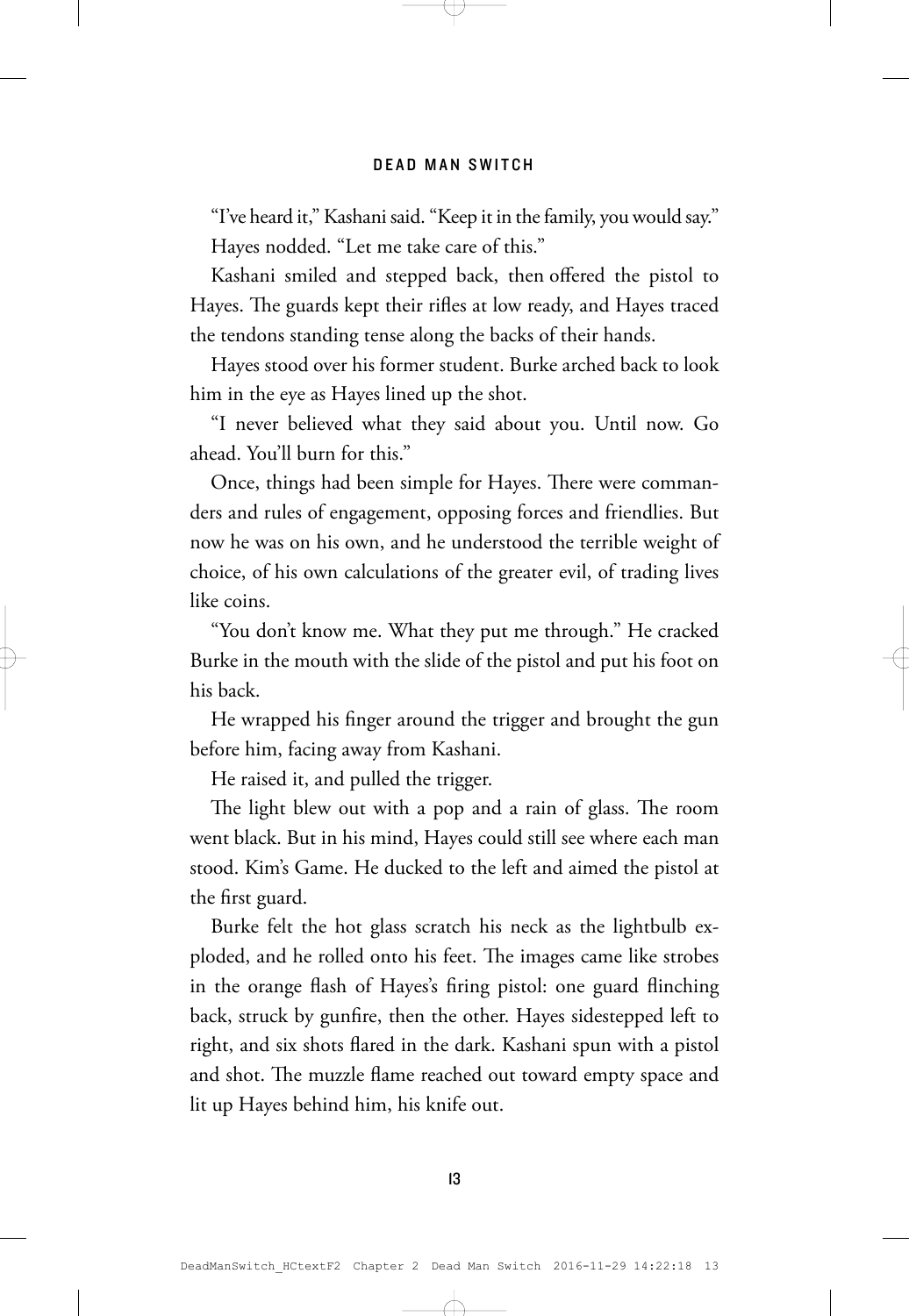"I've heard it," Kashani said. "Keep it in the family, you would say."

Hayes nodded. "Let me take care of this."

Kashani smiled and stepped back, then offered the pistol to Hayes. The guards kept their rifles at low ready, and Hayes traced the tendons standing tense along the backs of their hands.

Hayes stood over his former student. Burke arched back to look him in the eye as Hayes lined up the shot.

"I never believed what they said about you. Until now. Go ahead. You'll burn for this."

Once, things had been simple for Hayes. There were commanders and rules of engagement, opposing forces and friendlies. But now he was on his own, and he understood the terrible weight of choice, of his own calculations of the greater evil, of trading lives like coins.

"You don't know me. What they put me through." He cracked Burke in the mouth with the slide of the pistol and put his foot on his back.

He wrapped his finger around the trigger and brought the gun before him, facing away from Kashani.

He raised it, and pulled the trigger.

The light blew out with a pop and a rain of glass. The room went black. But in his mind, Hayes could still see where each man stood. Kim's Game. He ducked to the left and aimed the pistol at the first guard.

Burke felt the hot glass scratch his neck as the lightbulb exploded, and he rolled onto his feet. The images came like strobes in the orange flash of Hayes's firing pistol: one guard flinching back, struck by gunfire, then the other. Hayes sidestepped left to right, and six shots flared in the dark. Kashani spun with a pistol and shot. The muzzle flame reached out toward empty space and lit up Hayes behind him, his knife out.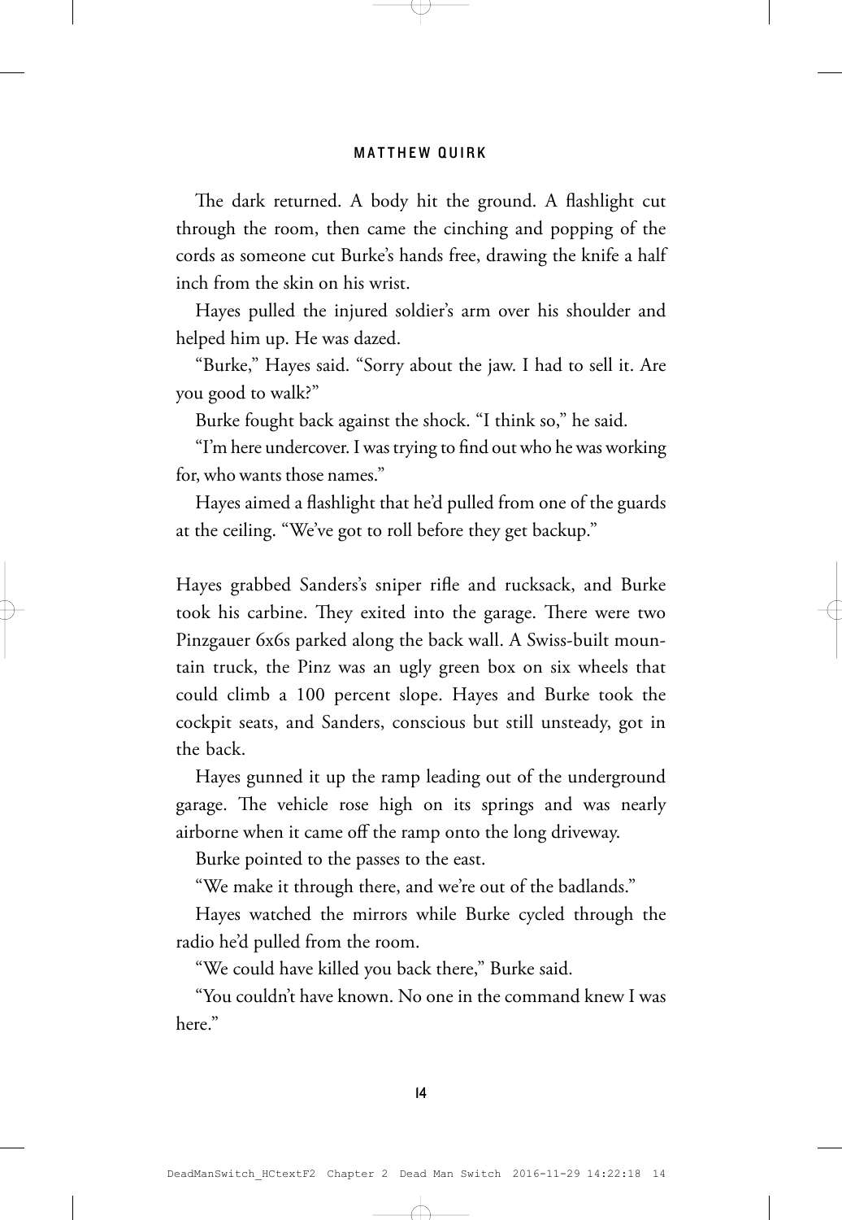The dark returned. A body hit the ground. A flashlight cut through the room, then came the cinching and popping of the cords as someone cut Burke's hands free, drawing the knife a half inch from the skin on his wrist.

Hayes pulled the injured soldier's arm over his shoulder and helped him up. He was dazed.

"Burke," Hayes said. "Sorry about the jaw. I had to sell it. Are you good to walk?"

Burke fought back against the shock. "I think so," he said.

"I'm here undercover. I was trying to find out who he was working for, who wants those names."

Hayes aimed a flashlight that he'd pulled from one of the guards at the ceiling. "We've got to roll before they get backup."

Hayes grabbed Sanders's sniper rifle and rucksack, and Burke took his carbine. They exited into the garage. There were two Pinzgauer 6x6s parked along the back wall. A Swiss-built mountain truck, the Pinz was an ugly green box on six wheels that could climb a 100 percent slope. Hayes and Burke took the cockpit seats, and Sanders, conscious but still unsteady, got in the back.

Hayes gunned it up the ramp leading out of the underground garage. The vehicle rose high on its springs and was nearly airborne when it came off the ramp onto the long driveway.

Burke pointed to the passes to the east.

"We make it through there, and we're out of the badlands."

Hayes watched the mirrors while Burke cycled through the radio he'd pulled from the room.

"We could have killed you back there," Burke said.

"You couldn't have known. No one in the command knew I was here."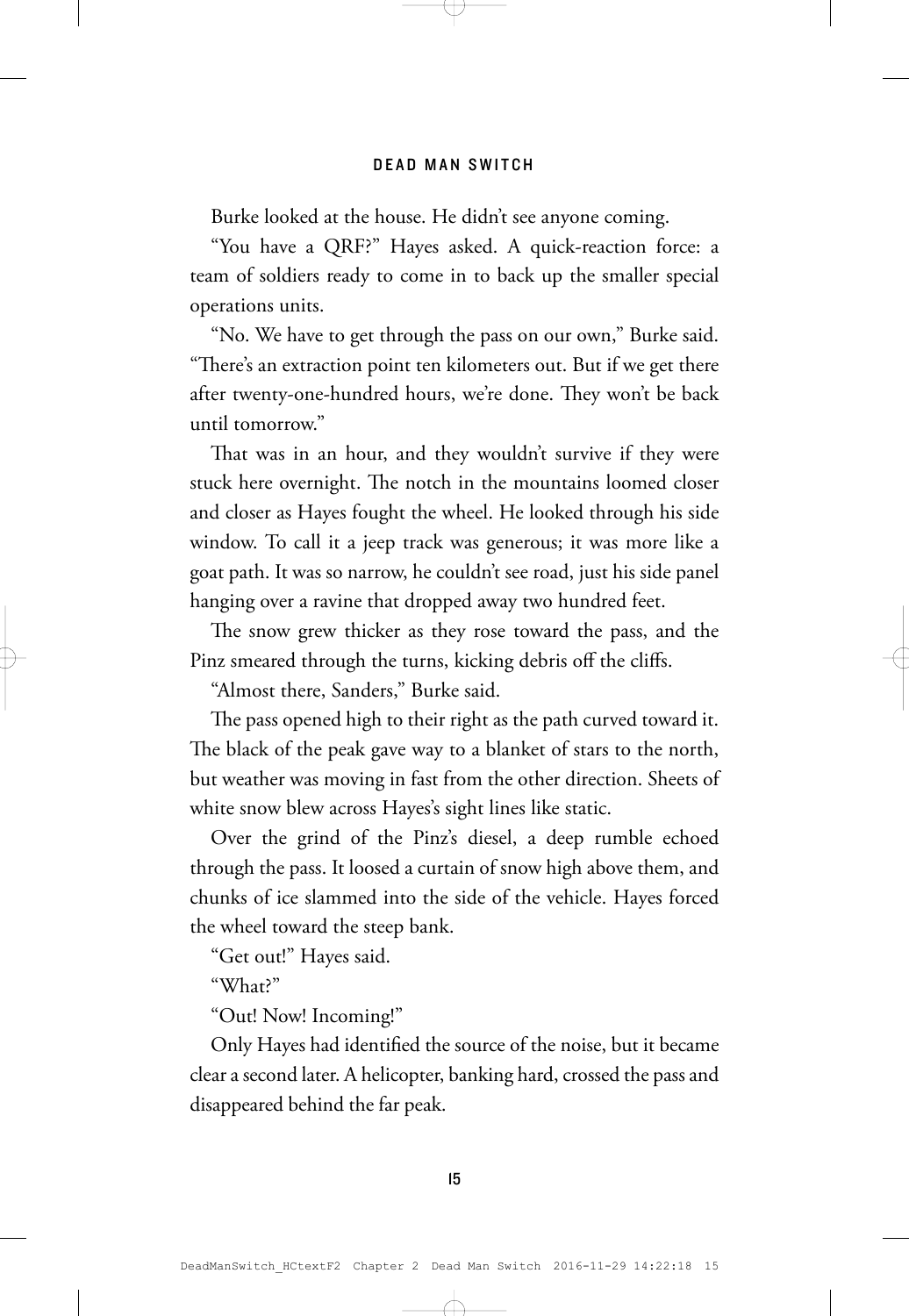Burke looked at the house. He didn't see anyone coming.

"You have a QRF?" Hayes asked. A quick-reaction force: a team of soldiers ready to come in to back up the smaller special operations units.

"No. We have to get through the pass on our own," Burke said. "There's an extraction point ten kilometers out. But if we get there after twenty-one-hundred hours, we're done. They won't be back until tomorrow."

That was in an hour, and they wouldn't survive if they were stuck here overnight. The notch in the mountains loomed closer and closer as Hayes fought the wheel. He looked through his side window. To call it a jeep track was generous; it was more like a goat path. It was so narrow, he couldn't see road, just his side panel hanging over a ravine that dropped away two hundred feet.

The snow grew thicker as they rose toward the pass, and the Pinz smeared through the turns, kicking debris off the cliffs.

"Almost there, Sanders," Burke said.

The pass opened high to their right as the path curved toward it. The black of the peak gave way to a blanket of stars to the north, but weather was moving in fast from the other direction. Sheets of white snow blew across Hayes's sight lines like static.

Over the grind of the Pinz's diesel, a deep rumble echoed through the pass. It loosed a curtain of snow high above them, and chunks of ice slammed into the side of the vehicle. Hayes forced the wheel toward the steep bank.

"Get out!" Hayes said.

"What?"

"Out! Now! Incoming!"

Only Hayes had identified the source of the noise, but it became clear a second later. A helicopter, banking hard, crossed the pass and disappeared behind the far peak.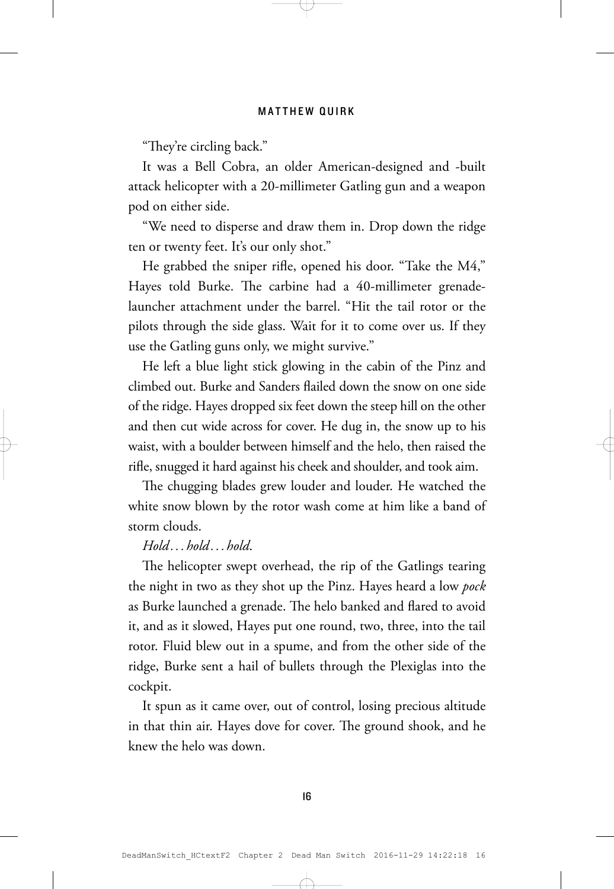"They're circling back."

It was a Bell Cobra, an older American-designed and -built attack helicopter with a 20-millimeter Gatling gun and a weapon pod on either side.

"We need to disperse and draw them in. Drop down the ridge ten or twenty feet. It's our only shot."

He grabbed the sniper rifle, opened his door. "Take the M4," Hayes told Burke. The carbine had a 40-millimeter grenade-launcher attachment under the barrel. "Hit the tail rotor or the pilots through the side glass. Wait for it to come over us. If they use the Gatling guns only, we might survive."

He left a blue light stick glowing in the cabin of the Pinz and climbed out. Burke and Sanders flailed down the snow on one side of the ridge. Hayes dropped six feet down the steep hill on the other and then cut wide across for cover. He dug in, the snow up to his waist, with a boulder between himself and the helo, then raised the rifle, snugged it hard against his cheek and shoulder, and took aim.

The chugging blades grew louder and louder. He watched the white snow blown by the rotor wash come at him like a band of storm clouds.

*Hold . . . hold . . . hold.*

The helicopter swept overhead, the rip of the Gatlings tearing the night in two as they shot up the Pinz. Hayes heard a low *pock* as Burke launched a grenade. The helo banked and flared to avoid it, and as it slowed, Hayes put one round, two, three, into the tail rotor. Fluid blew out in a spume, and from the other side of the ridge, Burke sent a hail of bullets through the Plexiglas into the cockpit.

It spun as it came over, out of control, losing precious altitude in that thin air. Hayes dove for cover. The ground shook, and he knew the helo was down.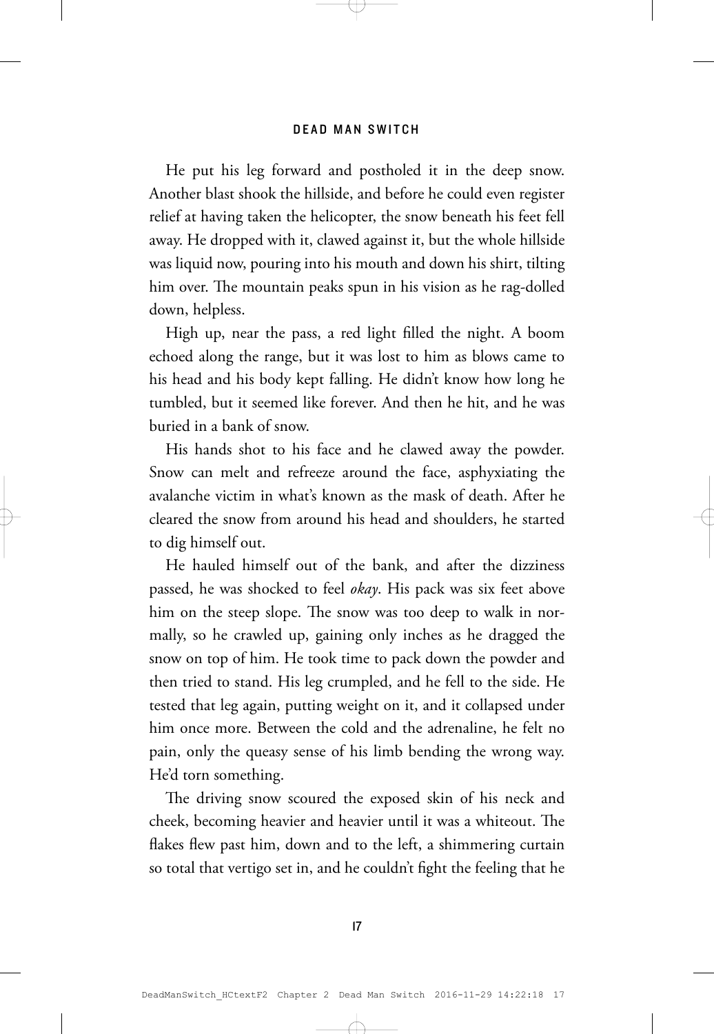He put his leg forward and postholed it in the deep snow. Another blast shook the hillside, and before he could even register relief at having taken the helicopter, the snow beneath his feet fell away. He dropped with it, clawed against it, but the whole hillside was liquid now, pouring into his mouth and down his shirt, tilting him over. The mountain peaks spun in his vision as he rag-dolled down, helpless.

High up, near the pass, a red light filled the night. A boom echoed along the range, but it was lost to him as blows came to his head and his body kept falling. He didn't know how long he tumbled, but it seemed like forever. And then he hit, and he was buried in a bank of snow.

His hands shot to his face and he clawed away the powder. Snow can melt and refreeze around the face, asphyxiating the avalanche victim in what's known as the mask of death. After he cleared the snow from around his head and shoulders, he started to dig himself out.

He hauled himself out of the bank, and after the dizziness passed, he was shocked to feel *okay*. His pack was six feet above him on the steep slope. The snow was too deep to walk in normally, so he crawled up, gaining only inches as he dragged the snow on top of him. He took time to pack down the powder and then tried to stand. His leg crumpled, and he fell to the side. He tested that leg again, putting weight on it, and it collapsed under him once more. Between the cold and the adrenaline, he felt no pain, only the queasy sense of his limb bending the wrong way. He'd torn something.

The driving snow scoured the exposed skin of his neck and cheek, becoming heavier and heavier until it was a whiteout. The flakes flew past him, down and to the left, a shimmering curtain so total that vertigo set in, and he couldn't fight the feeling that he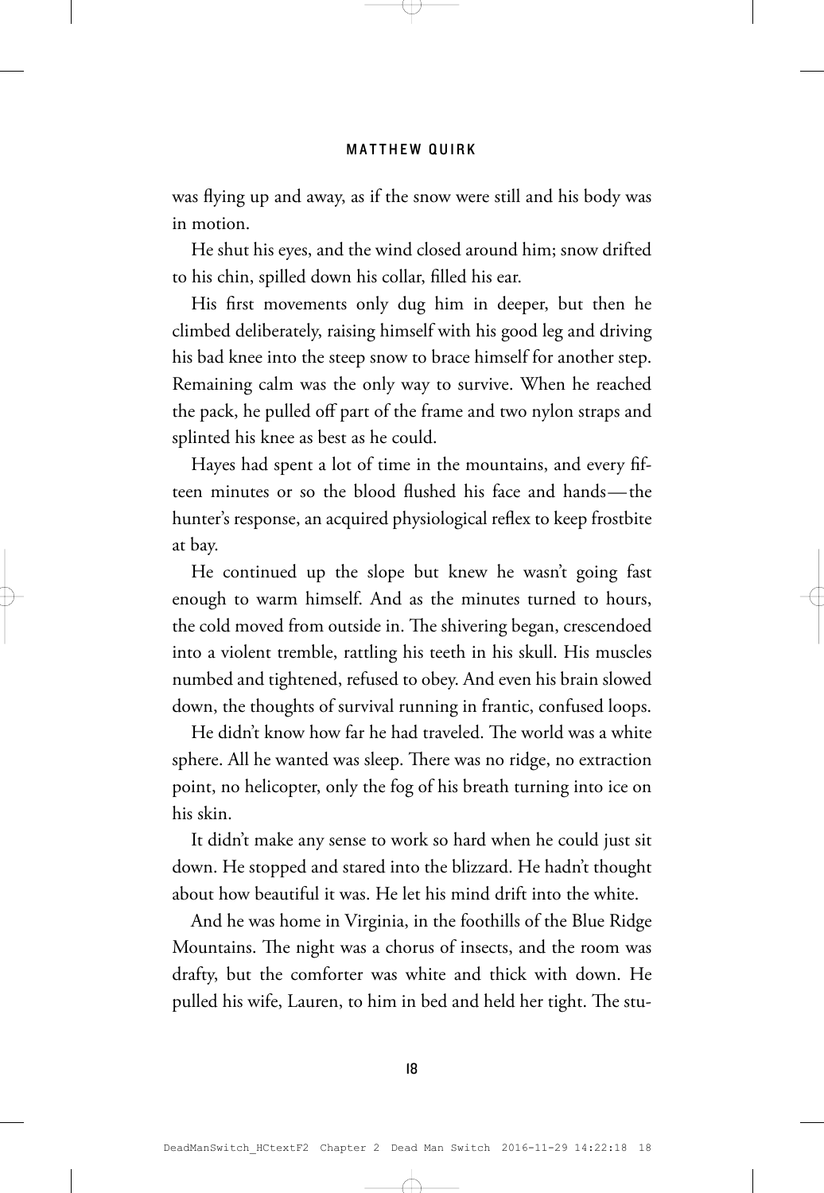was flying up and away, as if the snow were still and his body was in motion.

He shut his eyes, and the wind closed around him; snow drifted to his chin, spilled down his collar, filled his ear.

His first movements only dug him in deeper, but then he climbed deliberately, raising himself with his good leg and driving his bad knee into the steep snow to brace himself for another step. Remaining calm was the only way to survive. When he reached the pack, he pulled off part of the frame and two nylon straps and splinted his knee as best as he could.

Hayes had spent a lot of time in the mountains, and every fifteen minutes or so the blood flushed his face and hands—the hunter's response, an acquired physiological reflex to keep frostbite at bay.

He continued up the slope but knew he wasn't going fast enough to warm himself. And as the minutes turned to hours, the cold moved from outside in. The shivering began, crescendoed into a violent tremble, rattling his teeth in his skull. His muscles numbed and tightened, refused to obey. And even his brain slowed down, the thoughts of survival running in frantic, confused loops.

He didn't know how far he had traveled. The world was a white sphere. All he wanted was sleep. There was no ridge, no extraction point, no helicopter, only the fog of his breath turning into ice on his skin.

It didn't make any sense to work so hard when he could just sit down. He stopped and stared into the blizzard. He hadn't thought about how beautiful it was. He let his mind drift into the white.

And he was home in Virginia, in the foothills of the Blue Ridge Mountains. The night was a chorus of insects, and the room was drafty, but the comforter was white and thick with down. He pulled his wife, Lauren, to him in bed and held her tight. The stu-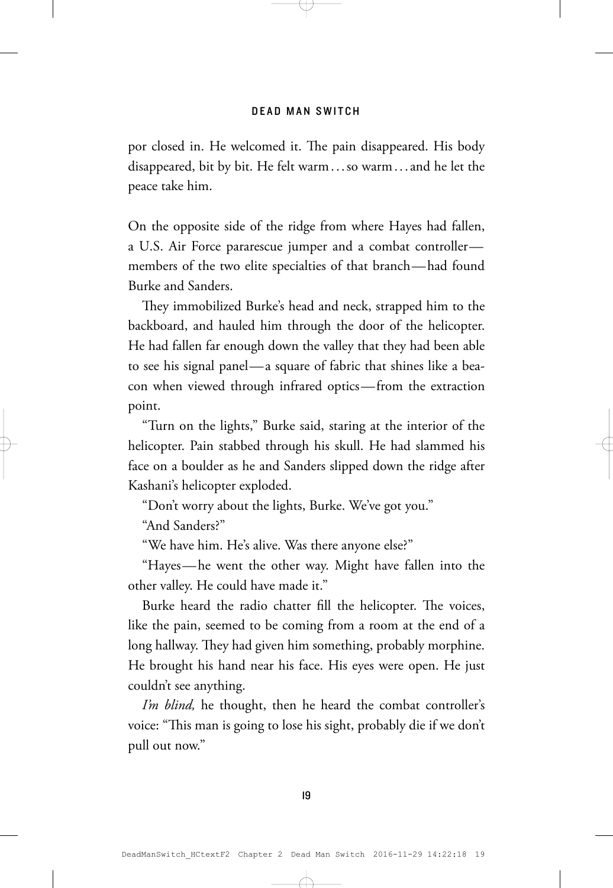por closed in. He welcomed it. The pain disappeared. His body disappeared, bit by bit. He felt warm . . . so warm . . . and he let the peace take him.

On the opposite side of the ridge from where Hayes had fallen, a U.S. Air Force pararescue jumper and a combat controller—members of the two elite specialties of that branch—had found Burke and Sanders.

They immobilized Burke's head and neck, strapped him to the backboard, and hauled him through the door of the helicopter. He had fallen far enough down the valley that they had been able to see his signal panel—a square of fabric that shines like a beacon when viewed through infrared optics—from the extraction point.

"Turn on the lights," Burke said, staring at the interior of the helicopter. Pain stabbed through his skull. He had slammed his face on a boulder as he and Sanders slipped down the ridge after Kashani's helicopter exploded.

"Don't worry about the lights, Burke. We've got you."

"And Sanders?"

"We have him. He's alive. Was there anyone else?"

"Hayes—he went the other way. Might have fallen into the other valley. He could have made it."

Burke heard the radio chatter fill the helicopter. The voices, like the pain, seemed to be coming from a room at the end of a long hallway. They had given him something, probably morphine. He brought his hand near his face. His eyes were open. He just couldn't see anything.

*I'm blind,* he thought, then he heard the combat controller's voice: "This man is going to lose his sight, probably die if we don't pull out now."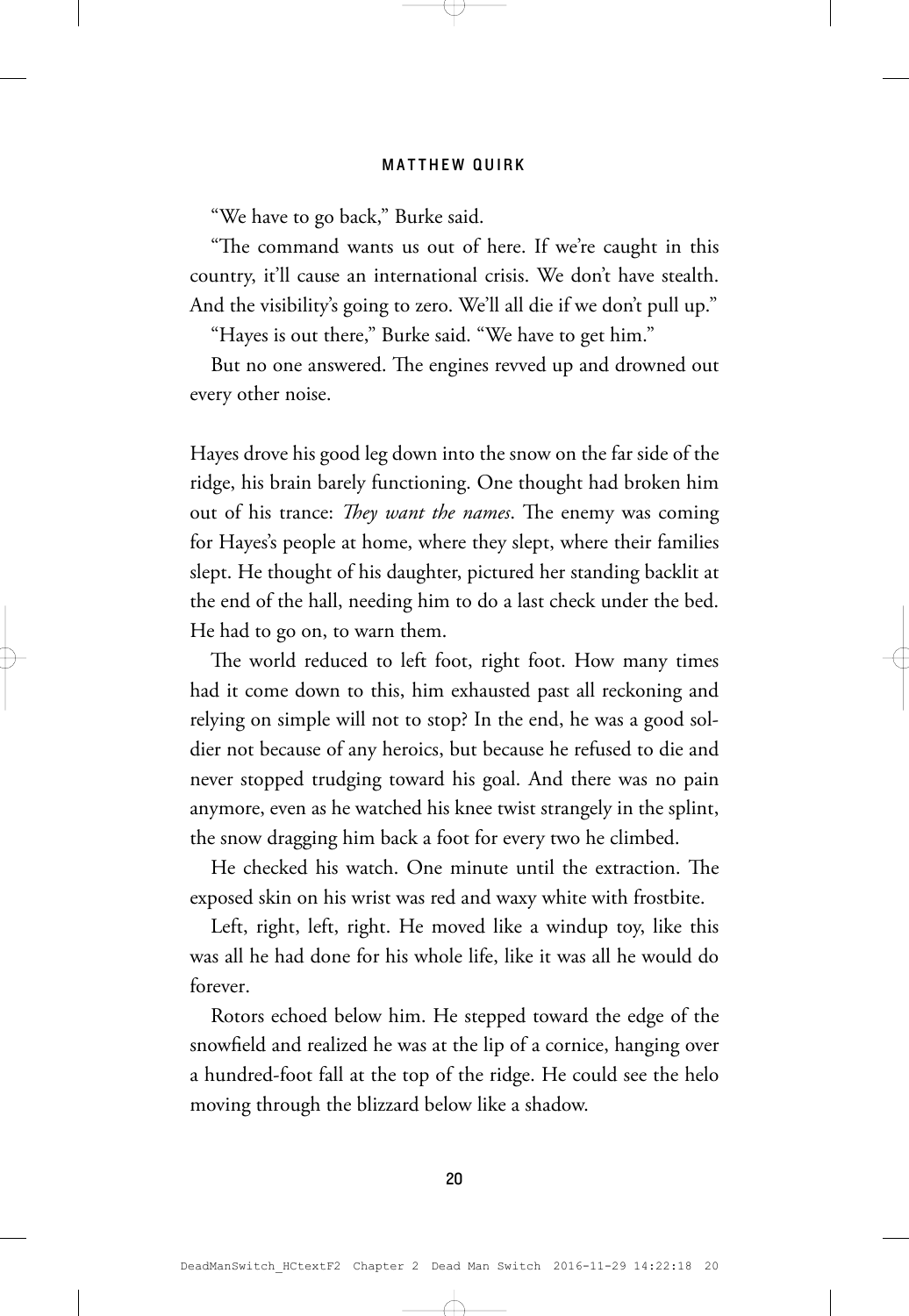"We have to go back," Burke said.

"The command wants us out of here. If we're caught in this country, it'll cause an international crisis. We don't have stealth. And the visibility's going to zero. We'll all die if we don't pull up."

"Hayes is out there," Burke said. "We have to get him."

But no one answered. The engines revved up and drowned out every other noise.

Hayes drove his good leg down into the snow on the far side of the ridge, his brain barely functioning. One thought had broken him out of his trance: *They want the names*. The enemy was coming for Hayes's people at home, where they slept, where their families slept. He thought of his daughter, pictured her standing backlit at the end of the hall, needing him to do a last check under the bed. He had to go on, to warn them.

The world reduced to left foot, right foot. How many times had it come down to this, him exhausted past all reckoning and relying on simple will not to stop? In the end, he was a good soldier not because of any heroics, but because he refused to die and never stopped trudging toward his goal. And there was no pain anymore, even as he watched his knee twist strangely in the splint, the snow dragging him back a foot for every two he climbed.

He checked his watch. One minute until the extraction. The exposed skin on his wrist was red and waxy white with frostbite.

Left, right, left, right. He moved like a windup toy, like this was all he had done for his whole life, like it was all he would do forever.

Rotors echoed below him. He stepped toward the edge of the snowfield and realized he was at the lip of a cornice, hanging over a hundred-foot fall at the top of the ridge. He could see the helo moving through the blizzard below like a shadow.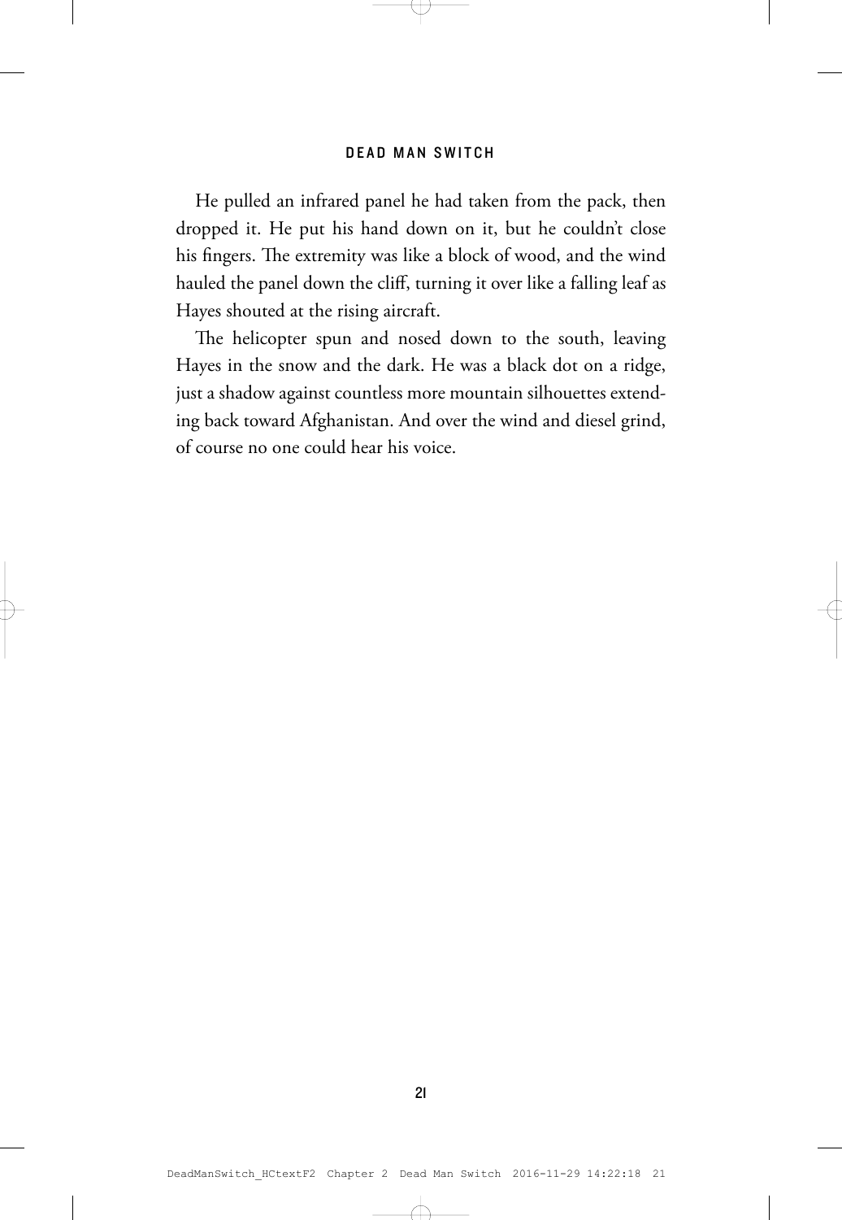He pulled an infrared panel he had taken from the pack, then dropped it. He put his hand down on it, but he couldn't close his fingers. The extremity was like a block of wood, and the wind hauled the panel down the cliff, turning it over like a falling leaf as Hayes shouted at the rising aircraft.

The helicopter spun and nosed down to the south, leaving Hayes in the snow and the dark. He was a black dot on a ridge, just a shadow against countless more mountain silhouettes extending back toward Afghanistan. And over the wind and diesel grind, of course no one could hear his voice.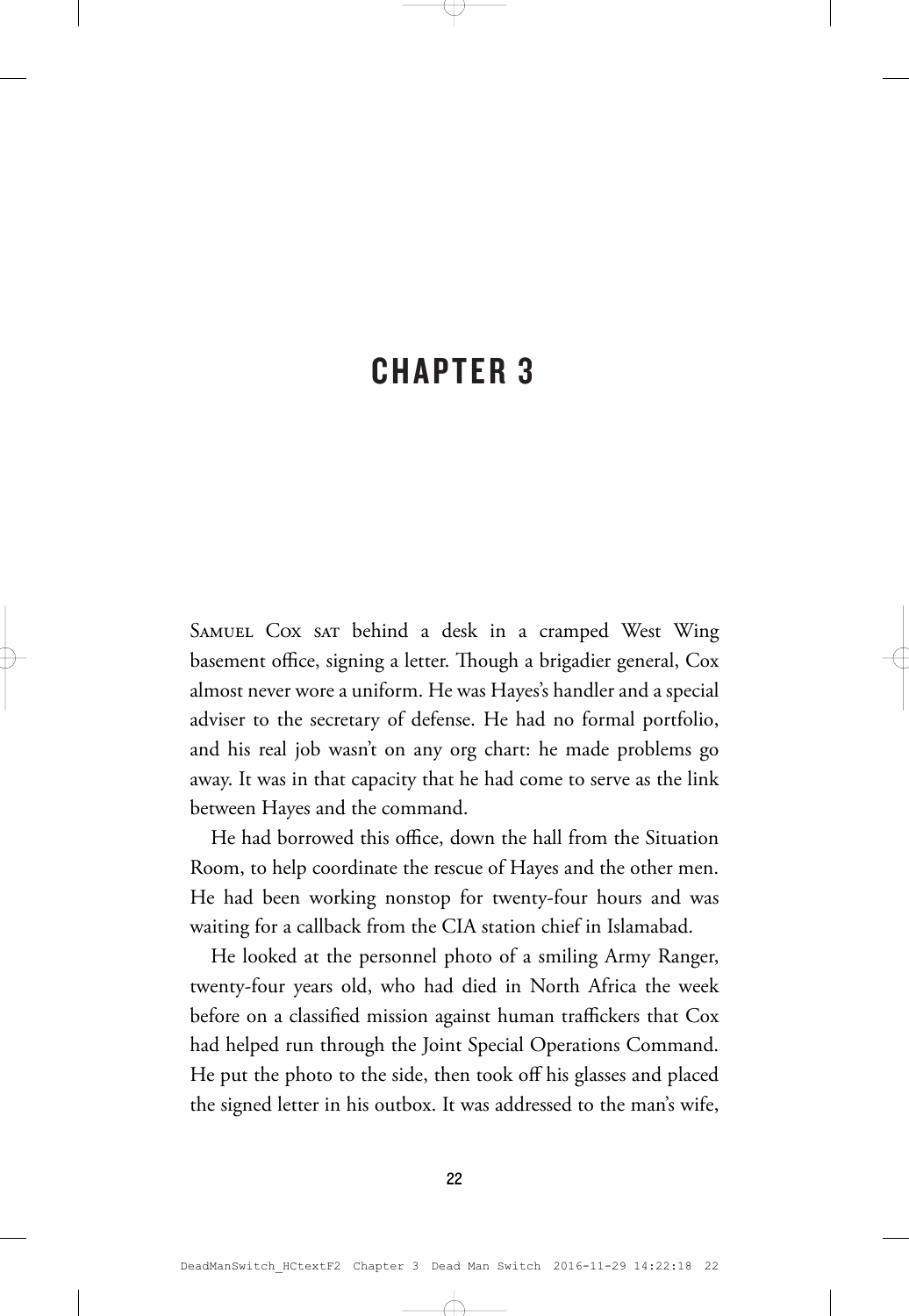# CHAPTER 3

Samuel Cox sat behind a desk in a cramped West Wing basement office, signing a letter. Though a brigadier general, Cox almost never wore a uniform. He was Hayes's handler and a special adviser to the secretary of defense. He had no formal portfolio, and his real job wasn't on any org chart: he made problems go away. It was in that capacity that he had come to serve as the link between Hayes and the command.

He had borrowed this office, down the hall from the Situation Room, to help coordinate the rescue of Hayes and the other men. He had been working nonstop for twenty-four hours and was waiting for a callback from the CIA station chief in Islamabad.

He looked at the personnel photo of a smiling Army Ranger, twenty-four years old, who had died in North Africa the week before on a classified mission against human traffickers that Cox had helped run through the Joint Special Operations Command. He put the photo to the side, then took off his glasses and placed the signed letter in his outbox. It was addressed to the man's wife,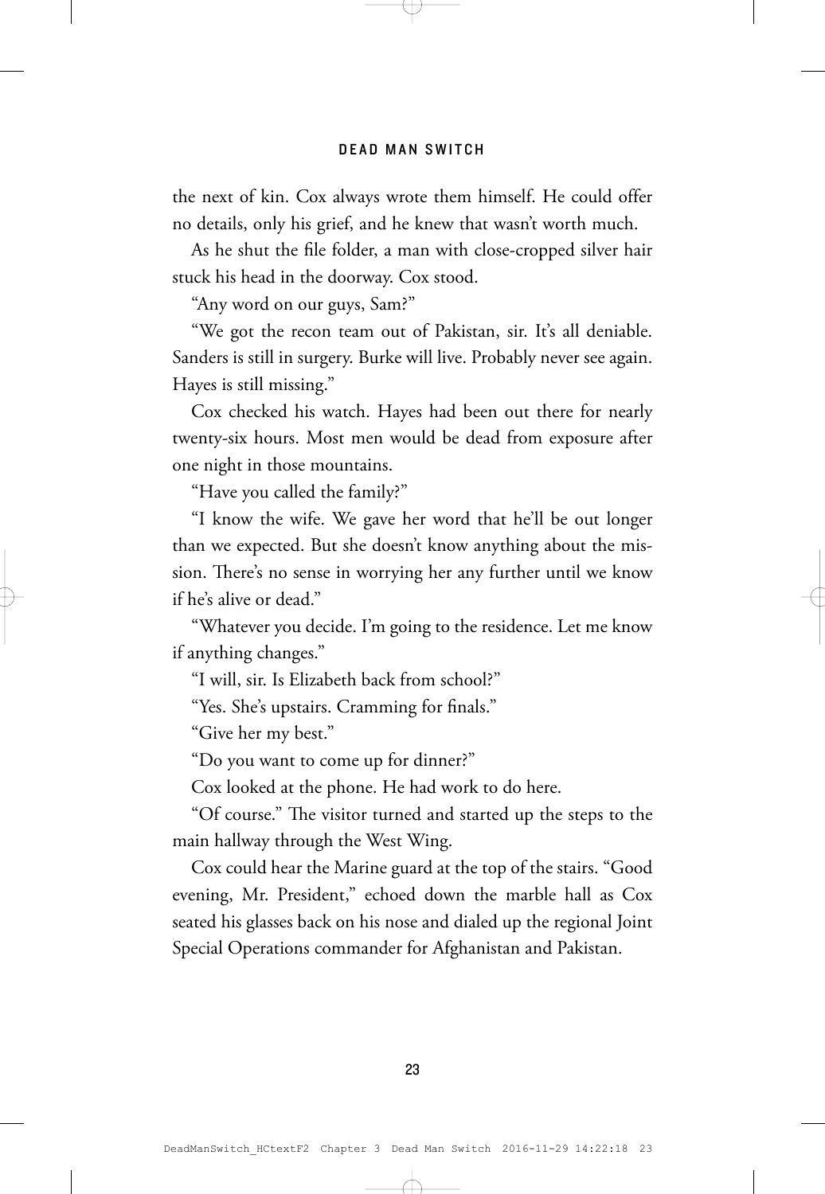the next of kin. Cox always wrote them himself. He could offer no details, only his grief, and he knew that wasn't worth much.

As he shut the file folder, a man with close-cropped silver hair stuck his head in the doorway. Cox stood.

"Any word on our guys, Sam?"

"We got the recon team out of Pakistan, sir. It's all deniable. Sanders is still in surgery. Burke will live. Probably never see again. Hayes is still missing."

Cox checked his watch. Hayes had been out there for nearly twenty-six hours. Most men would be dead from exposure after one night in those mountains.

"Have you called the family?"

"I know the wife. We gave her word that he'll be out longer than we expected. But she doesn't know anything about the mission. There's no sense in worrying her any further until we know if he's alive or dead."

"Whatever you decide. I'm going to the residence. Let me know if anything changes."

"I will, sir. Is Elizabeth back from school?"

"Yes. She's upstairs. Cramming for finals."

"Give her my best."

"Do you want to come up for dinner?"

Cox looked at the phone. He had work to do here.

"Of course." The visitor turned and started up the steps to the main hallway through the West Wing.

Cox could hear the Marine guard at the top of the stairs. "Good evening, Mr. President," echoed down the marble hall as Cox seated his glasses back on his nose and dialed up the regional Joint Special Operations commander for Afghanistan and Pakistan.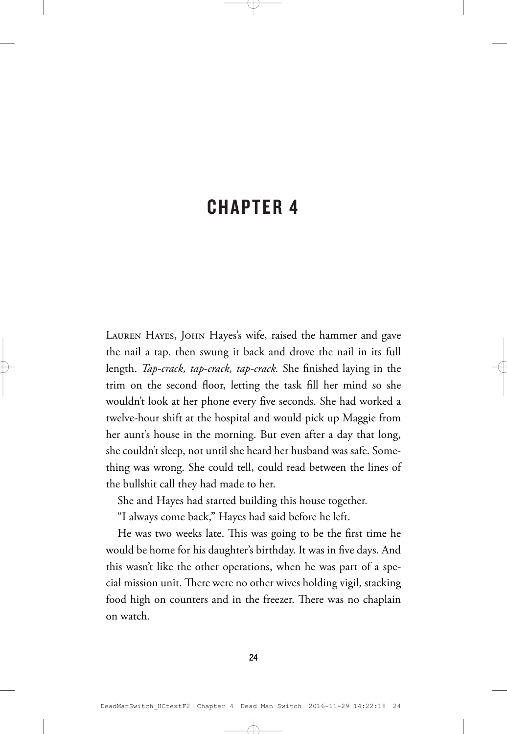# CHAPTER 4

Lauren Hayes, John Hayes's wife, raised the hammer and gave the nail a tap, then swung it back and drove the nail in its full length. *Tap-crack, tap-crack, tap-crack.* She finished laying in the trim on the second floor, letting the task fill her mind so she wouldn't look at her phone every five seconds. She had worked a twelve-hour shift at the hospital and would pick up Maggie from her aunt's house in the morning. But even after a day that long, she couldn't sleep, not until she heard her husband was safe. Something was wrong. She could tell, could read between the lines of the bullshit call they had made to her.

She and Hayes had started building this house together.

"I always come back," Hayes had said before he left.

He was two weeks late. This was going to be the first time he would be home for his daughter's birthday. It was in five days. And this wasn't like the other operations, when he was part of a special mission unit. There were no other wives holding vigil, stacking food high on counters and in the freezer. There was no chaplain on watch.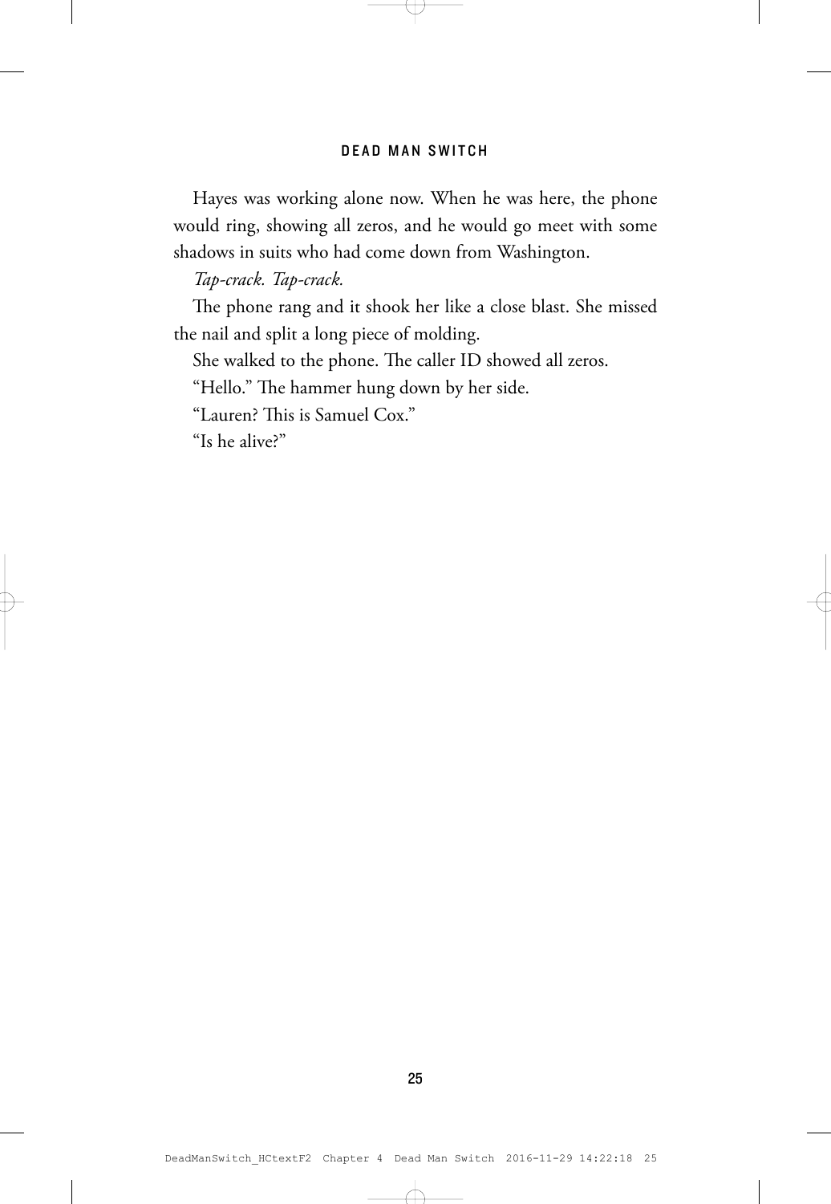Hayes was working alone now. When he was here, the phone would ring, showing all zeros, and he would go meet with some shadows in suits who had come down from Washington.

*Tap-crack. Tap-crack.*

The phone rang and it shook her like a close blast. She missed the nail and split a long piece of molding.

She walked to the phone. The caller ID showed all zeros.

"Hello." The hammer hung down by her side.

"Lauren? This is Samuel Cox."

"Is he alive?"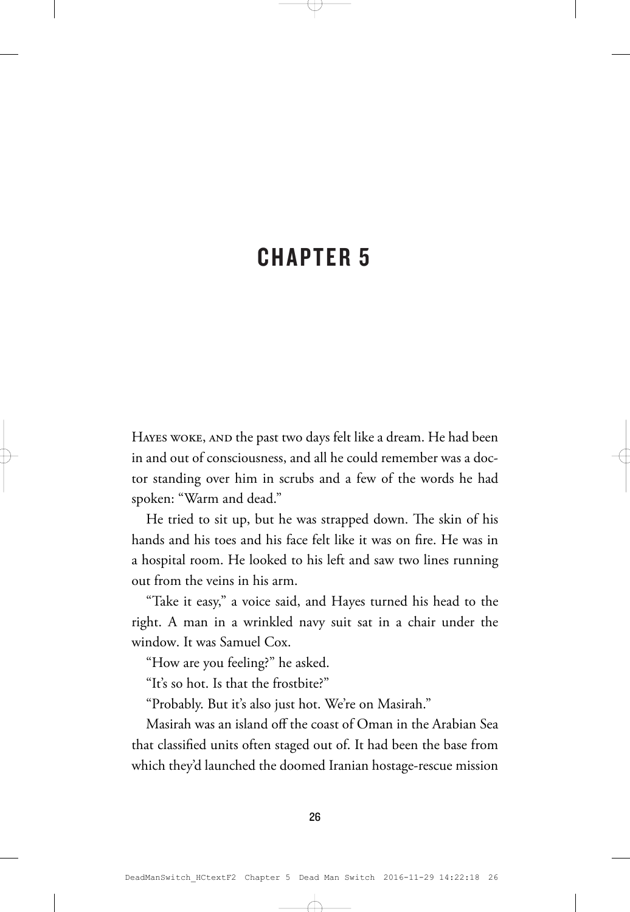# CHAPTER 5

HAYES WOKE, AND the past two days felt like a dream. He had been in and out of consciousness, and all he could remember was a doctor standing over him in scrubs and a few of the words he had spoken: "Warm and dead."

He tried to sit up, but he was strapped down. The skin of his hands and his toes and his face felt like it was on fire. He was in a hospital room. He looked to his left and saw two lines running out from the veins in his arm.

"Take it easy," a voice said, and Hayes turned his head to the right. A man in a wrinkled navy suit sat in a chair under the window. It was Samuel Cox.

"How are you feeling?" he asked.

"It's so hot. Is that the frostbite?"

"Probably. But it's also just hot. We're on Masirah."

Masirah was an island off the coast of Oman in the Arabian Sea that classified units often staged out of. It had been the base from which they'd launched the doomed Iranian hostage-rescue mission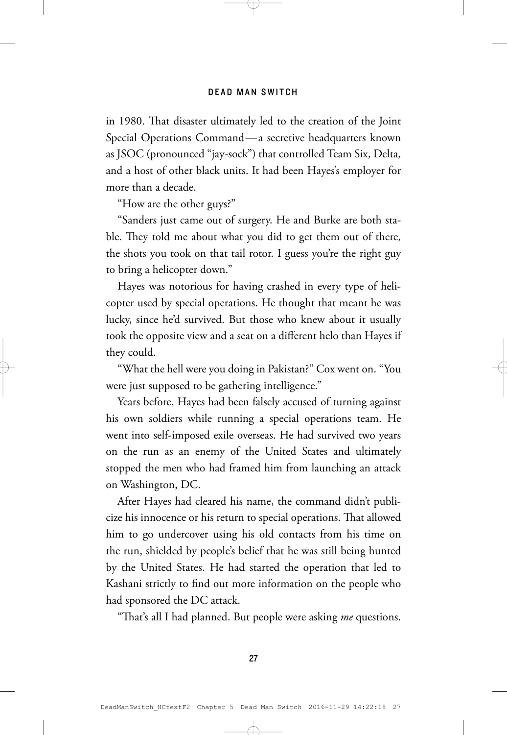in 1980. That disaster ultimately led to the creation of the Joint Special Operations Command—a secretive headquarters known as JSOC (pronounced "jay-sock") that controlled Team Six, Delta, and a host of other black units. It had been Hayes's employer for more than a decade.

"How are the other guys?"

"Sanders just came out of surgery. He and Burke are both stable. They told me about what you did to get them out of there, the shots you took on that tail rotor. I guess you're the right guy to bring a helicopter down."

Hayes was notorious for having crashed in every type of helicopter used by special operations. He thought that meant he was lucky, since he'd survived. But those who knew about it usually took the opposite view and a seat on a different helo than Hayes if they could.

"What the hell were you doing in Pakistan?" Cox went on. "You were just supposed to be gathering intelligence."

Years before, Hayes had been falsely accused of turning against his own soldiers while running a special operations team. He went into self-imposed exile overseas. He had survived two years on the run as an enemy of the United States and ultimately stopped the men who had framed him from launching an attack on Washington, DC.

After Hayes had cleared his name, the command didn't publicize his innocence or his return to special operations. That allowed him to go undercover using his old contacts from his time on the run, shielded by people's belief that he was still being hunted by the United States. He had started the operation that led to Kashani strictly to find out more information on the people who had sponsored the DC attack.

"That's all I had planned. But people were asking *me* questions.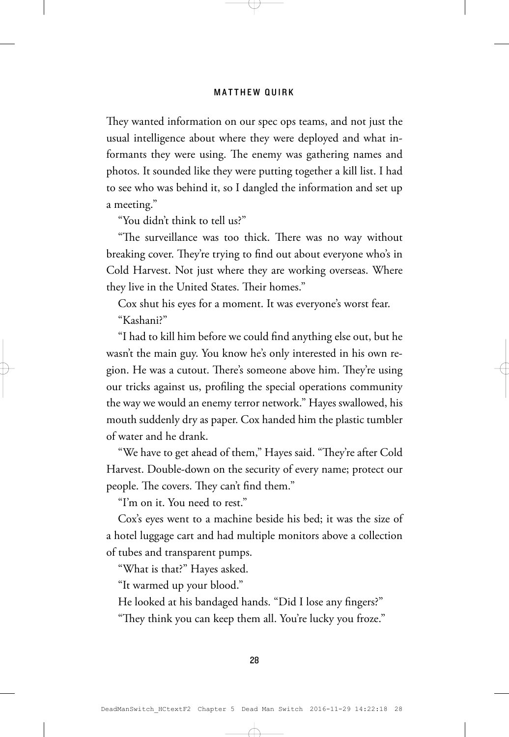They wanted information on our spec ops teams, and not just the usual intelligence about where they were deployed and what informants they were using. The enemy was gathering names and photos. It sounded like they were putting together a kill list. I had to see who was behind it, so I dangled the information and set up a meeting."

"You didn't think to tell us?"

"The surveillance was too thick. There was no way without breaking cover. They're trying to find out about everyone who's in Cold Harvest. Not just where they are working overseas. Where they live in the United States. Their homes."

Cox shut his eyes for a moment. It was everyone's worst fear.

"Kashani?"

"I had to kill him before we could find anything else out, but he wasn't the main guy. You know he's only interested in his own region. He was a cutout. There's someone above him. They're using our tricks against us, profiling the special operations community the way we would an enemy terror network." Hayes swallowed, his mouth suddenly dry as paper. Cox handed him the plastic tumbler of water and he drank.

"We have to get ahead of them," Hayes said. "They're after Cold Harvest. Double-down on the security of every name; protect our people. The covers. They can't find them."

"I'm on it. You need to rest."

Cox's eyes went to a machine beside his bed; it was the size of a hotel luggage cart and had multiple monitors above a collection of tubes and transparent pumps.

"What is that?" Hayes asked.

"It warmed up your blood."

He looked at his bandaged hands. "Did I lose any fingers?"

"They think you can keep them all. You're lucky you froze."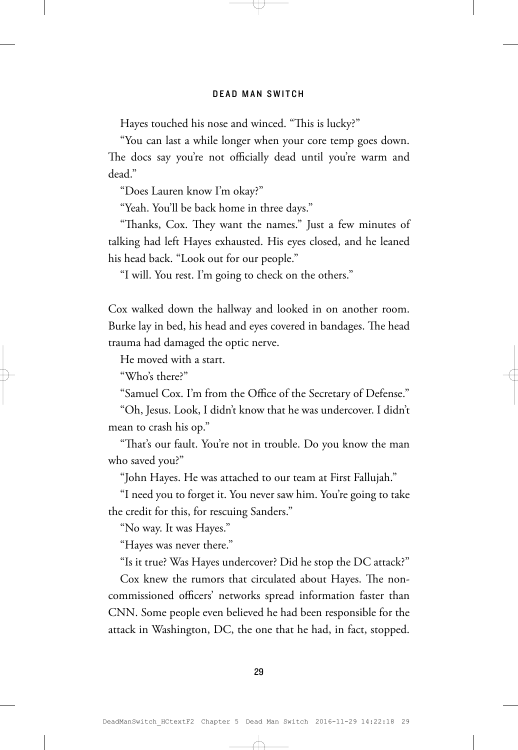Hayes touched his nose and winced. "This is lucky?"

"You can last a while longer when your core temp goes down. The docs say you're not officially dead until you're warm and dead."

"Does Lauren know I'm okay?"

"Yeah. You'll be back home in three days."

"Thanks, Cox. They want the names." Just a few minutes of talking had left Hayes exhausted. His eyes closed, and he leaned his head back. "Look out for our people."

"I will. You rest. I'm going to check on the others."

Cox walked down the hallway and looked in on another room. Burke lay in bed, his head and eyes covered in bandages. The head trauma had damaged the optic nerve.

He moved with a start.

"Who's there?"

"Samuel Cox. I'm from the Office of the Secretary of Defense."

"Oh, Jesus. Look, I didn't know that he was undercover. I didn't mean to crash his op."

"That's our fault. You're not in trouble. Do you know the man who saved you?"

"John Hayes. He was attached to our team at First Fallujah."

"I need you to forget it. You never saw him. You're going to take the credit for this, for rescuing Sanders."

"No way. It was Hayes."

"Hayes was never there."

"Is it true? Was Hayes undercover? Did he stop the DC attack?"

Cox knew the rumors that circulated about Hayes. The noncommissioned officers' networks spread information faster than CNN. Some people even believed he had been responsible for the attack in Washington, DC, the one that he had, in fact, stopped.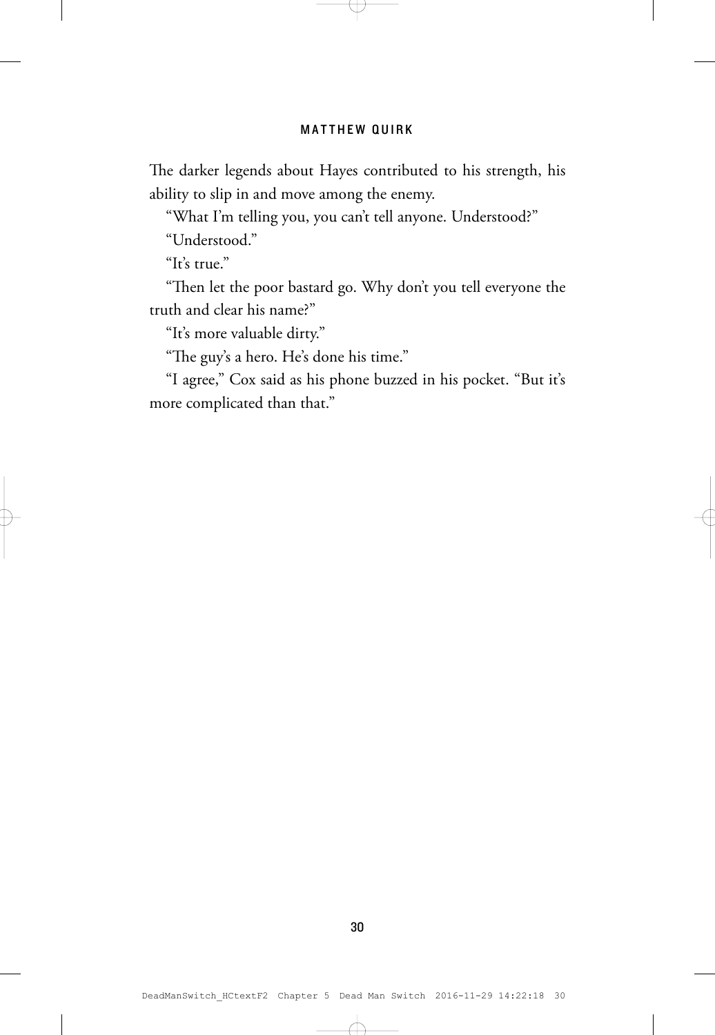The darker legends about Hayes contributed to his strength, his ability to slip in and move among the enemy.

"What I'm telling you, you can't tell anyone. Understood?"

"Understood."

"It's true."

"Then let the poor bastard go. Why don't you tell everyone the truth and clear his name?"

"It's more valuable dirty."

"The guy's a hero. He's done his time."

"I agree," Cox said as his phone buzzed in his pocket. "But it's more complicated than that."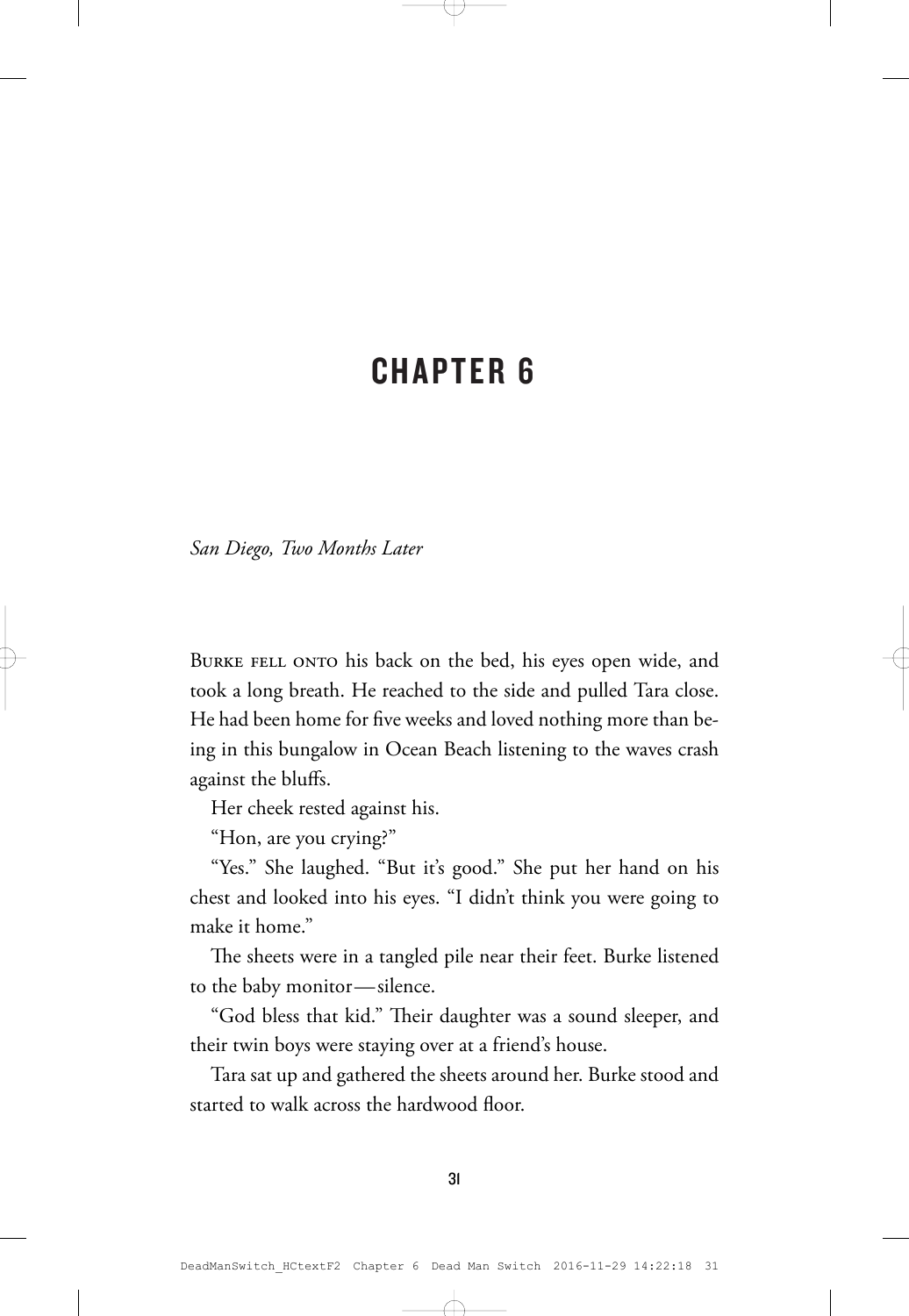# CHAPTER 6

*San Diego, Two Months Later*

Burke fell onto his back on the bed, his eyes open wide, and took a long breath. He reached to the side and pulled Tara close. He had been home for five weeks and loved nothing more than being in this bungalow in Ocean Beach listening to the waves crash against the bluffs.

Her cheek rested against his.

"Hon, are you crying?"

"Yes." She laughed. "But it's good." She put her hand on his chest and looked into his eyes. "I didn't think you were going to make it home."

The sheets were in a tangled pile near their feet. Burke listened to the baby monitor—silence.

"God bless that kid." Their daughter was a sound sleeper, and their twin boys were staying over at a friend's house.

Tara sat up and gathered the sheets around her. Burke stood and started to walk across the hardwood floor.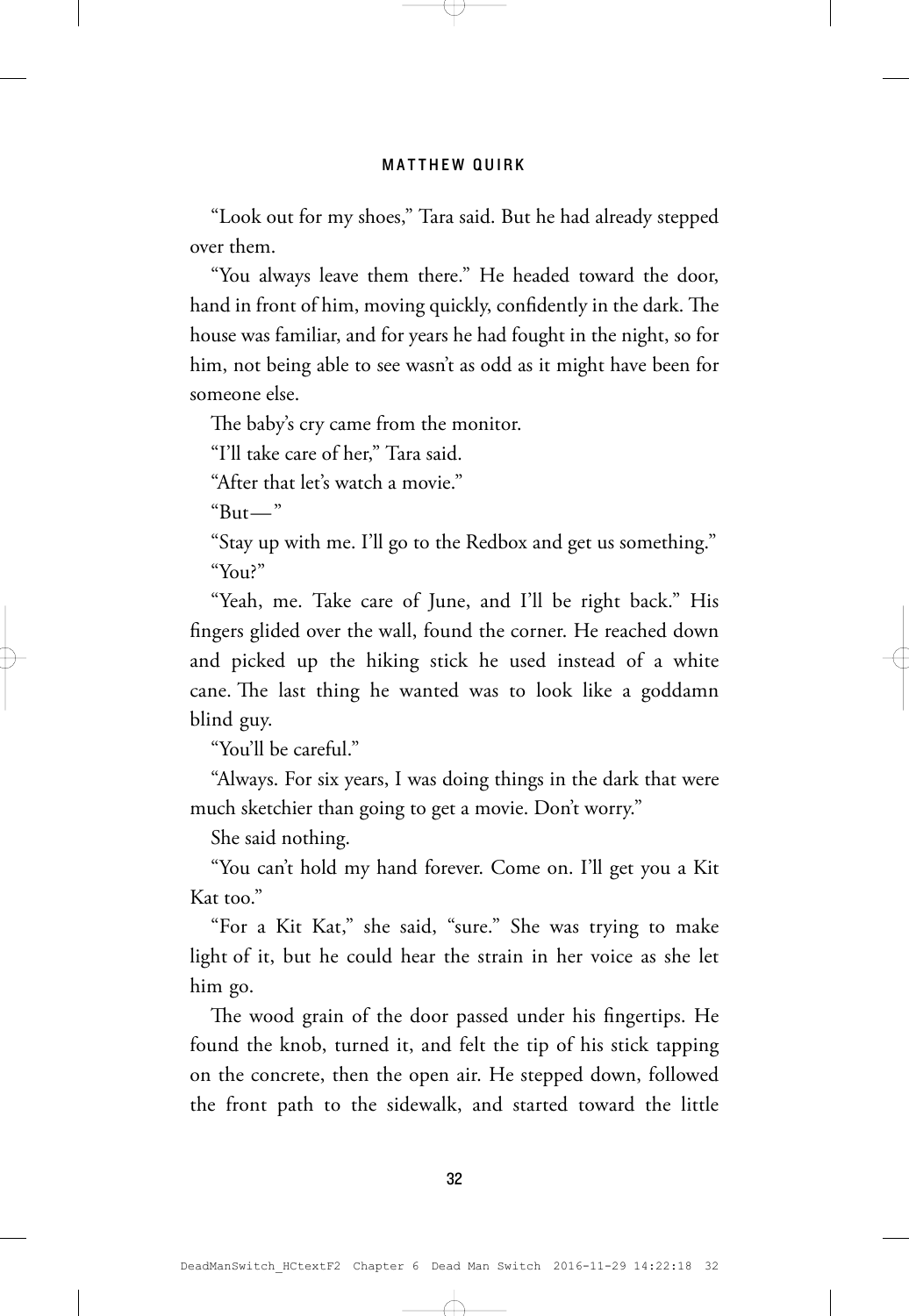"Look out for my shoes," Tara said. But he had already stepped over them.

"You always leave them there." He headed toward the door, hand in front of him, moving quickly, confidently in the dark. The house was familiar, and for years he had fought in the night, so for him, not being able to see wasn't as odd as it might have been for someone else.

The baby's cry came from the monitor.

"I'll take care of her," Tara said.

"After that let's watch a movie."

"But—"

"Stay up with me. I'll go to the Redbox and get us something."

"You?"

"Yeah, me. Take care of June, and I'll be right back." His fingers glided over the wall, found the corner. He reached down and picked up the hiking stick he used instead of a white cane. The last thing he wanted was to look like a goddamn blind guy.

"You'll be careful."

"Always. For six years, I was doing things in the dark that were much sketchier than going to get a movie. Don't worry."

She said nothing.

"You can't hold my hand forever. Come on. I'll get you a Kit Kat too."

"For a Kit Kat," she said, "sure." She was trying to make light of it, but he could hear the strain in her voice as she let him go.

The wood grain of the door passed under his fingertips. He found the knob, turned it, and felt the tip of his stick tapping on the concrete, then the open air. He stepped down, followed the front path to the sidewalk, and started toward the little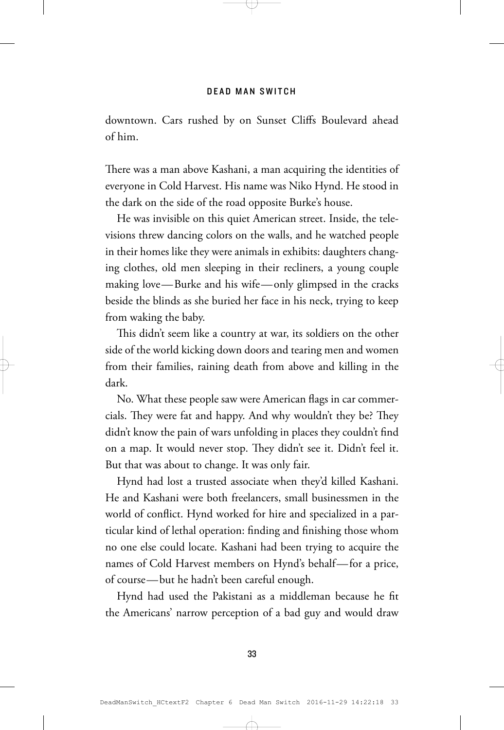downtown. Cars rushed by on Sunset Cliffs Boulevard ahead of him.

There was a man above Kashani, a man acquiring the identities of everyone in Cold Harvest. His name was Niko Hynd. He stood in the dark on the side of the road opposite Burke's house.

He was invisible on this quiet American street. Inside, the televisions threw dancing colors on the walls, and he watched people in their homes like they were animals in exhibits: daughters changing clothes, old men sleeping in their recliners, a young couple making love—Burke and his wife—only glimpsed in the cracks beside the blinds as she buried her face in his neck, trying to keep from waking the baby.

This didn't seem like a country at war, its soldiers on the other side of the world kicking down doors and tearing men and women from their families, raining death from above and killing in the dark.

No. What these people saw were American flags in car commercials. They were fat and happy. And why wouldn't they be? They didn't know the pain of wars unfolding in places they couldn't find on a map. It would never stop. They didn't see it. Didn't feel it. But that was about to change. It was only fair.

Hynd had lost a trusted associate when they'd killed Kashani. He and Kashani were both freelancers, small businessmen in the world of conflict. Hynd worked for hire and specialized in a particular kind of lethal operation: finding and finishing those whom no one else could locate. Kashani had been trying to acquire the names of Cold Harvest members on Hynd's behalf—for a price, of course—but he hadn't been careful enough.

Hynd had used the Pakistani as a middleman because he fit the Americans' narrow perception of a bad guy and would draw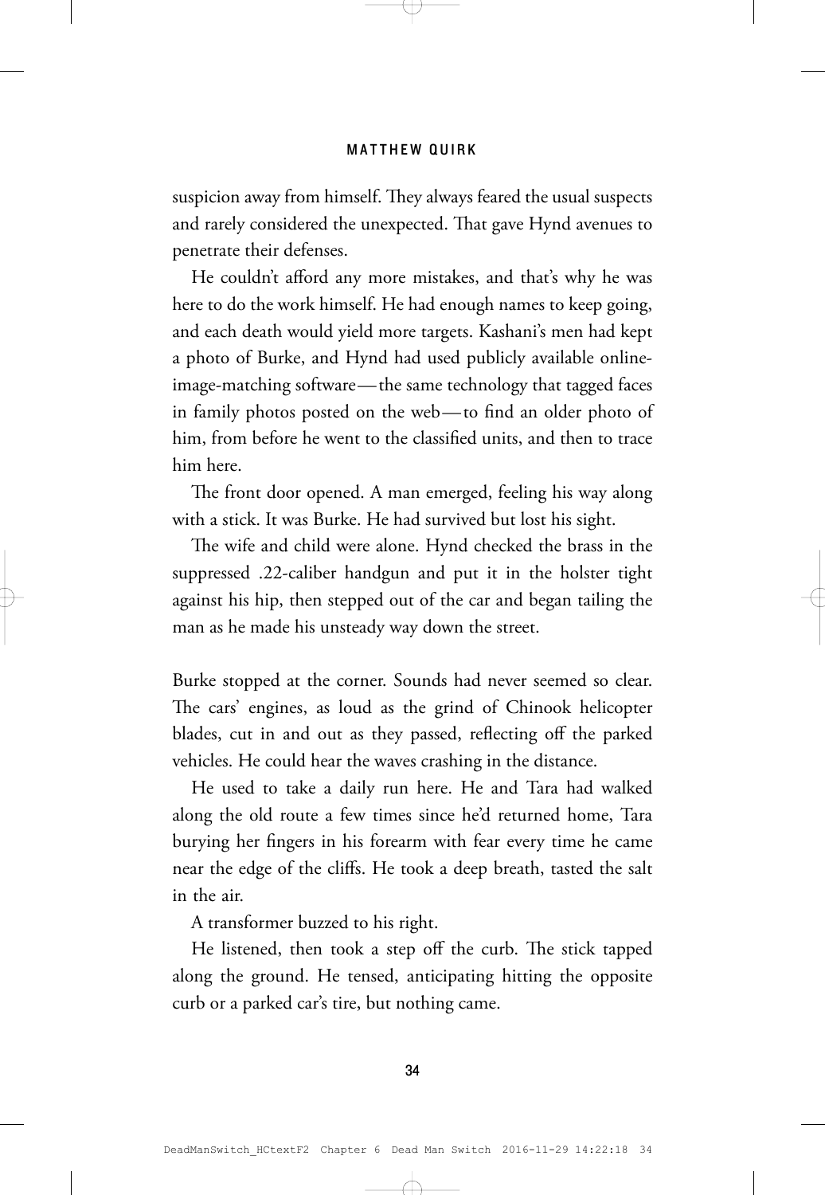suspicion away from himself. They always feared the usual suspects and rarely considered the unexpected. That gave Hynd avenues to penetrate their defenses.

He couldn't afford any more mistakes, and that's why he was here to do the work himself. He had enough names to keep going, and each death would yield more targets. Kashani's men had kept a photo of Burke, and Hynd had used publicly available online-image-matching software—the same technology that tagged faces in family photos posted on the web—to find an older photo of him, from before he went to the classified units, and then to trace him here.

The front door opened. A man emerged, feeling his way along with a stick. It was Burke. He had survived but lost his sight.

The wife and child were alone. Hynd checked the brass in the suppressed .22-caliber handgun and put it in the holster tight against his hip, then stepped out of the car and began tailing the man as he made his unsteady way down the street.

Burke stopped at the corner. Sounds had never seemed so clear. The cars' engines, as loud as the grind of Chinook helicopter blades, cut in and out as they passed, reflecting off the parked vehicles. He could hear the waves crashing in the distance.

He used to take a daily run here. He and Tara had walked along the old route a few times since he'd returned home, Tara burying her fingers in his forearm with fear every time he came near the edge of the cliffs. He took a deep breath, tasted the salt in the air.

A transformer buzzed to his right.

He listened, then took a step off the curb. The stick tapped along the ground. He tensed, anticipating hitting the opposite curb or a parked car's tire, but nothing came.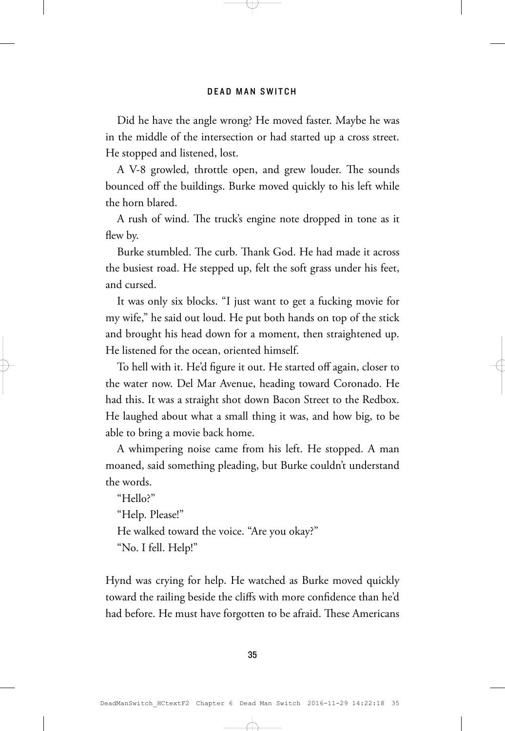Did he have the angle wrong? He moved faster. Maybe he was in the middle of the intersection or had started up a cross street. He stopped and listened, lost.

A V-8 growled, throttle open, and grew louder. The sounds bounced off the buildings. Burke moved quickly to his left while the horn blared.

A rush of wind. The truck's engine note dropped in tone as it flew by.

Burke stumbled. The curb. Thank God. He had made it across the busiest road. He stepped up, felt the soft grass under his feet, and cursed.

It was only six blocks. "I just want to get a fucking movie for my wife," he said out loud. He put both hands on top of the stick and brought his head down for a moment, then straightened up. He listened for the ocean, oriented himself.

To hell with it. He'd figure it out. He started off again, closer to the water now. Del Mar Avenue, heading toward Coronado. He had this. It was a straight shot down Bacon Street to the Redbox. He laughed about what a small thing it was, and how big, to be able to bring a movie back home.

A whimpering noise came from his left. He stopped. A man moaned, said something pleading, but Burke couldn't understand the words.

"Hello?"

"Help. Please!"

He walked toward the voice. "Are you okay?"

"No. I fell. Help!"

Hynd was crying for help. He watched as Burke moved quickly toward the railing beside the cliffs with more confidence than he'd had before. He must have forgotten to be afraid. These Americans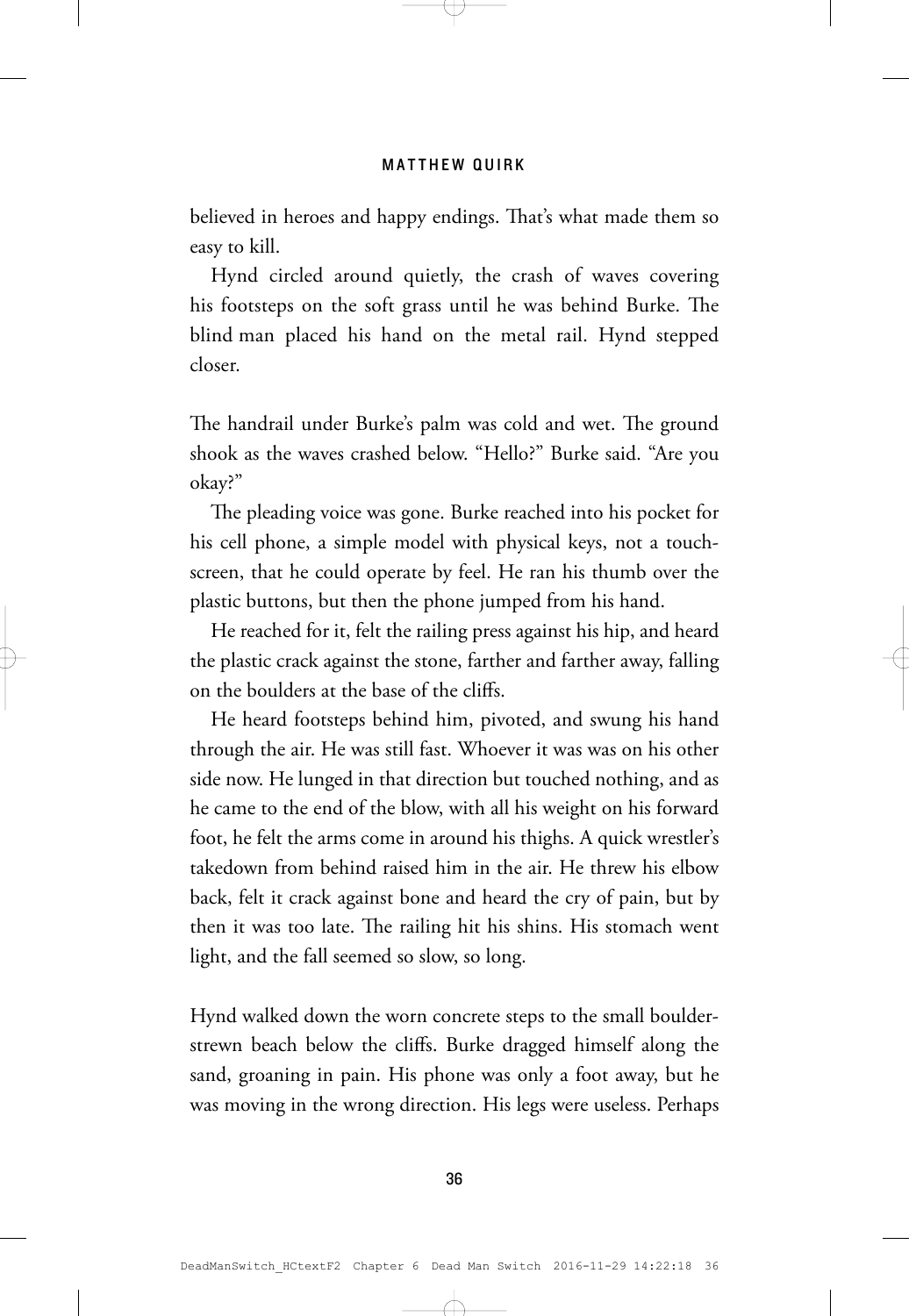believed in heroes and happy endings. That's what made them so easy to kill.

Hynd circled around quietly, the crash of waves covering his footsteps on the soft grass until he was behind Burke. The blind man placed his hand on the metal rail. Hynd stepped closer.

The handrail under Burke's palm was cold and wet. The ground shook as the waves crashed below. "Hello?" Burke said. "Are you okay?"

The pleading voice was gone. Burke reached into his pocket for his cell phone, a simple model with physical keys, not a touchscreen, that he could operate by feel. He ran his thumb over the plastic buttons, but then the phone jumped from his hand.

He reached for it, felt the railing press against his hip, and heard the plastic crack against the stone, farther and farther away, falling on the boulders at the base of the cliffs.

He heard footsteps behind him, pivoted, and swung his hand through the air. He was still fast. Whoever it was was on his other side now. He lunged in that direction but touched nothing, and as he came to the end of the blow, with all his weight on his forward foot, he felt the arms come in around his thighs. A quick wrestler's takedown from behind raised him in the air. He threw his elbow back, felt it crack against bone and heard the cry of pain, but by then it was too late. The railing hit his shins. His stomach went light, and the fall seemed so slow, so long.

Hynd walked down the worn concrete steps to the small boulder-strewn beach below the cliffs. Burke dragged himself along the sand, groaning in pain. His phone was only a foot away, but he was moving in the wrong direction. His legs were useless. Perhaps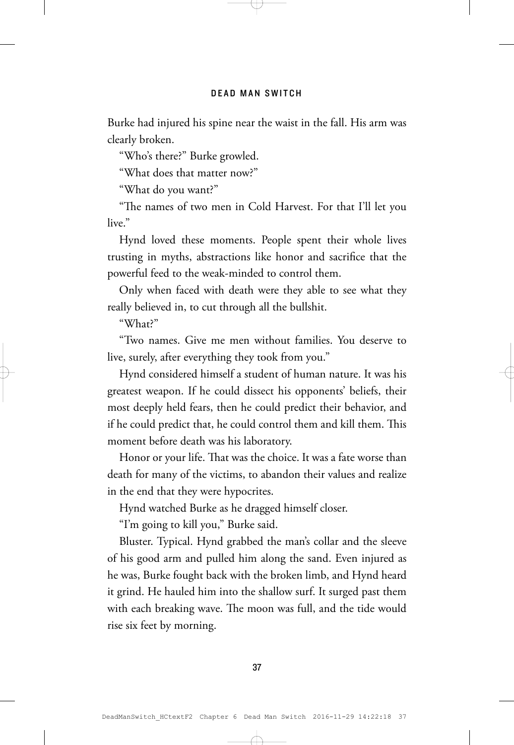Burke had injured his spine near the waist in the fall. His arm was clearly broken.

"Who's there?" Burke growled.

"What does that matter now?"

"What do you want?"

"The names of two men in Cold Harvest. For that I'll let you live."

Hynd loved these moments. People spent their whole lives trusting in myths, abstractions like honor and sacrifice that the powerful feed to the weak-minded to control them.

Only when faced with death were they able to see what they really believed in, to cut through all the bullshit.

"What?"

"Two names. Give me men without families. You deserve to live, surely, after everything they took from you."

Hynd considered himself a student of human nature. It was his greatest weapon. If he could dissect his opponents' beliefs, their most deeply held fears, then he could predict their behavior, and if he could predict that, he could control them and kill them. This moment before death was his laboratory.

Honor or your life. That was the choice. It was a fate worse than death for many of the victims, to abandon their values and realize in the end that they were hypocrites.

Hynd watched Burke as he dragged himself closer.

"I'm going to kill you," Burke said.

Bluster. Typical. Hynd grabbed the man's collar and the sleeve of his good arm and pulled him along the sand. Even injured as he was, Burke fought back with the broken limb, and Hynd heard it grind. He hauled him into the shallow surf. It surged past them with each breaking wave. The moon was full, and the tide would rise six feet by morning.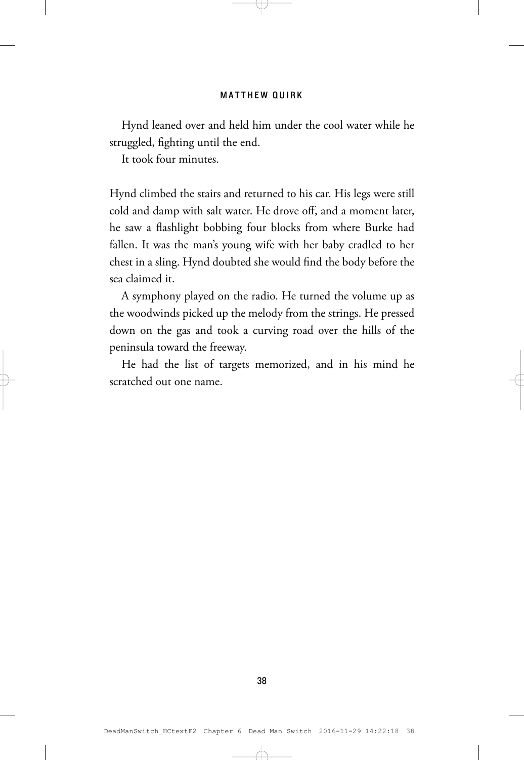Hynd leaned over and held him under the cool water while he struggled, fighting until the end.

It took four minutes.

Hynd climbed the stairs and returned to his car. His legs were still cold and damp with salt water. He drove off, and a moment later, he saw a flashlight bobbing four blocks from where Burke had fallen. It was the man's young wife with her baby cradled to her chest in a sling. Hynd doubted she would find the body before the sea claimed it.

A symphony played on the radio. He turned the volume up as the woodwinds picked up the melody from the strings. He pressed down on the gas and took a curving road over the hills of the peninsula toward the freeway.

He had the list of targets memorized, and in his mind he scratched out one name.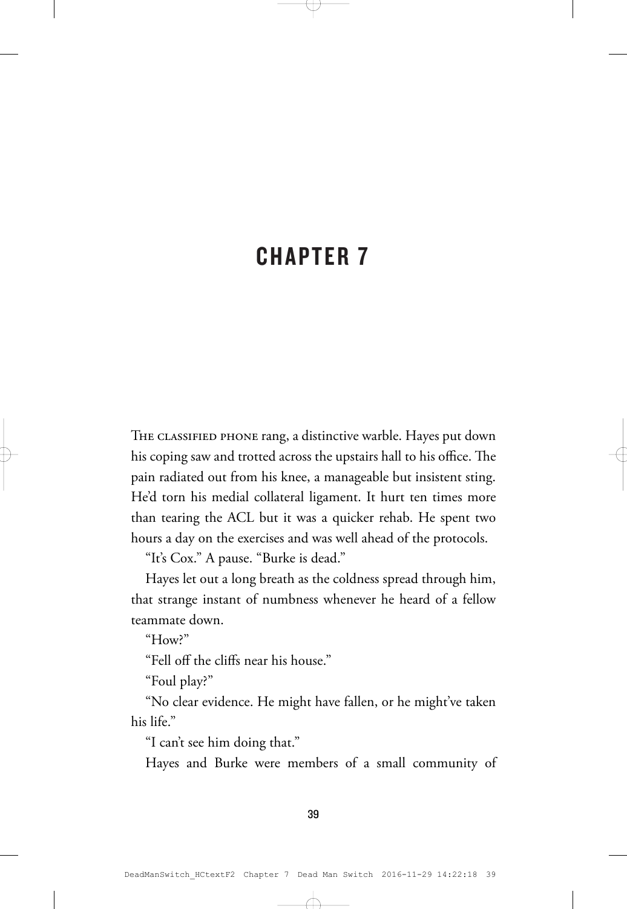# CHAPTER 7

THE CLASSIFIED PHONE rang, a distinctive warble. Hayes put down his coping saw and trotted across the upstairs hall to his office. The pain radiated out from his knee, a manageable but insistent sting. He'd torn his medial collateral ligament. It hurt ten times more than tearing the ACL but it was a quicker rehab. He spent two hours a day on the exercises and was well ahead of the protocols.

"It's Cox." A pause. "Burke is dead."

Hayes let out a long breath as the coldness spread through him, that strange instant of numbness whenever he heard of a fellow teammate down.

"How?"

"Fell off the cliffs near his house."

"Foul play?"

"No clear evidence. He might have fallen, or he might've taken his life."

"I can't see him doing that."

Hayes and Burke were members of a small community of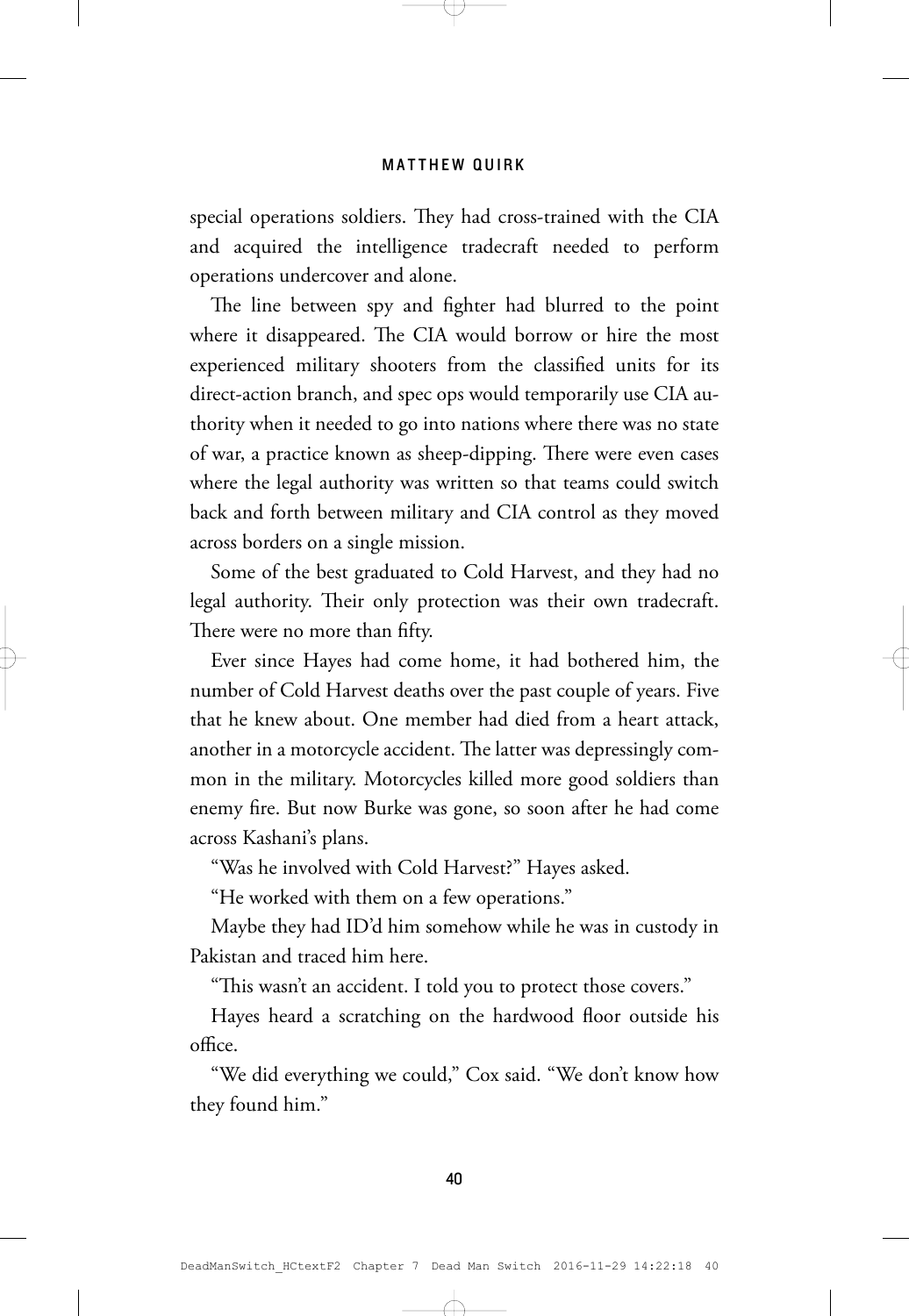special operations soldiers. They had cross-trained with the CIA and acquired the intelligence tradecraft needed to perform operations undercover and alone.

The line between spy and fighter had blurred to the point where it disappeared. The CIA would borrow or hire the most experienced military shooters from the classified units for its direct-action branch, and spec ops would temporarily use CIA authority when it needed to go into nations where there was no state of war, a practice known as sheep-dipping. There were even cases where the legal authority was written so that teams could switch back and forth between military and CIA control as they moved across borders on a single mission.

Some of the best graduated to Cold Harvest, and they had no legal authority. Their only protection was their own tradecraft. There were no more than fifty.

Ever since Hayes had come home, it had bothered him, the number of Cold Harvest deaths over the past couple of years. Five that he knew about. One member had died from a heart attack, another in a motorcycle accident. The latter was depressingly common in the military. Motorcycles killed more good soldiers than enemy fire. But now Burke was gone, so soon after he had come across Kashani's plans.

"Was he involved with Cold Harvest?" Hayes asked.

"He worked with them on a few operations."

Maybe they had ID'd him somehow while he was in custody in Pakistan and traced him here.

"This wasn't an accident. I told you to protect those covers."

Hayes heard a scratching on the hardwood floor outside his office.

"We did everything we could," Cox said. "We don't know how they found him."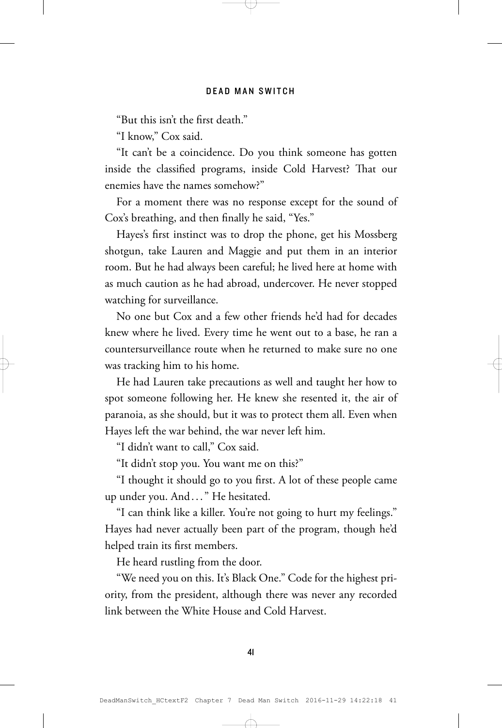"But this isn't the first death."

"I know," Cox said.

"It can't be a coincidence. Do you think someone has gotten inside the classified programs, inside Cold Harvest? That our enemies have the names somehow?"

For a moment there was no response except for the sound of Cox's breathing, and then finally he said, "Yes."

Hayes's first instinct was to drop the phone, get his Mossberg shotgun, take Lauren and Maggie and put them in an interior room. But he had always been careful; he lived here at home with as much caution as he had abroad, undercover. He never stopped watching for surveillance.

No one but Cox and a few other friends he'd had for decades knew where he lived. Every time he went out to a base, he ran a countersurveillance route when he returned to make sure no one was tracking him to his home.

He had Lauren take precautions as well and taught her how to spot someone following her. He knew she resented it, the air of paranoia, as she should, but it was to protect them all. Even when Hayes left the war behind, the war never left him.

"I didn't want to call," Cox said.

"It didn't stop you. You want me on this?"

"I thought it should go to you first. A lot of these people came up under you. And . . ." He hesitated.

"I can think like a killer. You're not going to hurt my feelings." Hayes had never actually been part of the program, though he'd helped train its first members.

He heard rustling from the door.

"We need you on this. It's Black One." Code for the highest priority, from the president, although there was never any recorded link between the White House and Cold Harvest.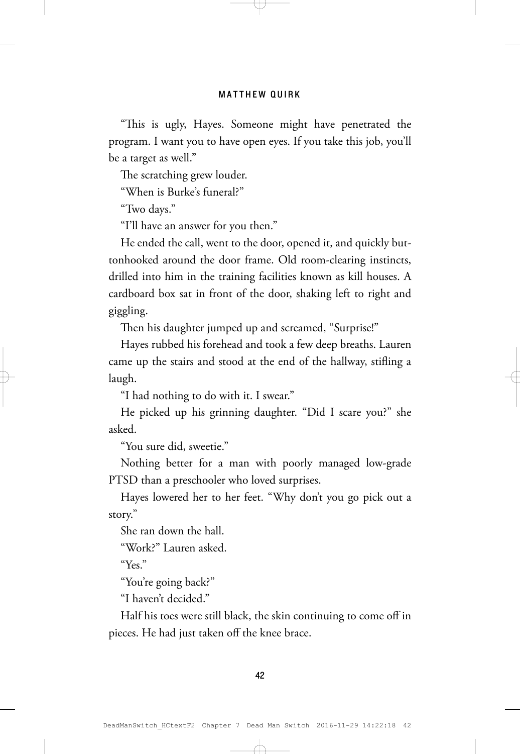"This is ugly, Hayes. Someone might have penetrated the program. I want you to have open eyes. If you take this job, you'll be a target as well."

The scratching grew louder.

"When is Burke's funeral?"

"Two days."

"I'll have an answer for you then."

He ended the call, went to the door, opened it, and quickly buttonhooked around the door frame. Old room-clearing instincts, drilled into him in the training facilities known as kill houses. A cardboard box sat in front of the door, shaking left to right and giggling.

Then his daughter jumped up and screamed, "Surprise!"

Hayes rubbed his forehead and took a few deep breaths. Lauren came up the stairs and stood at the end of the hallway, stifling a laugh.

"I had nothing to do with it. I swear."

He picked up his grinning daughter. "Did I scare you?" she asked.

"You sure did, sweetie."

Nothing better for a man with poorly managed low-grade PTSD than a preschooler who loved surprises.

Hayes lowered her to her feet. "Why don't you go pick out a story."

She ran down the hall.

"Work?" Lauren asked.

"Yes."

"You're going back?"

"I haven't decided."

Half his toes were still black, the skin continuing to come off in pieces. He had just taken off the knee brace.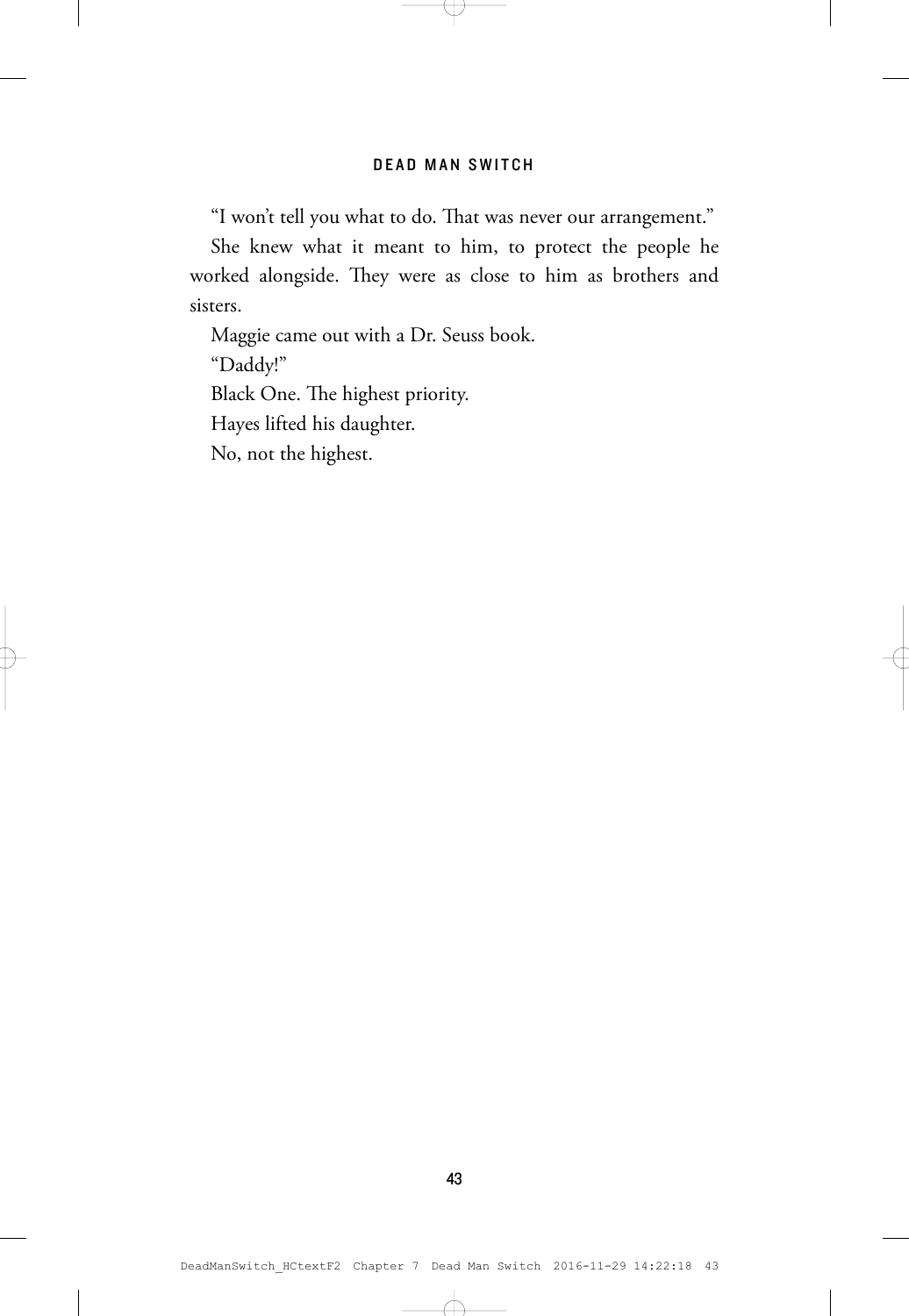"I won't tell you what to do. That was never our arrangement."

She knew what it meant to him, to protect the people he worked alongside. They were as close to him as brothers and sisters.

Maggie came out with a Dr. Seuss book.

"Daddy!"

Black One. The highest priority.

Hayes lifted his daughter.

No, not the highest.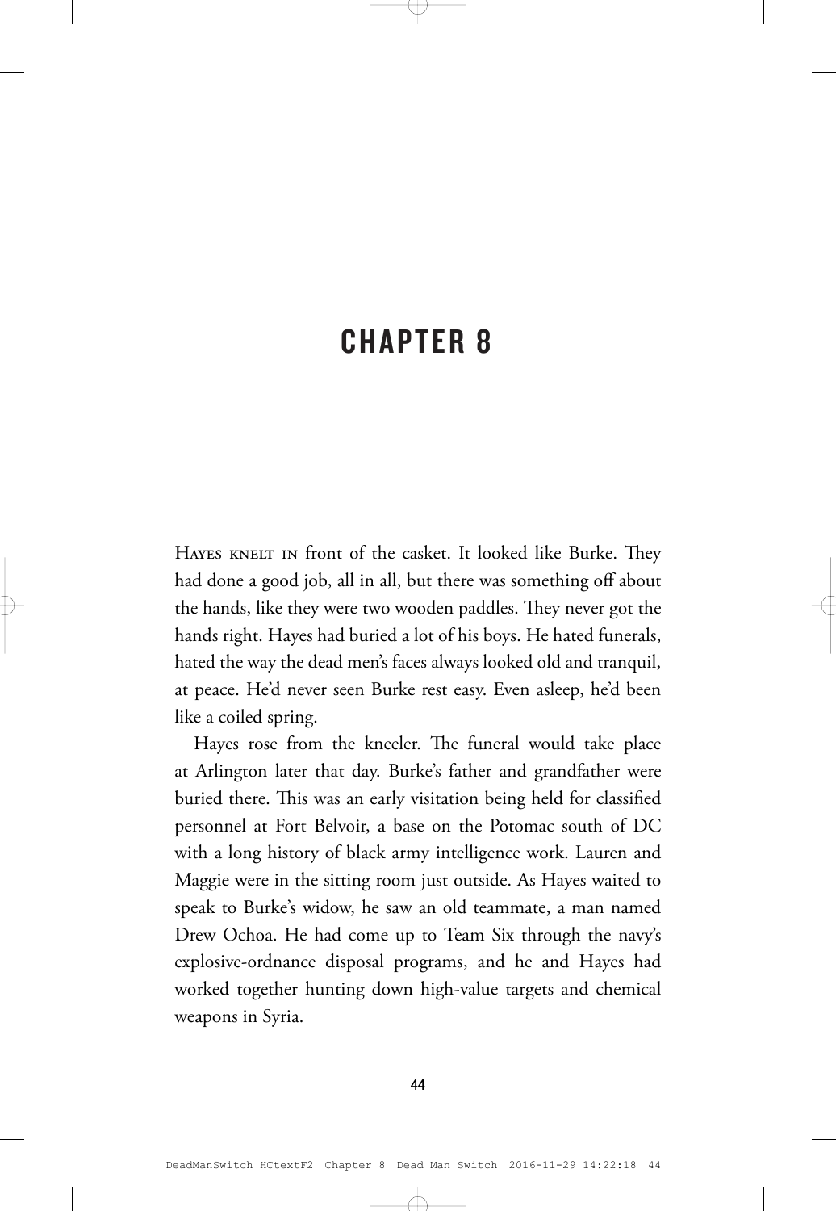# CHAPTER 8

Hayes knelt in front of the casket. It looked like Burke. They had done a good job, all in all, but there was something off about the hands, like they were two wooden paddles. They never got the hands right. Hayes had buried a lot of his boys. He hated funerals, hated the way the dead men's faces always looked old and tranquil, at peace. He'd never seen Burke rest easy. Even asleep, he'd been like a coiled spring.

Hayes rose from the kneeler. The funeral would take place at Arlington later that day. Burke's father and grandfather were buried there. This was an early visitation being held for classified personnel at Fort Belvoir, a base on the Potomac south of DC with a long history of black army intelligence work. Lauren and Maggie were in the sitting room just outside. As Hayes waited to speak to Burke's widow, he saw an old teammate, a man named Drew Ochoa. He had come up to Team Six through the navy's explosive-ordnance disposal programs, and he and Hayes had worked together hunting down high-value targets and chemical weapons in Syria.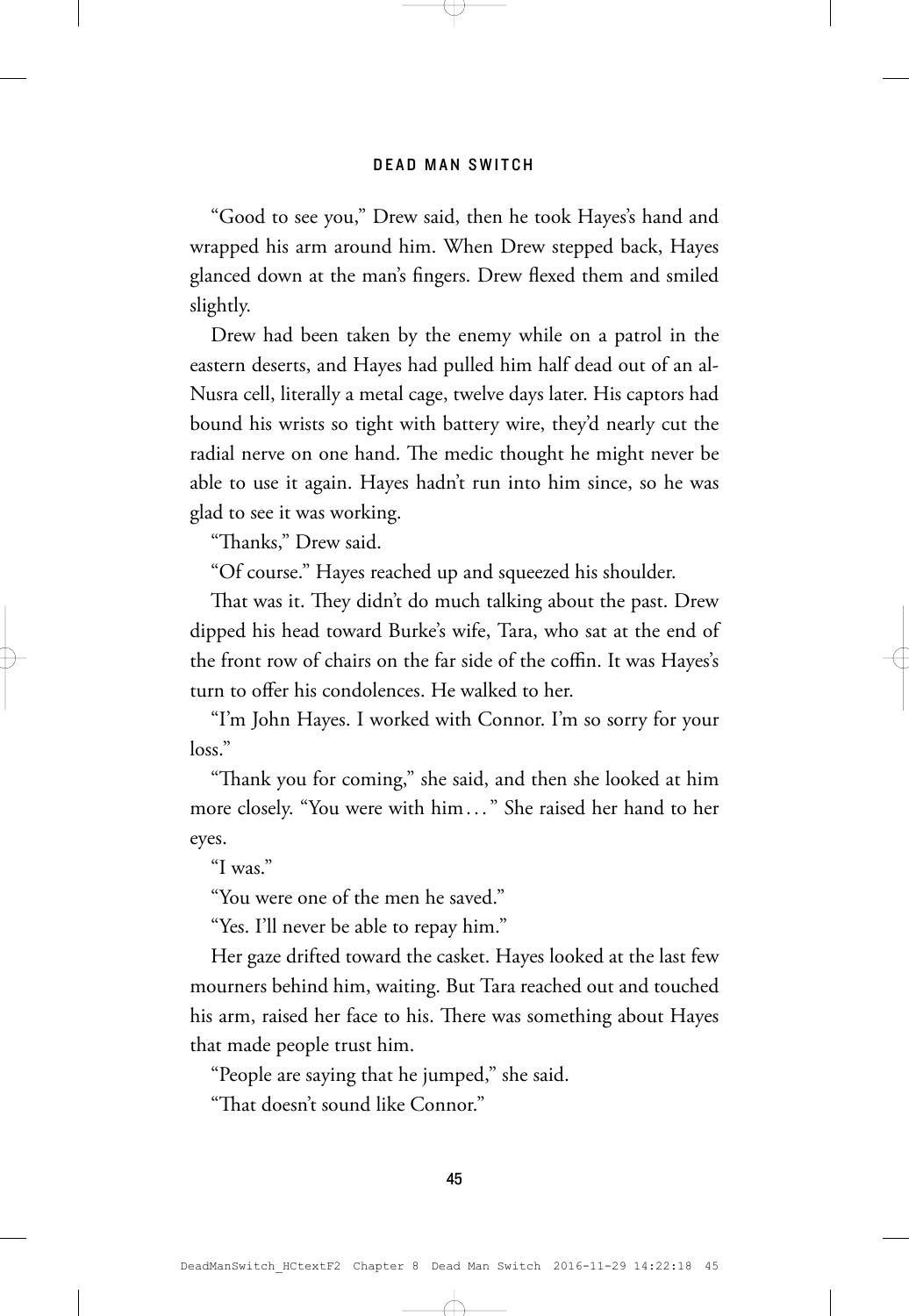"Good to see you," Drew said, then he took Hayes's hand and wrapped his arm around him. When Drew stepped back, Hayes glanced down at the man's fingers. Drew flexed them and smiled slightly.

Drew had been taken by the enemy while on a patrol in the eastern deserts, and Hayes had pulled him half dead out of an al-Nusra cell, literally a metal cage, twelve days later. His captors had bound his wrists so tight with battery wire, they'd nearly cut the radial nerve on one hand. The medic thought he might never be able to use it again. Hayes hadn't run into him since, so he was glad to see it was working.

"Thanks," Drew said.

"Of course." Hayes reached up and squeezed his shoulder.

That was it. They didn't do much talking about the past. Drew dipped his head toward Burke's wife, Tara, who sat at the end of the front row of chairs on the far side of the coffin. It was Hayes's turn to offer his condolences. He walked to her.

"I'm John Hayes. I worked with Connor. I'm so sorry for your loss."

"Thank you for coming," she said, and then she looked at him more closely. "You were with him . . ." She raised her hand to her eyes.

"I was."

"You were one of the men he saved."

"Yes. I'll never be able to repay him."

Her gaze drifted toward the casket. Hayes looked at the last few mourners behind him, waiting. But Tara reached out and touched his arm, raised her face to his. There was something about Hayes that made people trust him.

"People are saying that he jumped," she said.

"That doesn't sound like Connor."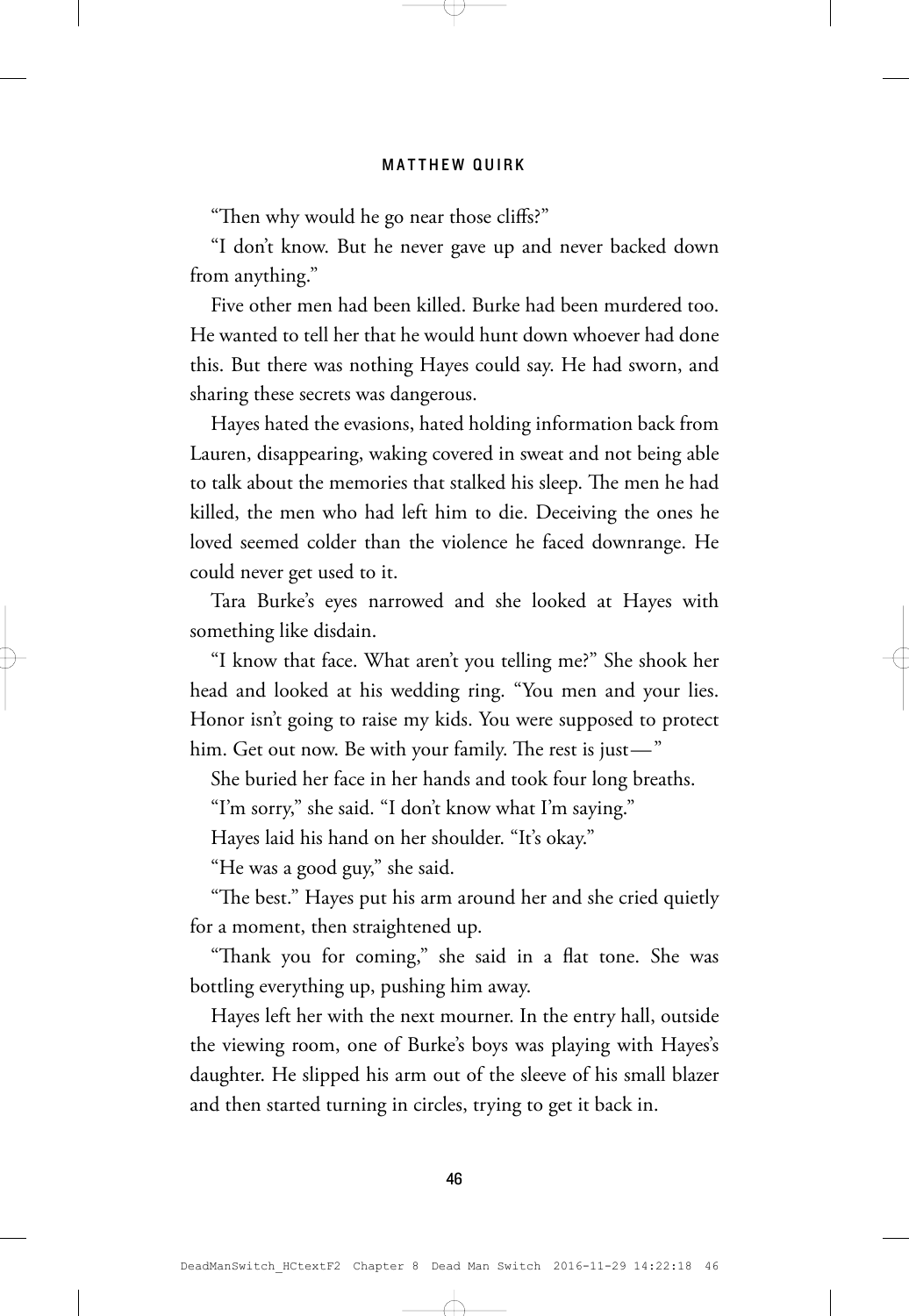"Then why would he go near those cliffs?"

"I don't know. But he never gave up and never backed down from anything."

Five other men had been killed. Burke had been murdered too. He wanted to tell her that he would hunt down whoever had done this. But there was nothing Hayes could say. He had sworn, and sharing these secrets was dangerous.

Hayes hated the evasions, hated holding information back from Lauren, disappearing, waking covered in sweat and not being able to talk about the memories that stalked his sleep. The men he had killed, the men who had left him to die. Deceiving the ones he loved seemed colder than the violence he faced downrange. He could never get used to it.

Tara Burke's eyes narrowed and she looked at Hayes with something like disdain.

"I know that face. What aren't you telling me?" She shook her head and looked at his wedding ring. "You men and your lies. Honor isn't going to raise my kids. You were supposed to protect him. Get out now. Be with your family. The rest is just— "

She buried her face in her hands and took four long breaths.

"I'm sorry," she said. "I don't know what I'm saying."

Hayes laid his hand on her shoulder. "It's okay."

"He was a good guy," she said.

"The best." Hayes put his arm around her and she cried quietly for a moment, then straightened up.

"Thank you for coming," she said in a flat tone. She was bottling everything up, pushing him away.

Hayes left her with the next mourner. In the entry hall, outside the viewing room, one of Burke's boys was playing with Hayes's daughter. He slipped his arm out of the sleeve of his small blazer and then started turning in circles, trying to get it back in.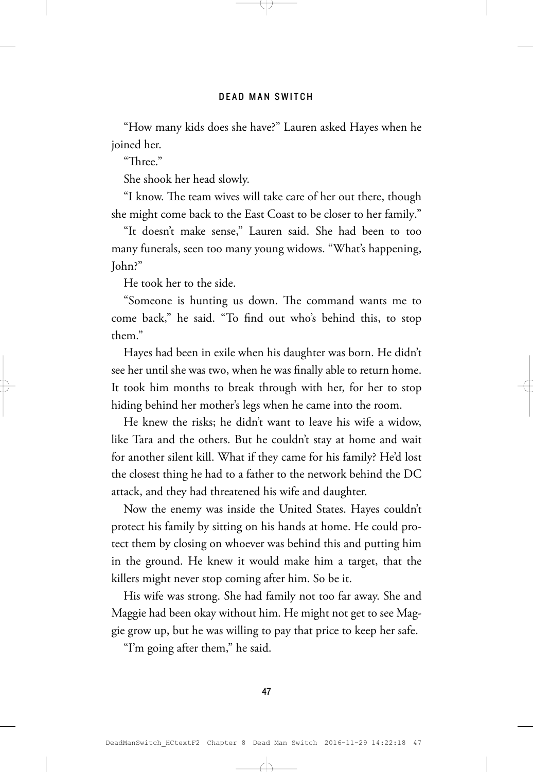"How many kids does she have?" Lauren asked Hayes when he joined her.

"Three."

She shook her head slowly.

"I know. The team wives will take care of her out there, though she might come back to the East Coast to be closer to her family."

"It doesn't make sense," Lauren said. She had been to too many funerals, seen too many young widows. "What's happening, John?"

He took her to the side.

"Someone is hunting us down. The command wants me to come back," he said. "To find out who's behind this, to stop them."

Hayes had been in exile when his daughter was born. He didn't see her until she was two, when he was finally able to return home. It took him months to break through with her, for her to stop hiding behind her mother's legs when he came into the room.

He knew the risks; he didn't want to leave his wife a widow, like Tara and the others. But he couldn't stay at home and wait for another silent kill. What if they came for his family? He'd lost the closest thing he had to a father to the network behind the DC attack, and they had threatened his wife and daughter.

Now the enemy was inside the United States. Hayes couldn't protect his family by sitting on his hands at home. He could protect them by closing on whoever was behind this and putting him in the ground. He knew it would make him a target, that the killers might never stop coming after him. So be it.

His wife was strong. She had family not too far away. She and Maggie had been okay without him. He might not get to see Maggie grow up, but he was willing to pay that price to keep her safe.

"I'm going after them," he said.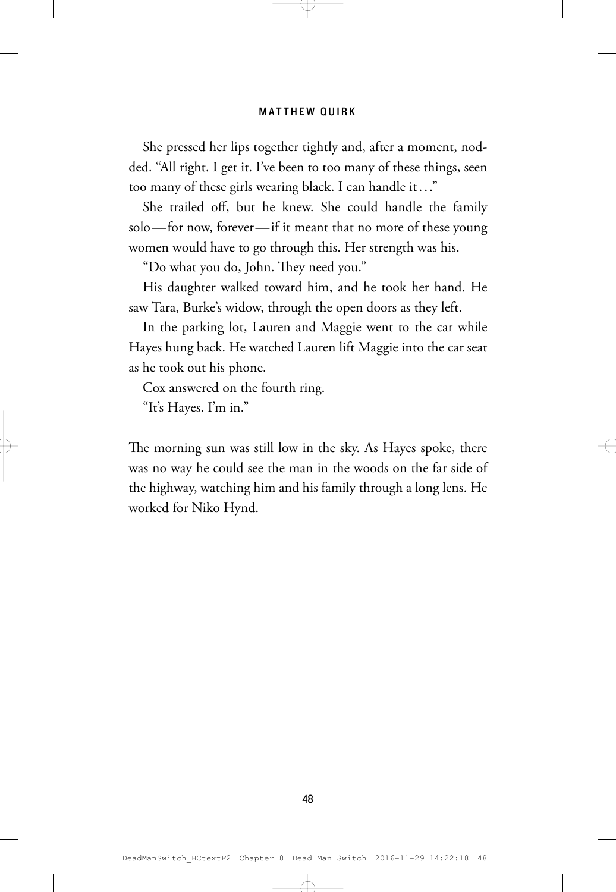She pressed her lips together tightly and, after a moment, nodded. "All right. I get it. I've been to too many of these things, seen too many of these girls wearing black. I can handle it…"

She trailed off, but he knew. She could handle the family solo—for now, forever—if it meant that no more of these young women would have to go through this. Her strength was his.

"Do what you do, John. They need you."

His daughter walked toward him, and he took her hand. He saw Tara, Burke's widow, through the open doors as they left.

In the parking lot, Lauren and Maggie went to the car while Hayes hung back. He watched Lauren lift Maggie into the car seat as he took out his phone.

Cox answered on the fourth ring.

"It's Hayes. I'm in."

The morning sun was still low in the sky. As Hayes spoke, there was no way he could see the man in the woods on the far side of the highway, watching him and his family through a long lens. He worked for Niko Hynd.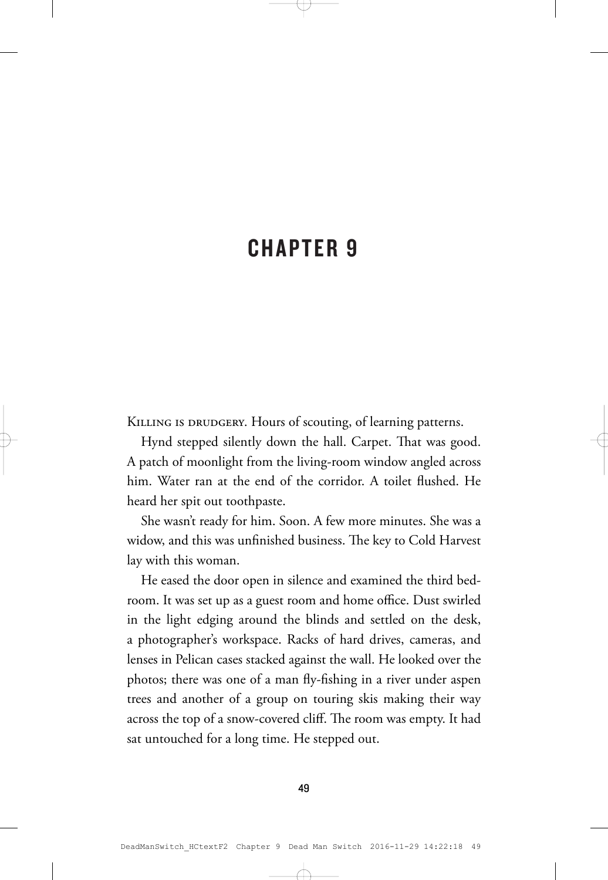# CHAPTER 9

Killing is drudgery. Hours of scouting, of learning patterns.

Hynd stepped silently down the hall. Carpet. That was good. A patch of moonlight from the living-room window angled across him. Water ran at the end of the corridor. A toilet flushed. He heard her spit out toothpaste.

She wasn't ready for him. Soon. A few more minutes. She was a widow, and this was unfinished business. The key to Cold Harvest lay with this woman.

He eased the door open in silence and examined the third bedroom. It was set up as a guest room and home office. Dust swirled in the light edging around the blinds and settled on the desk, a photographer's workspace. Racks of hard drives, cameras, and lenses in Pelican cases stacked against the wall. He looked over the photos; there was one of a man fly-fishing in a river under aspen trees and another of a group on touring skis making their way across the top of a snow-covered cliff. The room was empty. It had sat untouched for a long time. He stepped out.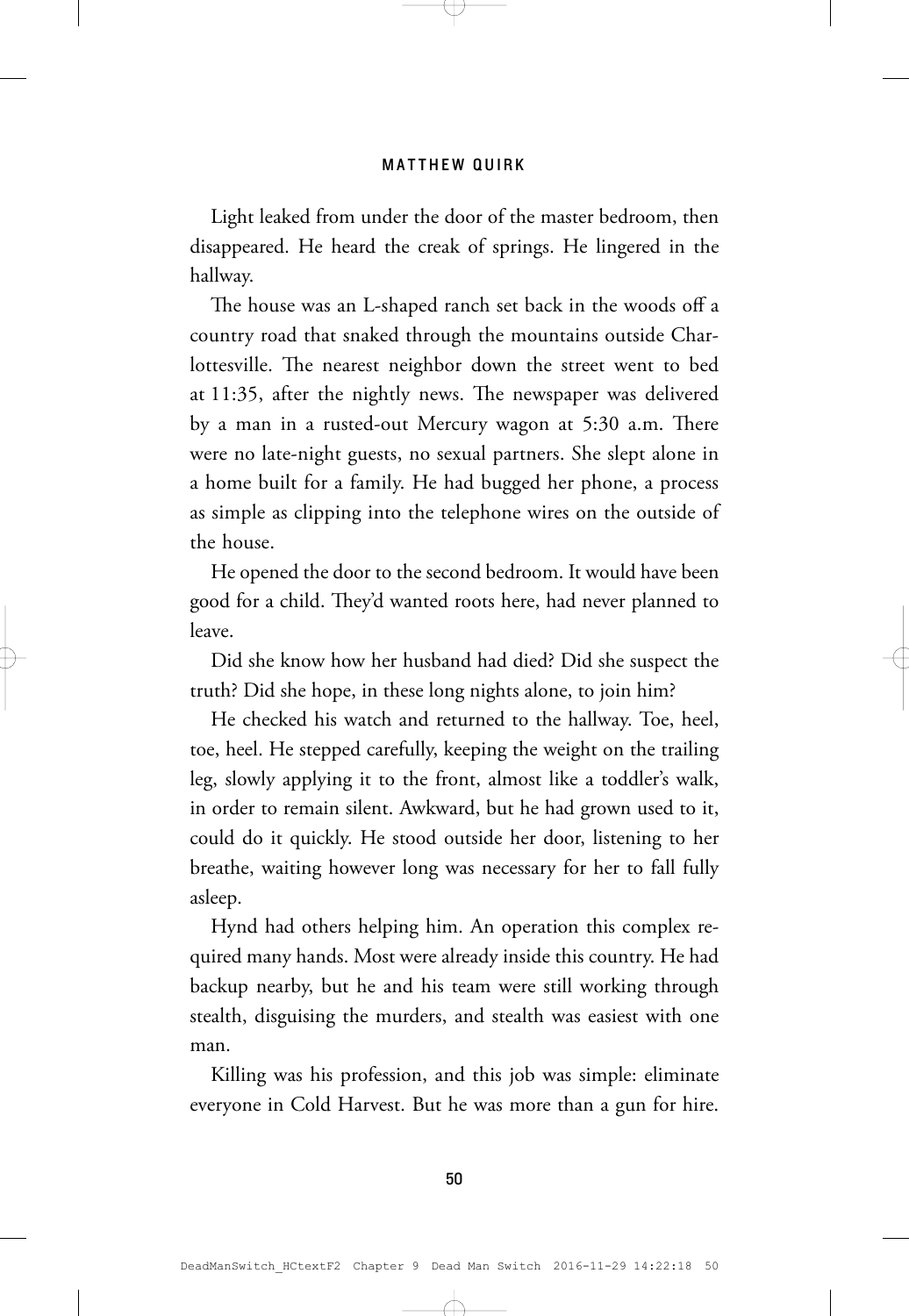Light leaked from under the door of the master bedroom, then disappeared. He heard the creak of springs. He lingered in the hallway.

The house was an L-shaped ranch set back in the woods off a country road that snaked through the mountains outside Charlottesville. The nearest neighbor down the street went to bed at 11:35, after the nightly news. The newspaper was delivered by a man in a rusted-out Mercury wagon at 5:30 a.m. There were no late-night guests, no sexual partners. She slept alone in a home built for a family. He had bugged her phone, a process as simple as clipping into the telephone wires on the outside of the house.

He opened the door to the second bedroom. It would have been good for a child. They'd wanted roots here, had never planned to leave.

Did she know how her husband had died? Did she suspect the truth? Did she hope, in these long nights alone, to join him?

He checked his watch and returned to the hallway. Toe, heel, toe, heel. He stepped carefully, keeping the weight on the trailing leg, slowly applying it to the front, almost like a toddler's walk, in order to remain silent. Awkward, but he had grown used to it, could do it quickly. He stood outside her door, listening to her breathe, waiting however long was necessary for her to fall fully asleep.

Hynd had others helping him. An operation this complex required many hands. Most were already inside this country. He had backup nearby, but he and his team were still working through stealth, disguising the murders, and stealth was easiest with one man.

Killing was his profession, and this job was simple: eliminate everyone in Cold Harvest. But he was more than a gun for hire.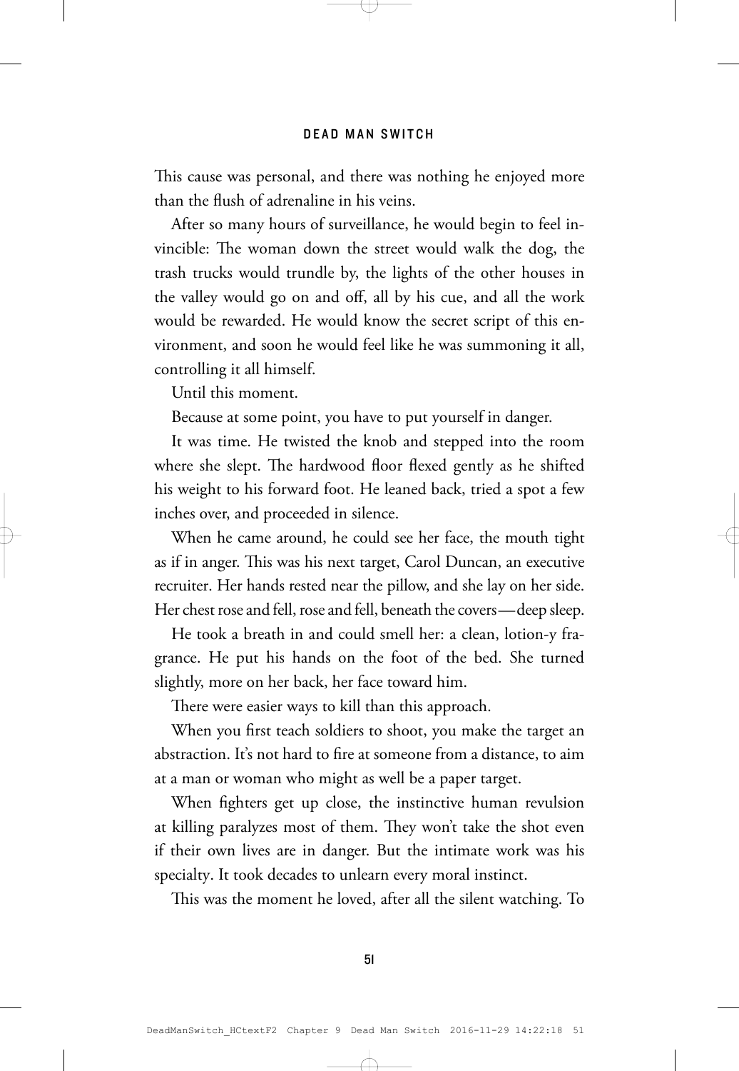This cause was personal, and there was nothing he enjoyed more than the flush of adrenaline in his veins.

After so many hours of surveillance, he would begin to feel invincible: The woman down the street would walk the dog, the trash trucks would trundle by, the lights of the other houses in the valley would go on and off, all by his cue, and all the work would be rewarded. He would know the secret script of this environment, and soon he would feel like he was summoning it all, controlling it all himself.

Until this moment.

Because at some point, you have to put yourself in danger.

It was time. He twisted the knob and stepped into the room where she slept. The hardwood floor flexed gently as he shifted his weight to his forward foot. He leaned back, tried a spot a few inches over, and proceeded in silence.

When he came around, he could see her face, the mouth tight as if in anger. This was his next target, Carol Duncan, an executive recruiter. Her hands rested near the pillow, and she lay on her side. Her chest rose and fell, rose and fell, beneath the covers—deep sleep.

He took a breath in and could smell her: a clean, lotion-y fragrance. He put his hands on the foot of the bed. She turned slightly, more on her back, her face toward him.

There were easier ways to kill than this approach.

When you first teach soldiers to shoot, you make the target an abstraction. It's not hard to fire at someone from a distance, to aim at a man or woman who might as well be a paper target.

When fighters get up close, the instinctive human revulsion at killing paralyzes most of them. They won't take the shot even if their own lives are in danger. But the intimate work was his specialty. It took decades to unlearn every moral instinct.

This was the moment he loved, after all the silent watching. To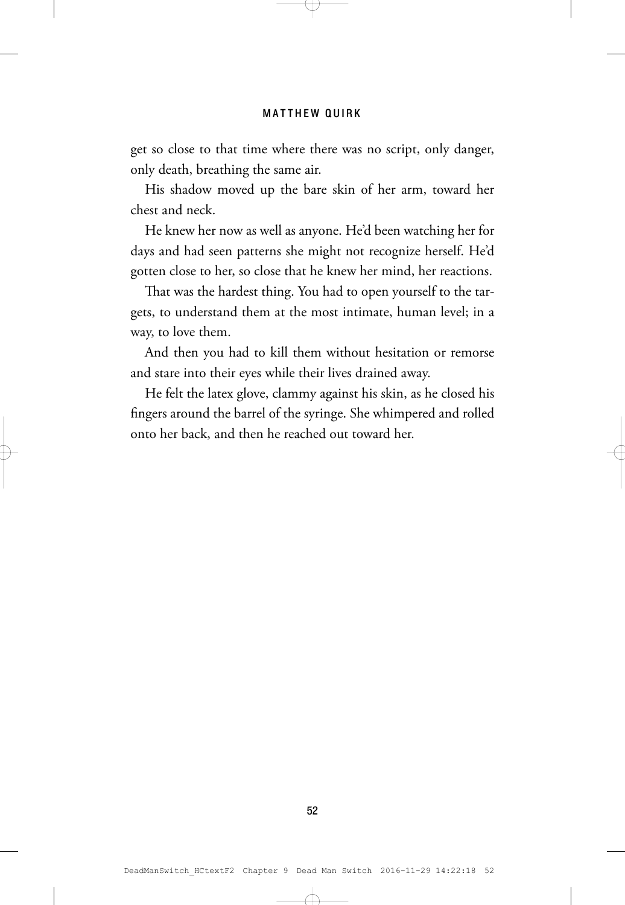get so close to that time where there was no script, only danger, only death, breathing the same air.

His shadow moved up the bare skin of her arm, toward her chest and neck.

He knew her now as well as anyone. He'd been watching her for days and had seen patterns she might not recognize herself. He'd gotten close to her, so close that he knew her mind, her reactions.

That was the hardest thing. You had to open yourself to the targets, to understand them at the most intimate, human level; in a way, to love them.

And then you had to kill them without hesitation or remorse and stare into their eyes while their lives drained away.

He felt the latex glove, clammy against his skin, as he closed his fingers around the barrel of the syringe. She whimpered and rolled onto her back, and then he reached out toward her.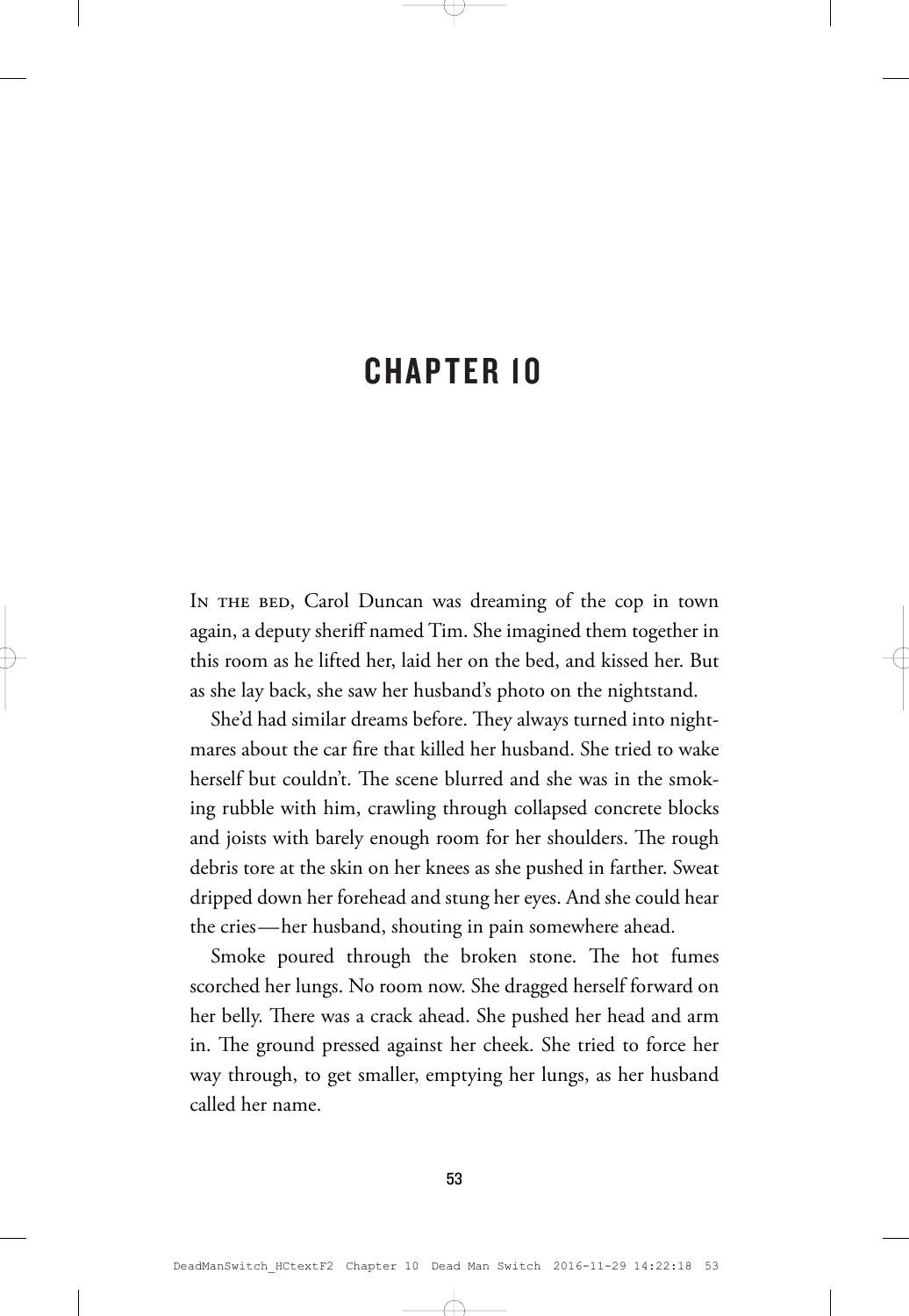# CHAPTER 10

In the bed, Carol Duncan was dreaming of the cop in town again, a deputy sheriff named Tim. She imagined them together in this room as he lifted her, laid her on the bed, and kissed her. But as she lay back, she saw her husband's photo on the nightstand.

She'd had similar dreams before. They always turned into nightmares about the car fire that killed her husband. She tried to wake herself but couldn't. The scene blurred and she was in the smoking rubble with him, crawling through collapsed concrete blocks and joists with barely enough room for her shoulders. The rough debris tore at the skin on her knees as she pushed in farther. Sweat dripped down her forehead and stung her eyes. And she could hear the cries—her husband, shouting in pain somewhere ahead.

Smoke poured through the broken stone. The hot fumes scorched her lungs. No room now. She dragged herself forward on her belly. There was a crack ahead. She pushed her head and arm in. The ground pressed against her cheek. She tried to force her way through, to get smaller, emptying her lungs, as her husband called her name.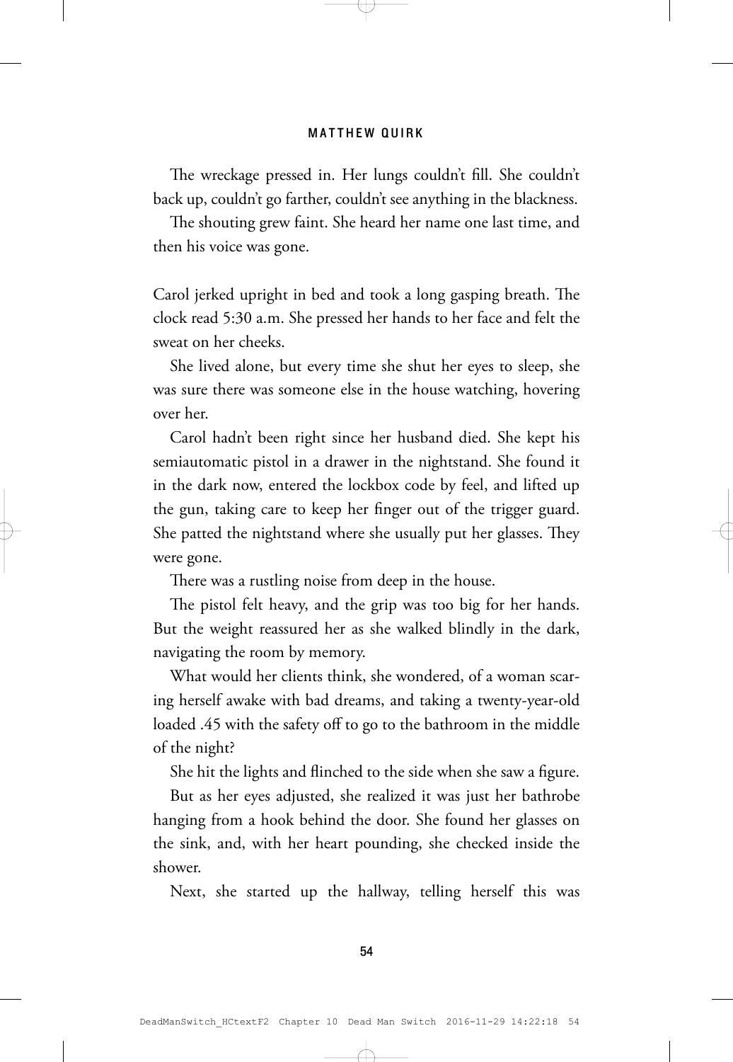The wreckage pressed in. Her lungs couldn't fill. She couldn't back up, couldn't go farther, couldn't see anything in the blackness.

The shouting grew faint. She heard her name one last time, and then his voice was gone.

Carol jerked upright in bed and took a long gasping breath. The clock read 5:30 a.m. She pressed her hands to her face and felt the sweat on her cheeks.

She lived alone, but every time she shut her eyes to sleep, she was sure there was someone else in the house watching, hovering over her.

Carol hadn't been right since her husband died. She kept his semiautomatic pistol in a drawer in the nightstand. She found it in the dark now, entered the lockbox code by feel, and lifted up the gun, taking care to keep her finger out of the trigger guard. She patted the nightstand where she usually put her glasses. They were gone.

There was a rustling noise from deep in the house.

The pistol felt heavy, and the grip was too big for her hands. But the weight reassured her as she walked blindly in the dark, navigating the room by memory.

What would her clients think, she wondered, of a woman scaring herself awake with bad dreams, and taking a twenty-year-old loaded .45 with the safety off to go to the bathroom in the middle of the night?

She hit the lights and flinched to the side when she saw a figure.

But as her eyes adjusted, she realized it was just her bathrobe hanging from a hook behind the door. She found her glasses on the sink, and, with her heart pounding, she checked inside the shower.

Next, she started up the hallway, telling herself this was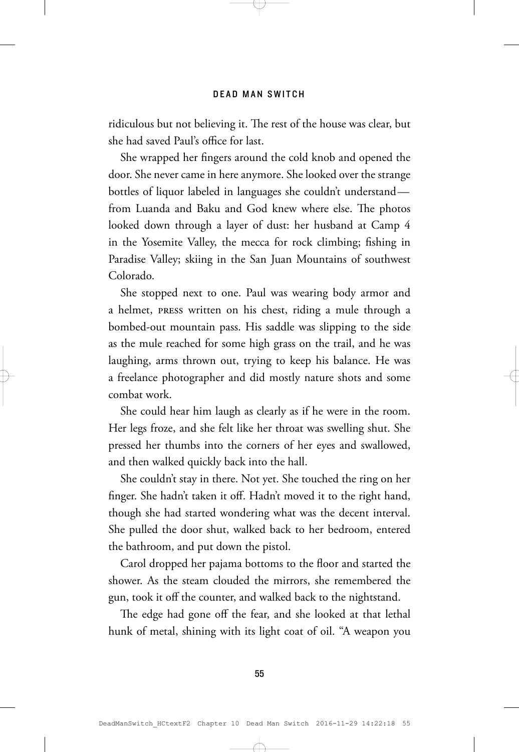ridiculous but not believing it. The rest of the house was clear, but she had saved Paul's office for last.

She wrapped her fingers around the cold knob and opened the door. She never came in here anymore. She looked over the strange bottles of liquor labeled in languages she couldn't understand—from Luanda and Baku and God knew where else. The photos looked down through a layer of dust: her husband at Camp 4 in the Yosemite Valley, the mecca for rock climbing; fishing in Paradise Valley; skiing in the San Juan Mountains of southwest Colorado.

She stopped next to one. Paul was wearing body armor and a helmet, PRESS written on his chest, riding a mule through a bombed-out mountain pass. His saddle was slipping to the side as the mule reached for some high grass on the trail, and he was laughing, arms thrown out, trying to keep his balance. He was a freelance photographer and did mostly nature shots and some combat work.

She could hear him laugh as clearly as if he were in the room. Her legs froze, and she felt like her throat was swelling shut. She pressed her thumbs into the corners of her eyes and swallowed, and then walked quickly back into the hall.

She couldn't stay in there. Not yet. She touched the ring on her finger. She hadn't taken it off. Hadn't moved it to the right hand, though she had started wondering what was the decent interval. She pulled the door shut, walked back to her bedroom, entered the bathroom, and put down the pistol.

Carol dropped her pajama bottoms to the floor and started the shower. As the steam clouded the mirrors, she remembered the gun, took it off the counter, and walked back to the nightstand.

The edge had gone off the fear, and she looked at that lethal hunk of metal, shining with its light coat of oil. "A weapon you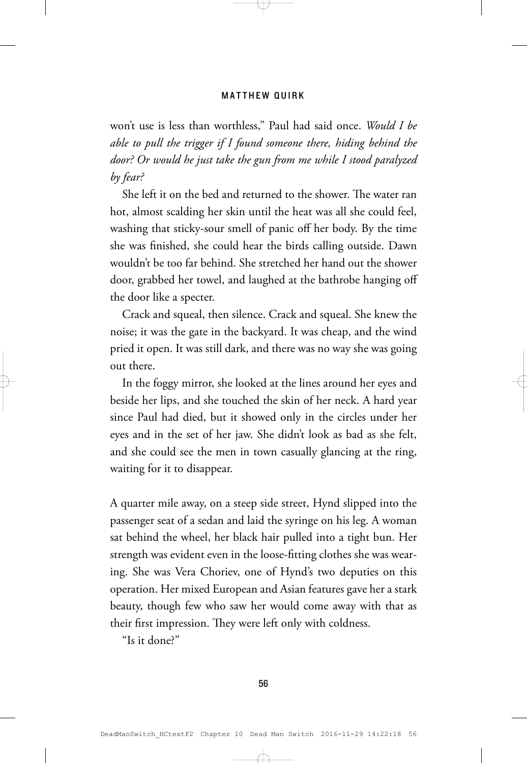won't use is less than worthless," Paul had said once. *Would I be able to pull the trigger if I found someone there, hiding behind the door? Or would he just take the gun from me while I stood paralyzed by fear?*

She left it on the bed and returned to the shower. The water ran hot, almost scalding her skin until the heat was all she could feel, washing that sticky-sour smell of panic off her body. By the time she was finished, she could hear the birds calling outside. Dawn wouldn't be too far behind. She stretched her hand out the shower door, grabbed her towel, and laughed at the bathrobe hanging off the door like a specter.

Crack and squeal, then silence. Crack and squeal. She knew the noise; it was the gate in the backyard. It was cheap, and the wind pried it open. It was still dark, and there was no way she was going out there.

In the foggy mirror, she looked at the lines around her eyes and beside her lips, and she touched the skin of her neck. A hard year since Paul had died, but it showed only in the circles under her eyes and in the set of her jaw. She didn't look as bad as she felt, and she could see the men in town casually glancing at the ring, waiting for it to disappear.

A quarter mile away, on a steep side street, Hynd slipped into the passenger seat of a sedan and laid the syringe on his leg. A woman sat behind the wheel, her black hair pulled into a tight bun. Her strength was evident even in the loose-fitting clothes she was wearing. She was Vera Choriev, one of Hynd's two deputies on this operation. Her mixed European and Asian features gave her a stark beauty, though few who saw her would come away with that as their first impression. They were left only with coldness.

"Is it done?"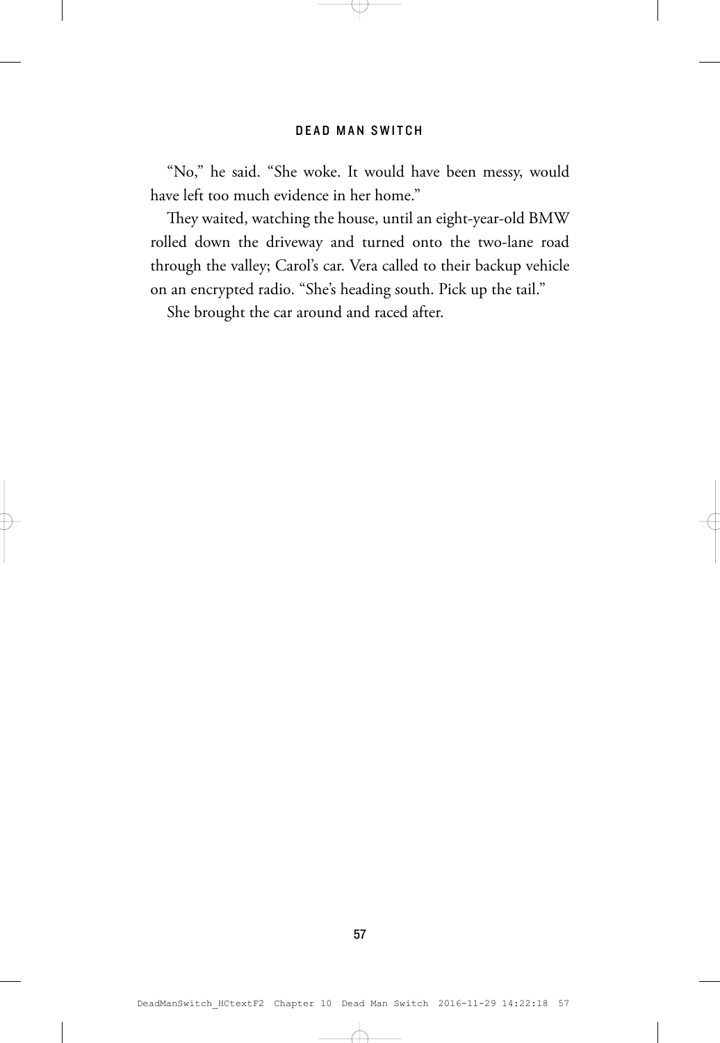"No," he said. "She woke. It would have been messy, would have left too much evidence in her home."

They waited, watching the house, until an eight-year-old BMW rolled down the driveway and turned onto the two-lane road through the valley; Carol's car. Vera called to their backup vehicle on an encrypted radio. "She's heading south. Pick up the tail."

She brought the car around and raced after.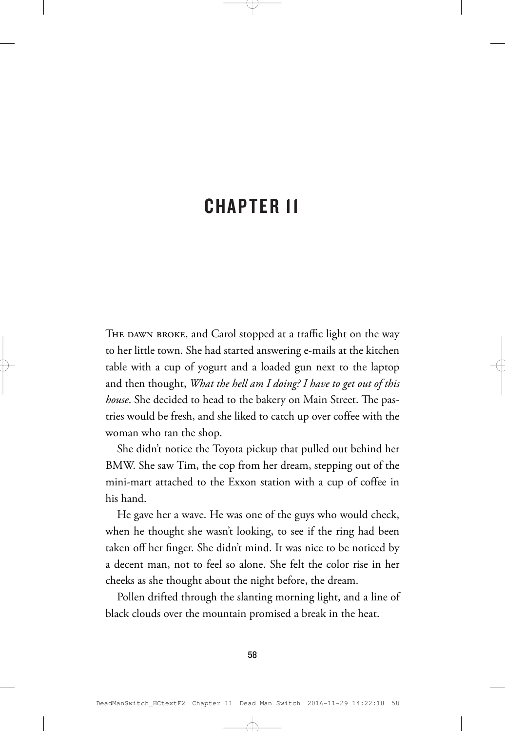# CHAPTER 11

THE DAWN BROKE, and Carol stopped at a traffic light on the way to her little town. She had started answering e-mails at the kitchen table with a cup of yogurt and a loaded gun next to the laptop and then thought, *What the hell am I doing? I have to get out of this house*. She decided to head to the bakery on Main Street. The pastries would be fresh, and she liked to catch up over coffee with the woman who ran the shop.

She didn't notice the Toyota pickup that pulled out behind her BMW. She saw Tim, the cop from her dream, stepping out of the mini-mart attached to the Exxon station with a cup of coffee in his hand.

He gave her a wave. He was one of the guys who would check, when he thought she wasn't looking, to see if the ring had been taken off her finger. She didn't mind. It was nice to be noticed by a decent man, not to feel so alone. She felt the color rise in her cheeks as she thought about the night before, the dream.

Pollen drifted through the slanting morning light, and a line of black clouds over the mountain promised a break in the heat.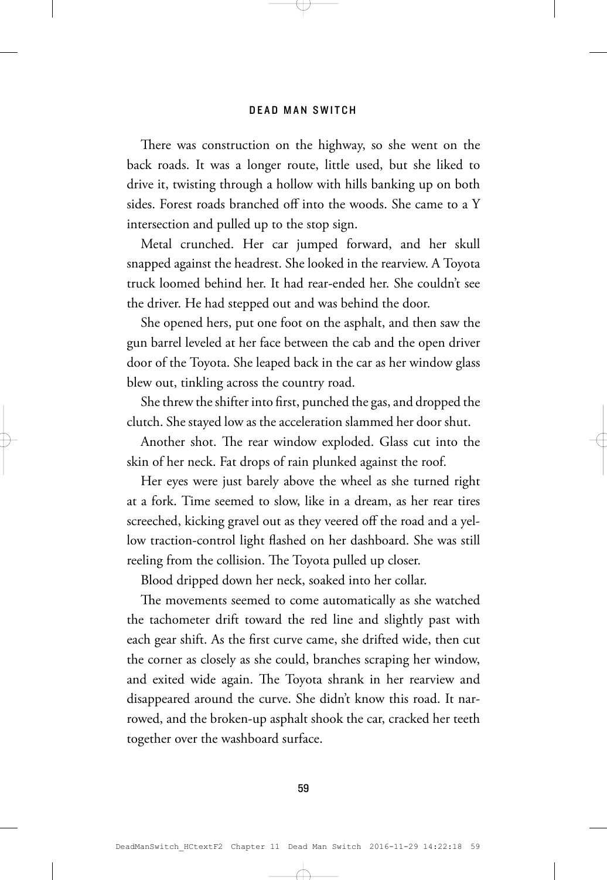There was construction on the highway, so she went on the back roads. It was a longer route, little used, but she liked to drive it, twisting through a hollow with hills banking up on both sides. Forest roads branched off into the woods. She came to a Y intersection and pulled up to the stop sign.

Metal crunched. Her car jumped forward, and her skull snapped against the headrest. She looked in the rearview. A Toyota truck loomed behind her. It had rear-ended her. She couldn't see the driver. He had stepped out and was behind the door.

She opened hers, put one foot on the asphalt, and then saw the gun barrel leveled at her face between the cab and the open driver door of the Toyota. She leaped back in the car as her window glass blew out, tinkling across the country road.

She threw the shifter into first, punched the gas, and dropped the clutch. She stayed low as the acceleration slammed her door shut.

Another shot. The rear window exploded. Glass cut into the skin of her neck. Fat drops of rain plunked against the roof.

Her eyes were just barely above the wheel as she turned right at a fork. Time seemed to slow, like in a dream, as her rear tires screeched, kicking gravel out as they veered off the road and a yellow traction-control light flashed on her dashboard. She was still reeling from the collision. The Toyota pulled up closer.

Blood dripped down her neck, soaked into her collar.

The movements seemed to come automatically as she watched the tachometer drift toward the red line and slightly past with each gear shift. As the first curve came, she drifted wide, then cut the corner as closely as she could, branches scraping her window, and exited wide again. The Toyota shrank in her rearview and disappeared around the curve. She didn't know this road. It narrowed, and the broken-up asphalt shook the car, cracked her teeth together over the washboard surface.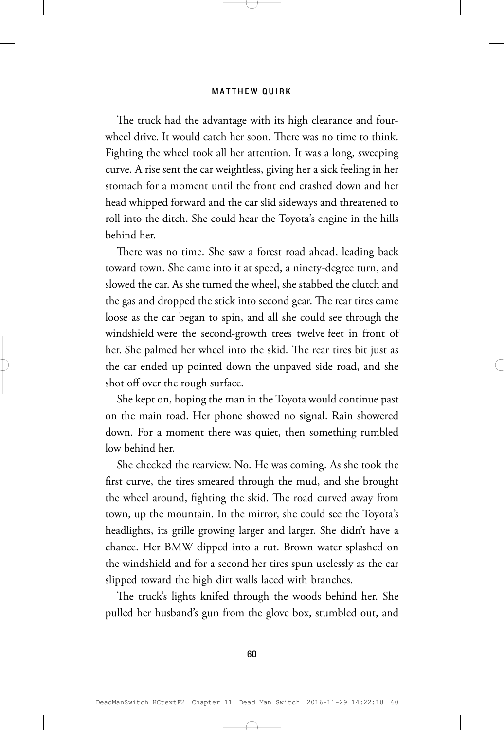The truck had the advantage with its high clearance and four-wheel drive. It would catch her soon. There was no time to think. Fighting the wheel took all her attention. It was a long, sweeping curve. A rise sent the car weightless, giving her a sick feeling in her stomach for a moment until the front end crashed down and her head whipped forward and the car slid sideways and threatened to roll into the ditch. She could hear the Toyota's engine in the hills behind her.

There was no time. She saw a forest road ahead, leading back toward town. She came into it at speed, a ninety-degree turn, and slowed the car. As she turned the wheel, she stabbed the clutch and the gas and dropped the stick into second gear. The rear tires came loose as the car began to spin, and all she could see through the windshield were the second-growth trees twelve feet in front of her. She palmed her wheel into the skid. The rear tires bit just as the car ended up pointed down the unpaved side road, and she shot off over the rough surface.

She kept on, hoping the man in the Toyota would continue past on the main road. Her phone showed no signal. Rain showered down. For a moment there was quiet, then something rumbled low behind her.

She checked the rearview. No. He was coming. As she took the first curve, the tires smeared through the mud, and she brought the wheel around, fighting the skid. The road curved away from town, up the mountain. In the mirror, she could see the Toyota's headlights, its grille growing larger and larger. She didn't have a chance. Her BMW dipped into a rut. Brown water splashed on the windshield and for a second her tires spun uselessly as the car slipped toward the high dirt walls laced with branches.

The truck's lights knifed through the woods behind her. She pulled her husband's gun from the glove box, stumbled out, and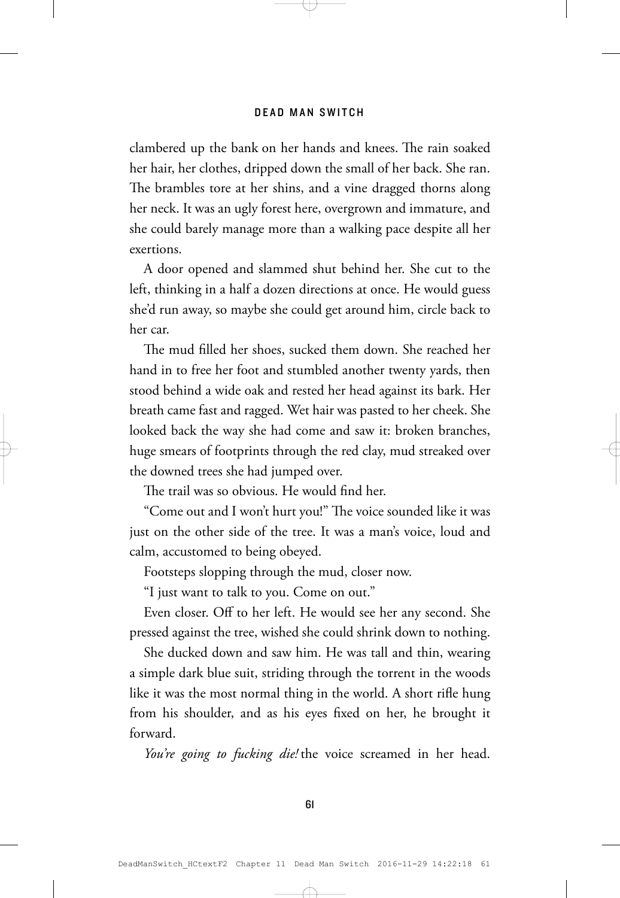clambered up the bank on her hands and knees. The rain soaked her hair, her clothes, dripped down the small of her back. She ran. The brambles tore at her shins, and a vine dragged thorns along her neck. It was an ugly forest here, overgrown and immature, and she could barely manage more than a walking pace despite all her exertions.

A door opened and slammed shut behind her. She cut to the left, thinking in a half a dozen directions at once. He would guess she'd run away, so maybe she could get around him, circle back to her car.

The mud filled her shoes, sucked them down. She reached her hand in to free her foot and stumbled another twenty yards, then stood behind a wide oak and rested her head against its bark. Her breath came fast and ragged. Wet hair was pasted to her cheek. She looked back the way she had come and saw it: broken branches, huge smears of footprints through the red clay, mud streaked over the downed trees she had jumped over.

The trail was so obvious. He would find her.

"Come out and I won't hurt you!" The voice sounded like it was just on the other side of the tree. It was a man's voice, loud and calm, accustomed to being obeyed.

Footsteps slopping through the mud, closer now.

"I just want to talk to you. Come on out."

Even closer. Off to her left. He would see her any second. She pressed against the tree, wished she could shrink down to nothing.

She ducked down and saw him. He was tall and thin, wearing a simple dark blue suit, striding through the torrent in the woods like it was the most normal thing in the world. A short rifle hung from his shoulder, and as his eyes fixed on her, he brought it forward.

*You're going to fucking die!* the voice screamed in her head.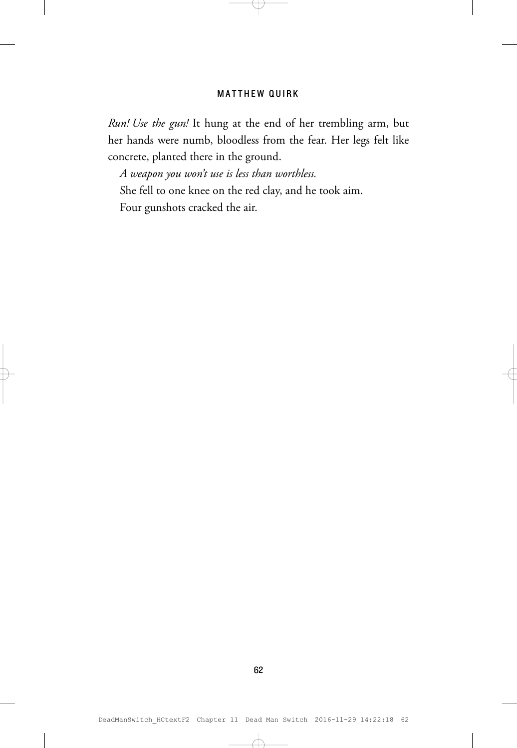*Run! Use the gun!* It hung at the end of her trembling arm, but her hands were numb, bloodless from the fear. Her legs felt like concrete, planted there in the ground.

*A weapon you won't use is less than worthless.*

She fell to one knee on the red clay, and he took aim.

Four gunshots cracked the air.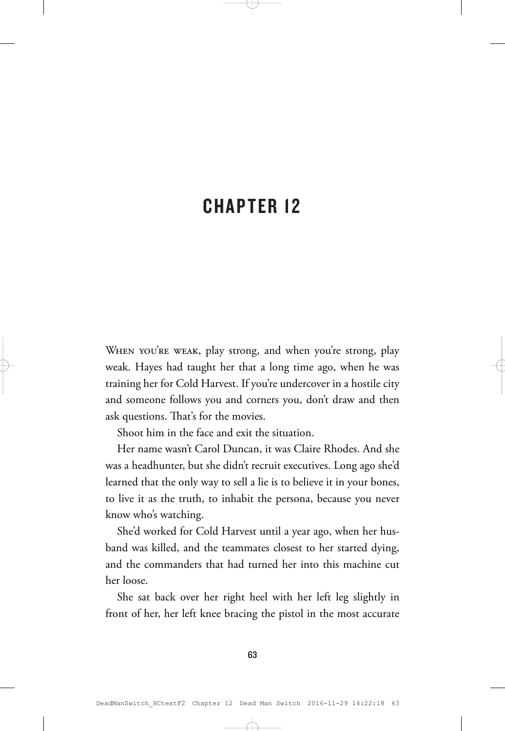# CHAPTER 12

When you're weak, play strong, and when you're strong, play weak. Hayes had taught her that a long time ago, when he was training her for Cold Harvest. If you're undercover in a hostile city and someone follows you and corners you, don't draw and then ask questions. That's for the movies.

Shoot him in the face and exit the situation.

Her name wasn't Carol Duncan, it was Claire Rhodes. And she was a headhunter, but she didn't recruit executives. Long ago she'd learned that the only way to sell a lie is to believe it in your bones, to live it as the truth, to inhabit the persona, because you never know who's watching.

She'd worked for Cold Harvest until a year ago, when her husband was killed, and the teammates closest to her started dying, and the commanders that had turned her into this machine cut her loose.

She sat back over her right heel with her left leg slightly in front of her, her left knee bracing the pistol in the most accurate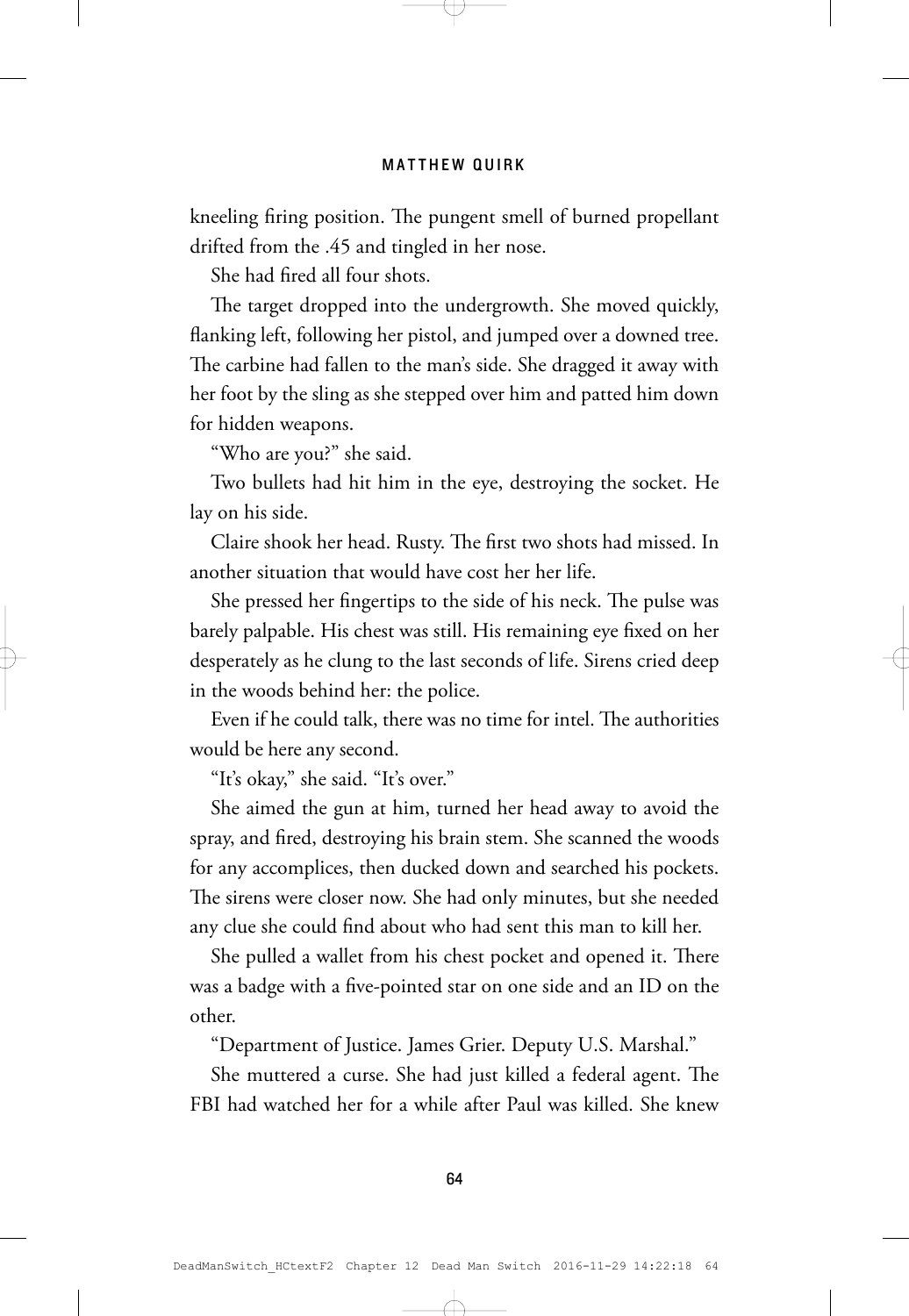kneeling firing position. The pungent smell of burned propellant drifted from the .45 and tingled in her nose.

She had fired all four shots.

The target dropped into the undergrowth. She moved quickly, flanking left, following her pistol, and jumped over a downed tree. The carbine had fallen to the man's side. She dragged it away with her foot by the sling as she stepped over him and patted him down for hidden weapons.

"Who are you?" she said.

Two bullets had hit him in the eye, destroying the socket. He lay on his side.

Claire shook her head. Rusty. The first two shots had missed. In another situation that would have cost her her life.

She pressed her fingertips to the side of his neck. The pulse was barely palpable. His chest was still. His remaining eye fixed on her desperately as he clung to the last seconds of life. Sirens cried deep in the woods behind her: the police.

Even if he could talk, there was no time for intel. The authorities would be here any second.

"It's okay," she said. "It's over."

She aimed the gun at him, turned her head away to avoid the spray, and fired, destroying his brain stem. She scanned the woods for any accomplices, then ducked down and searched his pockets. The sirens were closer now. She had only minutes, but she needed any clue she could find about who had sent this man to kill her.

She pulled a wallet from his chest pocket and opened it. There was a badge with a five-pointed star on one side and an ID on the other.

"Department of Justice. James Grier. Deputy U.S. Marshal."

She muttered a curse. She had just killed a federal agent. The FBI had watched her for a while after Paul was killed. She knew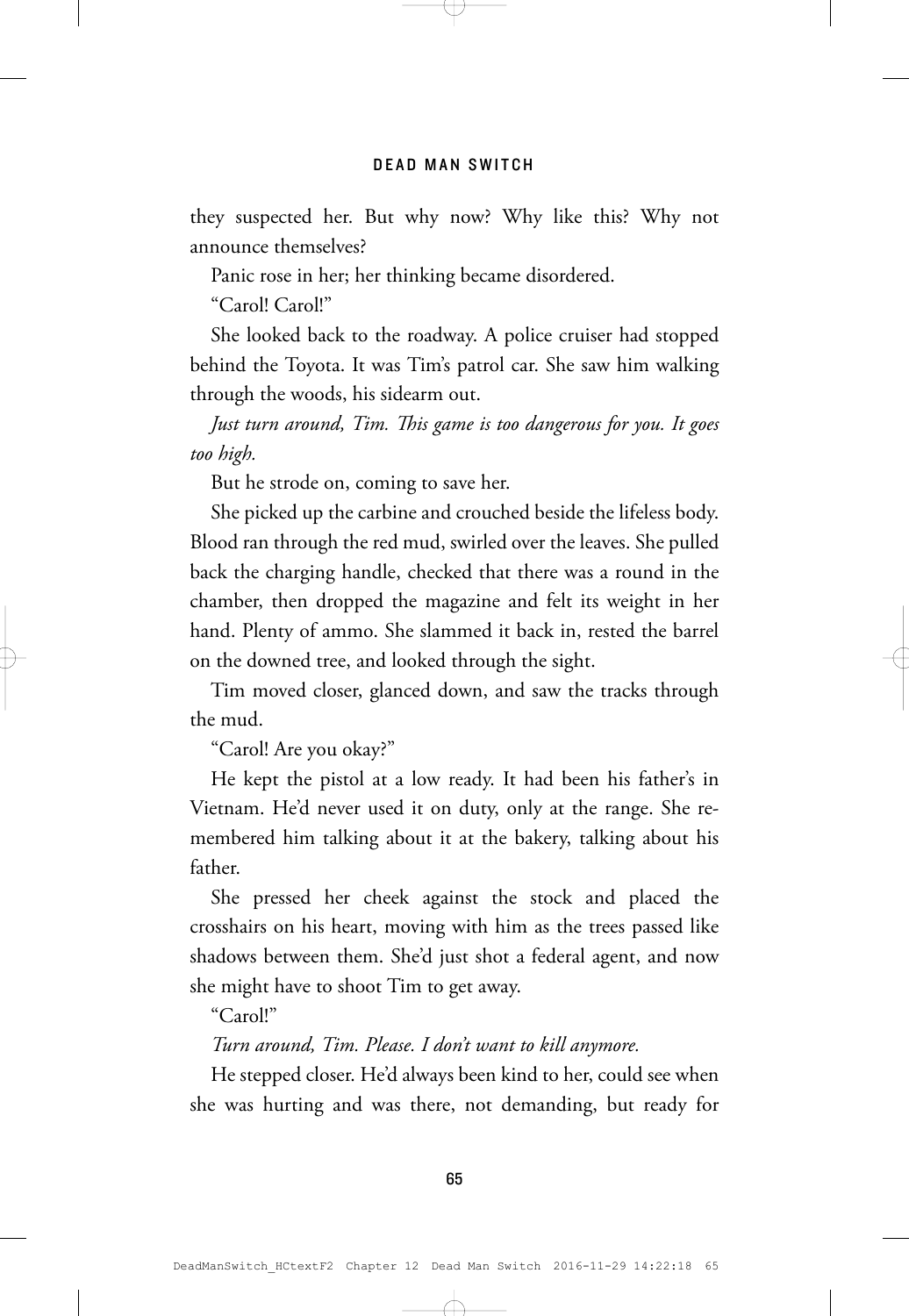they suspected her. But why now? Why like this? Why not announce themselves?

Panic rose in her; her thinking became disordered.

"Carol! Carol!"

She looked back to the roadway. A police cruiser had stopped behind the Toyota. It was Tim's patrol car. She saw him walking through the woods, his sidearm out.

*Just turn around, Tim. This game is too dangerous for you. It goes too high.*

But he strode on, coming to save her.

She picked up the carbine and crouched beside the lifeless body. Blood ran through the red mud, swirled over the leaves. She pulled back the charging handle, checked that there was a round in the chamber, then dropped the magazine and felt its weight in her hand. Plenty of ammo. She slammed it back in, rested the barrel on the downed tree, and looked through the sight.

Tim moved closer, glanced down, and saw the tracks through the mud.

"Carol! Are you okay?"

He kept the pistol at a low ready. It had been his father's in Vietnam. He'd never used it on duty, only at the range. She remembered him talking about it at the bakery, talking about his father.

She pressed her cheek against the stock and placed the crosshairs on his heart, moving with him as the trees passed like shadows between them. She'd just shot a federal agent, and now she might have to shoot Tim to get away.

"Carol!"

*Turn around, Tim. Please. I don't want to kill anymore.*

He stepped closer. He'd always been kind to her, could see when she was hurting and was there, not demanding, but ready for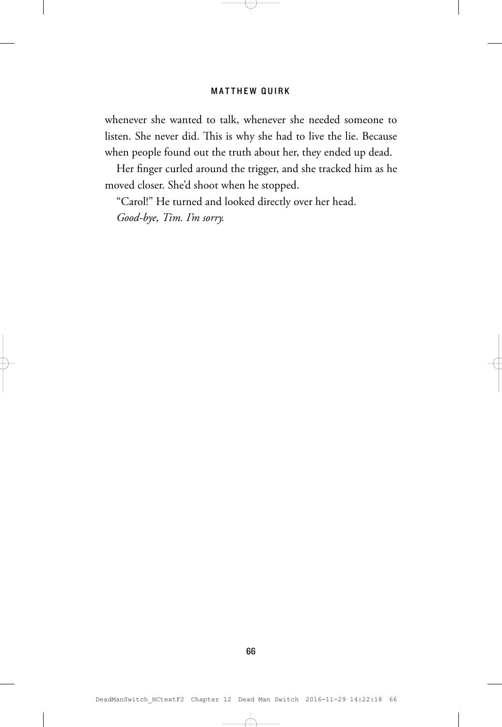whenever she wanted to talk, whenever she needed someone to listen. She never did. This is why she had to live the lie. Because when people found out the truth about her, they ended up dead.

Her finger curled around the trigger, and she tracked him as he moved closer. She'd shoot when he stopped.

"Carol!" He turned and looked directly over her head.

*Good-bye, Tim. I'm sorry.*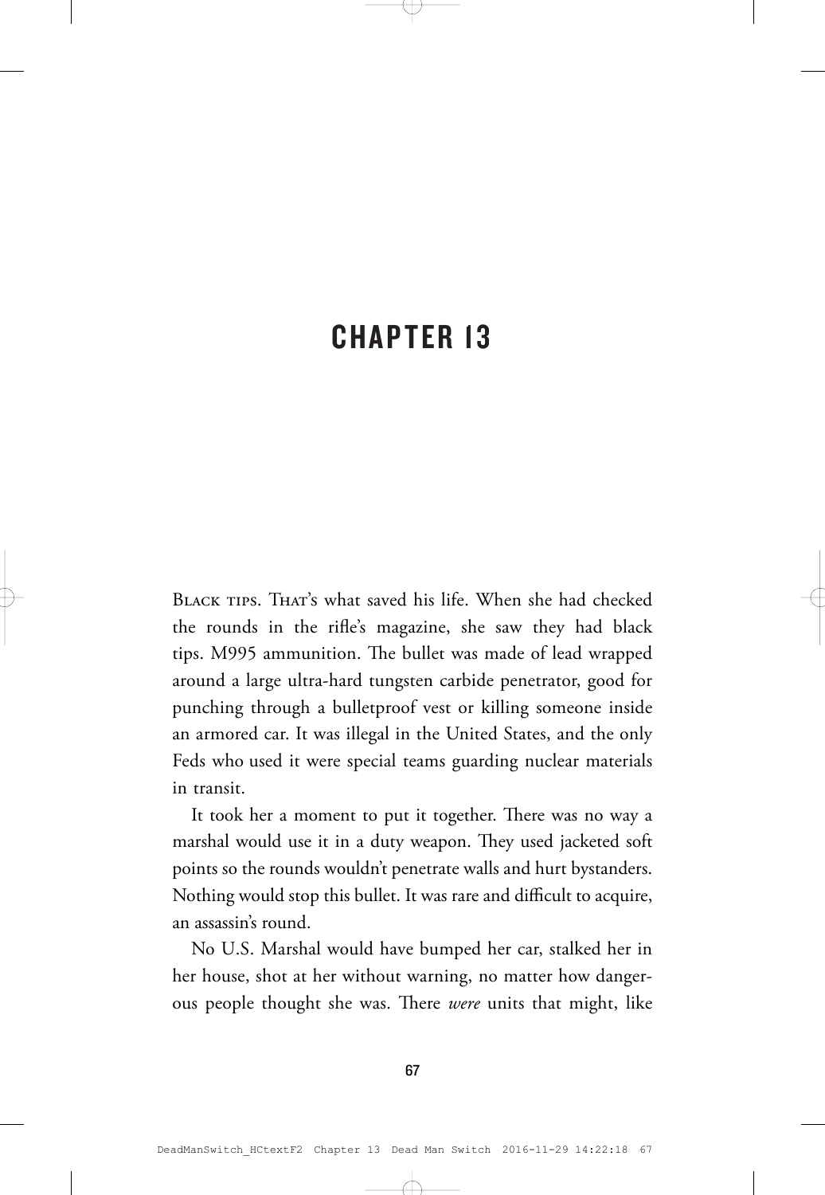# CHAPTER 13

Black tips. That's what saved his life. When she had checked the rounds in the rifle's magazine, she saw they had black tips. M995 ammunition. The bullet was made of lead wrapped around a large ultra-hard tungsten carbide penetrator, good for punching through a bulletproof vest or killing someone inside an armored car. It was illegal in the United States, and the only Feds who used it were special teams guarding nuclear materials in transit.

It took her a moment to put it together. There was no way a marshal would use it in a duty weapon. They used jacketed soft points so the rounds wouldn't penetrate walls and hurt bystanders. Nothing would stop this bullet. It was rare and difficult to acquire, an assassin's round.

No U.S. Marshal would have bumped her car, stalked her in her house, shot at her without warning, no matter how dangerous people thought she was. There *were* units that might, like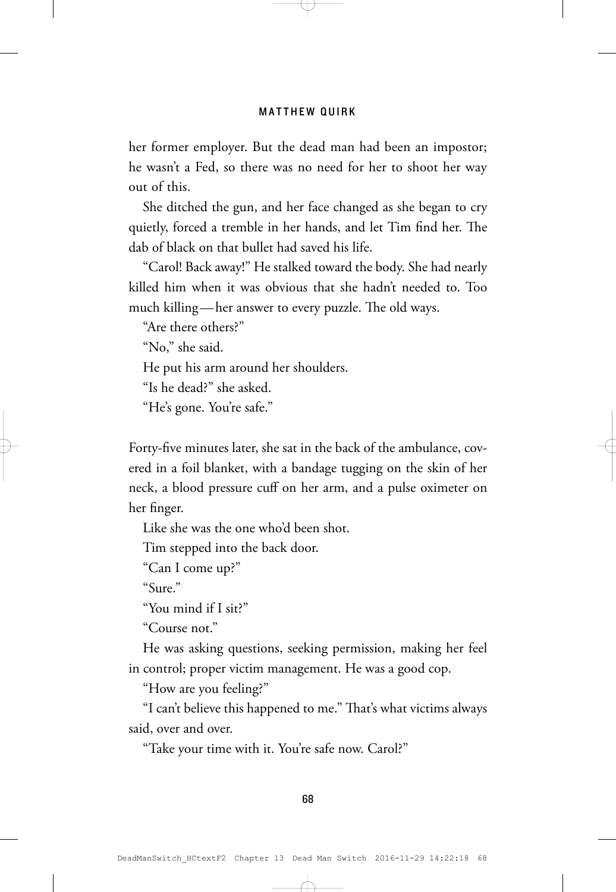her former employer. But the dead man had been an impostor; he wasn't a Fed, so there was no need for her to shoot her way out of this.

She ditched the gun, and her face changed as she began to cry quietly, forced a tremble in her hands, and let Tim find her. The dab of black on that bullet had saved his life.

"Carol! Back away!" He stalked toward the body. She had nearly killed him when it was obvious that she hadn't needed to. Too much killing—her answer to every puzzle. The old ways.

"Are there others?"

"No," she said.

He put his arm around her shoulders.

"Is he dead?" she asked.

"He's gone. You're safe."

Forty-five minutes later, she sat in the back of the ambulance, covered in a foil blanket, with a bandage tugging on the skin of her neck, a blood pressure cuff on her arm, and a pulse oximeter on her finger.

Like she was the one who'd been shot.

Tim stepped into the back door.

"Can I come up?"

"Sure."

"You mind if I sit?"

"Course not."

He was asking questions, seeking permission, making her feel in control; proper victim management. He was a good cop.

"How are you feeling?"

"I can't believe this happened to me." That's what victims always said, over and over.

"Take your time with it. You're safe now. Carol?"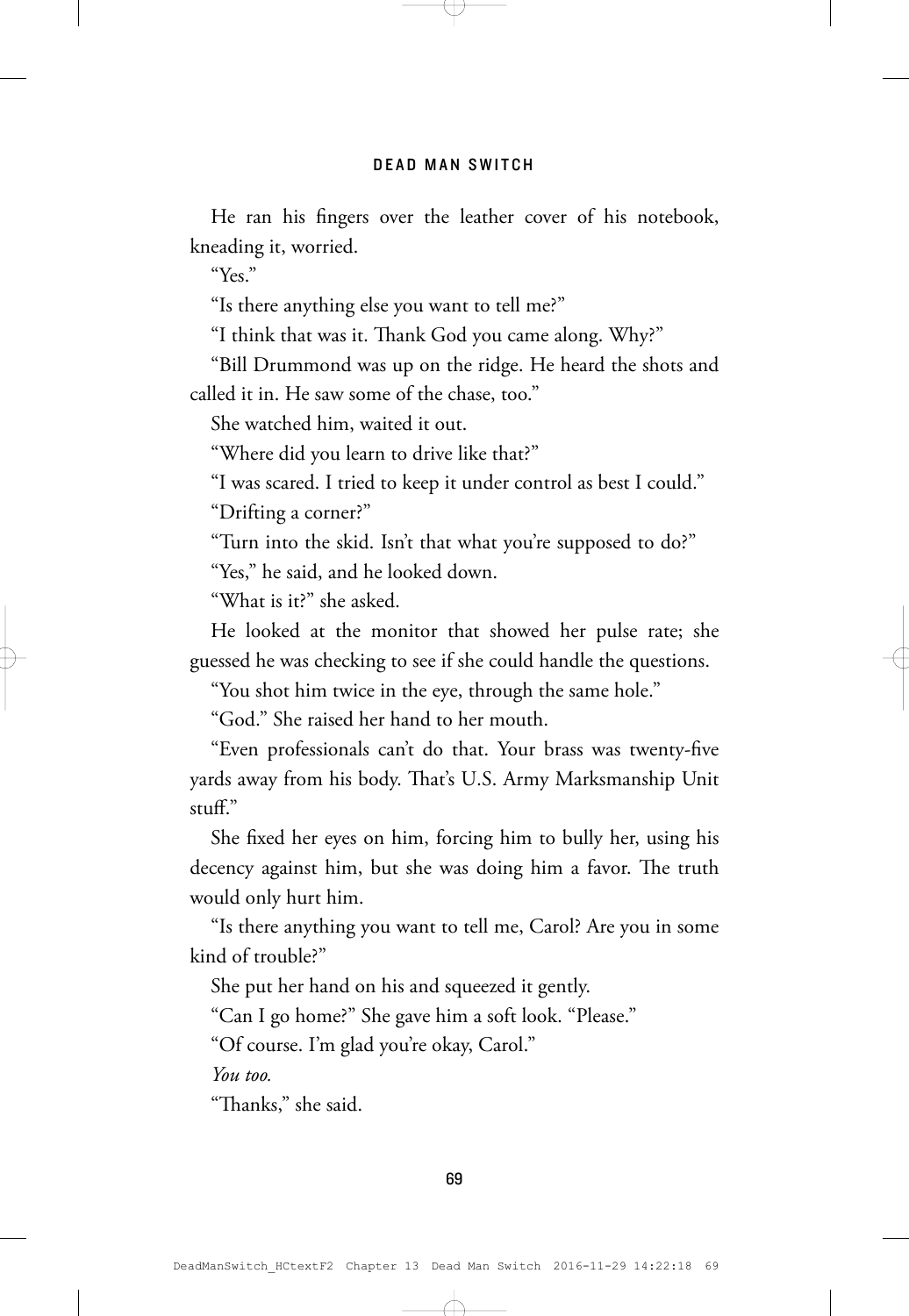He ran his fingers over the leather cover of his notebook, kneading it, worried.

"Yes."

"Is there anything else you want to tell me?"

"I think that was it. Thank God you came along. Why?"

"Bill Drummond was up on the ridge. He heard the shots and called it in. He saw some of the chase, too."

She watched him, waited it out.

"Where did you learn to drive like that?"

"I was scared. I tried to keep it under control as best I could."

"Drifting a corner?"

"Turn into the skid. Isn't that what you're supposed to do?"

"Yes," he said, and he looked down.

"What is it?" she asked.

He looked at the monitor that showed her pulse rate; she guessed he was checking to see if she could handle the questions.

"You shot him twice in the eye, through the same hole."

"God." She raised her hand to her mouth.

"Even professionals can't do that. Your brass was twenty-five yards away from his body. That's U.S. Army Marksmanship Unit stuff."

She fixed her eyes on him, forcing him to bully her, using his decency against him, but she was doing him a favor. The truth would only hurt him.

"Is there anything you want to tell me, Carol? Are you in some kind of trouble?"

She put her hand on his and squeezed it gently.

"Can I go home?" She gave him a soft look. "Please."

"Of course. I'm glad you're okay, Carol."

*You too.*

"Thanks," she said.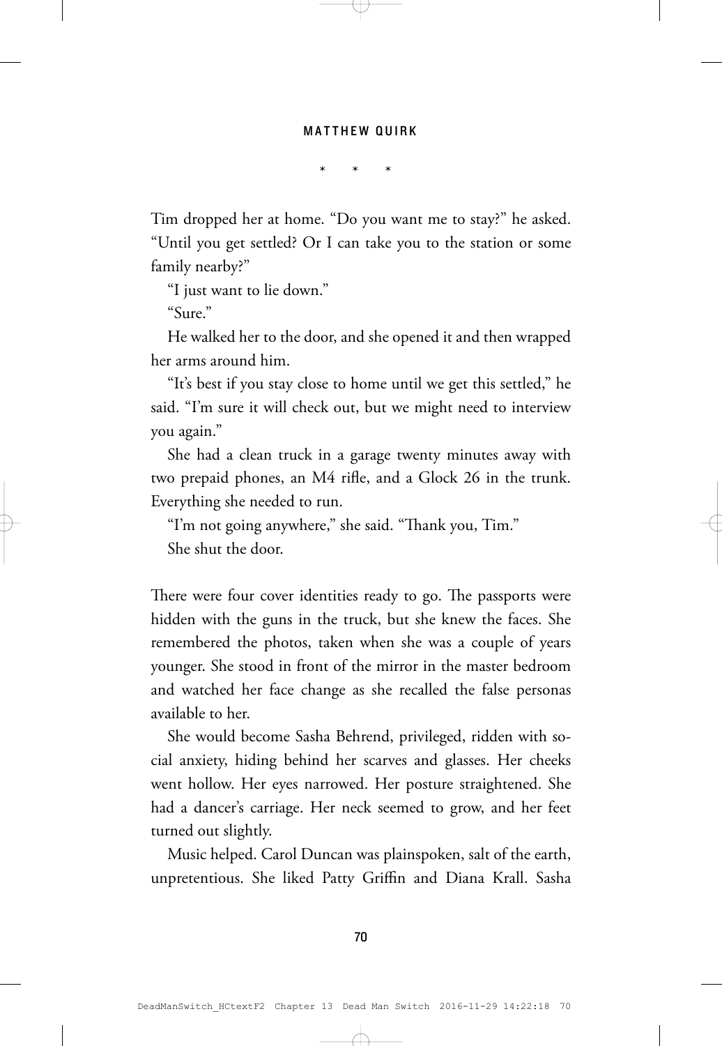\*   \*   \*

Tim dropped her at home. "Do you want me to stay?" he asked. "Until you get settled? Or I can take you to the station or some family nearby?"

"I just want to lie down."

"Sure."

He walked her to the door, and she opened it and then wrapped her arms around him.

"It's best if you stay close to home until we get this settled," he said. "I'm sure it will check out, but we might need to interview you again."

She had a clean truck in a garage twenty minutes away with two prepaid phones, an M4 rifle, and a Glock 26 in the trunk. Everything she needed to run.

"I'm not going anywhere," she said. "Thank you, Tim."

She shut the door.

There were four cover identities ready to go. The passports were hidden with the guns in the truck, but she knew the faces. She remembered the photos, taken when she was a couple of years younger. She stood in front of the mirror in the master bedroom and watched her face change as she recalled the false personas available to her.

She would become Sasha Behrend, privileged, ridden with social anxiety, hiding behind her scarves and glasses. Her cheeks went hollow. Her eyes narrowed. Her posture straightened. She had a dancer's carriage. Her neck seemed to grow, and her feet turned out slightly.

Music helped. Carol Duncan was plainspoken, salt of the earth, unpretentious. She liked Patty Griffin and Diana Krall. Sasha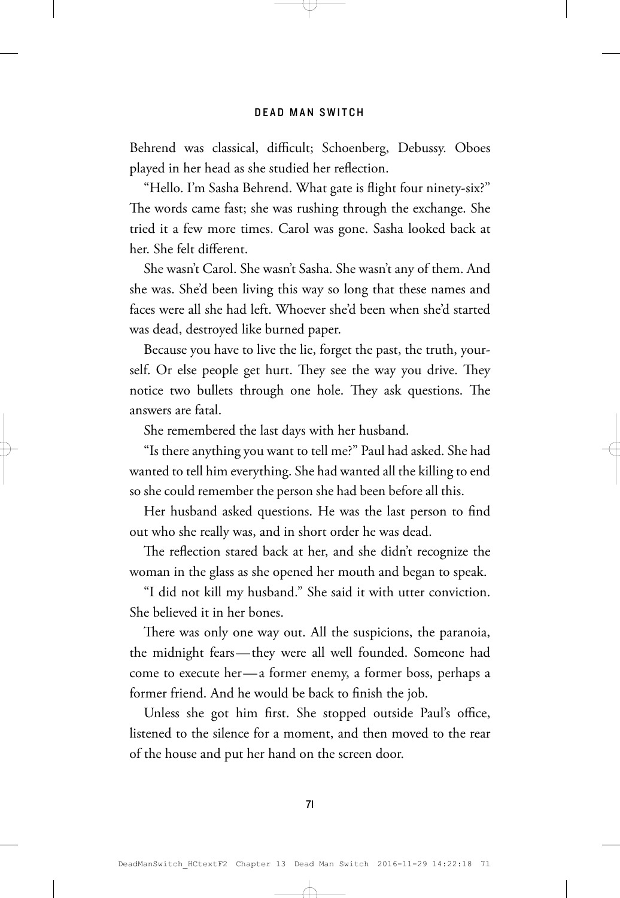Behrend was classical, difficult; Schoenberg, Debussy. Oboes played in her head as she studied her reflection.

"Hello. I'm Sasha Behrend. What gate is flight four ninety-six?" The words came fast; she was rushing through the exchange. She tried it a few more times. Carol was gone. Sasha looked back at her. She felt different.

She wasn't Carol. She wasn't Sasha. She wasn't any of them. And she was. She'd been living this way so long that these names and faces were all she had left. Whoever she'd been when she'd started was dead, destroyed like burned paper.

Because you have to live the lie, forget the past, the truth, yourself. Or else people get hurt. They see the way you drive. They notice two bullets through one hole. They ask questions. The answers are fatal.

She remembered the last days with her husband.

"Is there anything you want to tell me?" Paul had asked. She had wanted to tell him everything. She had wanted all the killing to end so she could remember the person she had been before all this.

Her husband asked questions. He was the last person to find out who she really was, and in short order he was dead.

The reflection stared back at her, and she didn't recognize the woman in the glass as she opened her mouth and began to speak.

"I did not kill my husband." She said it with utter conviction. She believed it in her bones.

There was only one way out. All the suspicions, the paranoia, the midnight fears—they were all well founded. Someone had come to execute her—a former enemy, a former boss, perhaps a former friend. And he would be back to finish the job.

Unless she got him first. She stopped outside Paul's office, listened to the silence for a moment, and then moved to the rear of the house and put her hand on the screen door.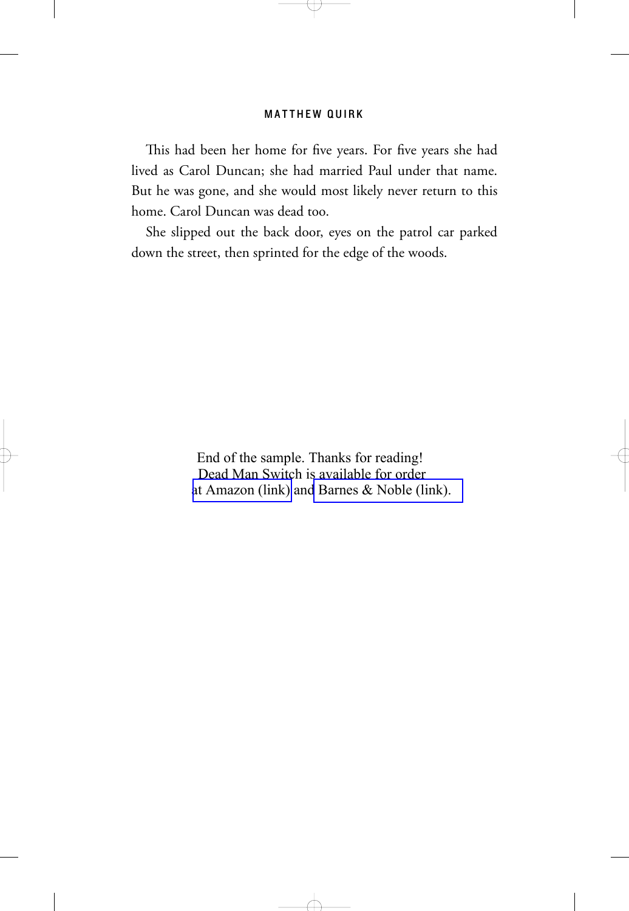This had been her home for five years. For five years she had lived as Carol Duncan; she had married Paul under that name. But he was gone, and she would most likely never return to this home. Carol Duncan was dead too.

She slipped out the back door, eyes on the patrol car parked down the street, then sprinted for the edge of the woods.

End of the sample. Thanks for reading!
Dead Man Switch is available for order
at Amazon (link) and Barnes & Noble (link).